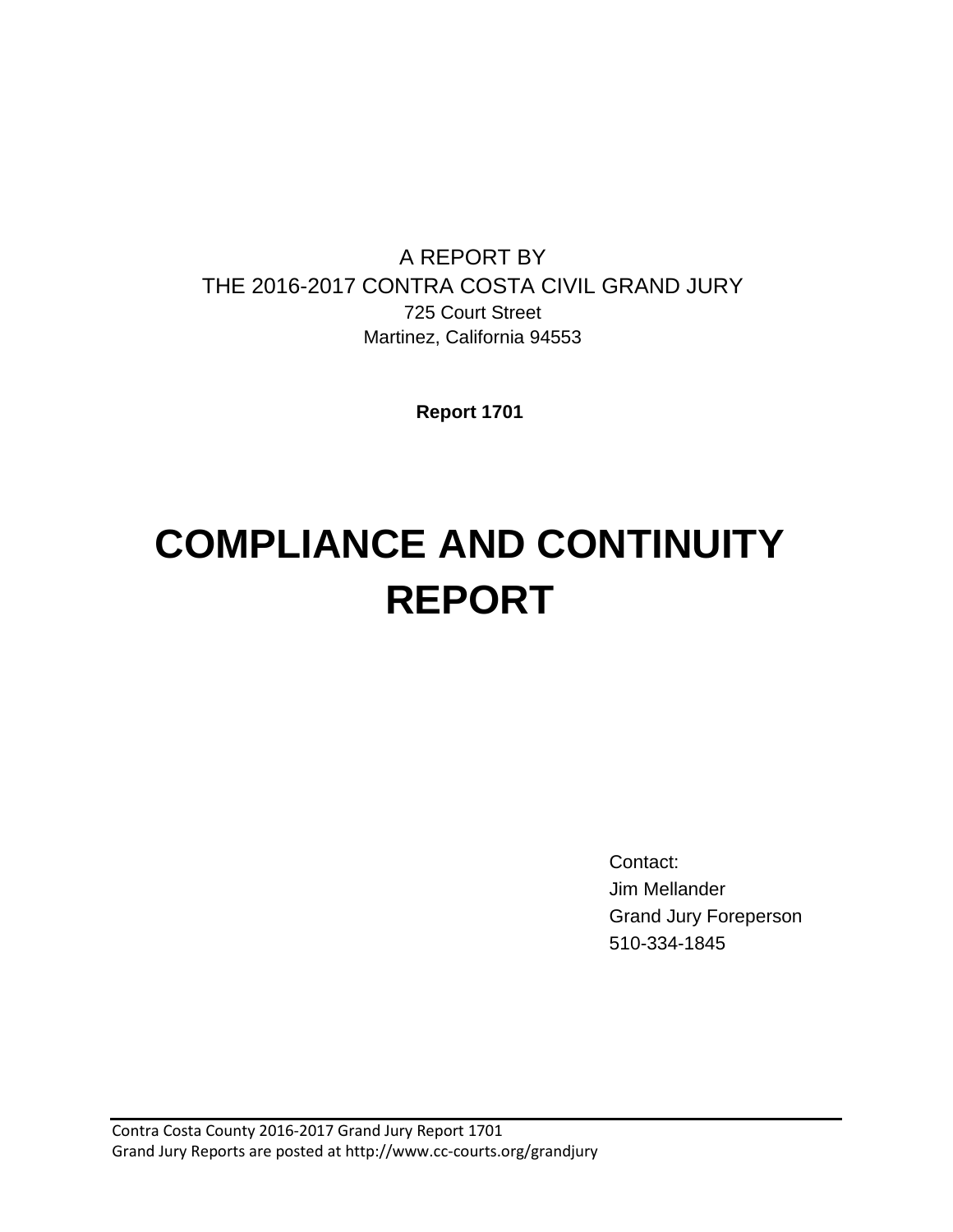A REPORT BY
THE 2016-2017 CONTRA COSTA CIVIL GRAND JURY
725 Court Street
Martinez, California 94553

**Report 1701**

# COMPLIANCE AND CONTINUITY REPORT

Contact:
Jim Mellander
Grand Jury Foreperson
510-334-1845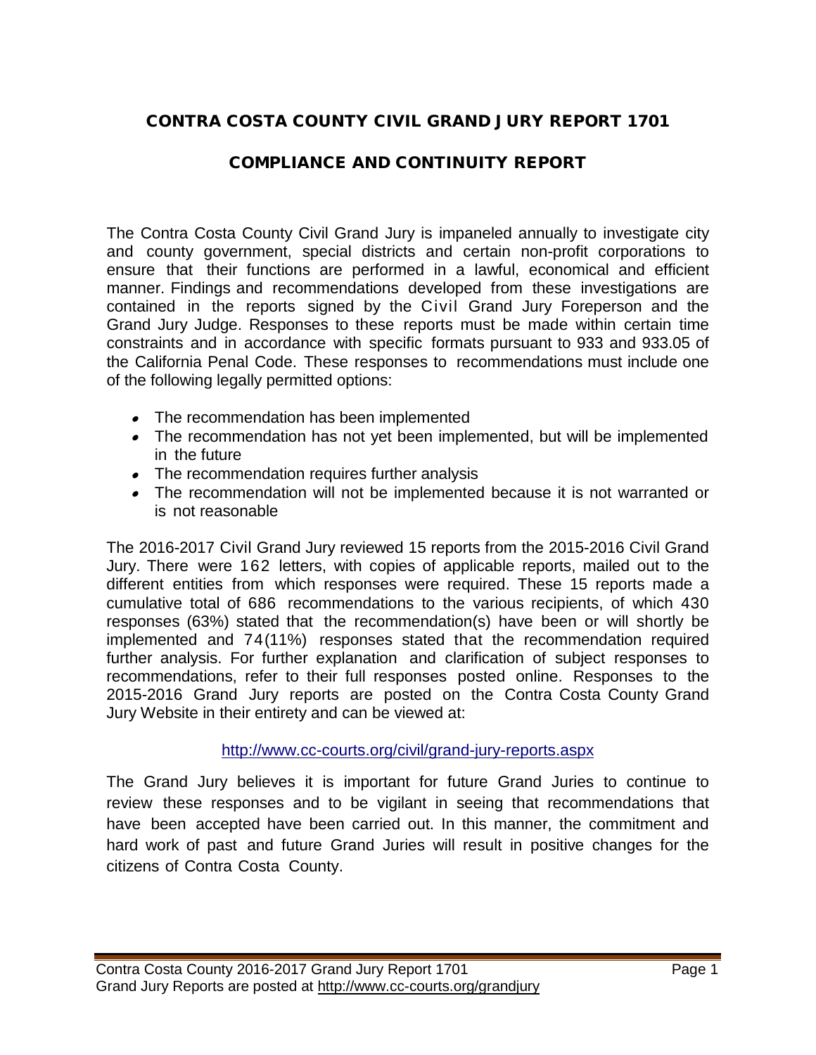# CONTRA COSTA COUNTY CIVIL GRAND JURY REPORT 1701

## COMPLIANCE AND CONTINUITY REPORT

The Contra Costa County Civil Grand Jury is impaneled annually to investigate city and county government, special districts and certain non-profit corporations to ensure that their functions are performed in a lawful, economical and efficient manner. Findings and recommendations developed from these investigations are contained in the reports signed by the Civil Grand Jury Foreperson and the Grand Jury Judge. Responses to these reports must be made within certain time constraints and in accordance with specific formats pursuant to 933 and 933.05 of the California Penal Code. These responses to recommendations must include one of the following legally permitted options:

- The recommendation has been implemented
- The recommendation has not yet been implemented, but will be implemented in the future
- The recommendation requires further analysis
- The recommendation will not be implemented because it is not warranted or is not reasonable

The 2016-2017 Civil Grand Jury reviewed 15 reports from the 2015-2016 Civil Grand Jury. There were 162 letters, with copies of applicable reports, mailed out to the different entities from which responses were required. These 15 reports made a cumulative total of 686 recommendations to the various recipients, of which 430 responses (63%) stated that the recommendation(s) have been or will shortly be implemented and 74(11%) responses stated that the recommendation required further analysis. For further explanation and clarification of subject responses to recommendations, refer to their full responses posted online. Responses to the 2015-2016 Grand Jury reports are posted on the Contra Costa County Grand Jury Website in their entirety and can be viewed at:

http://www.cc-courts.org/civil/grand-jury-reports.aspx

The Grand Jury believes it is important for future Grand Juries to continue to review these responses and to be vigilant in seeing that recommendations that have been accepted have been carried out. In this manner, the commitment and hard work of past and future Grand Juries will result in positive changes for the citizens of Contra Costa County.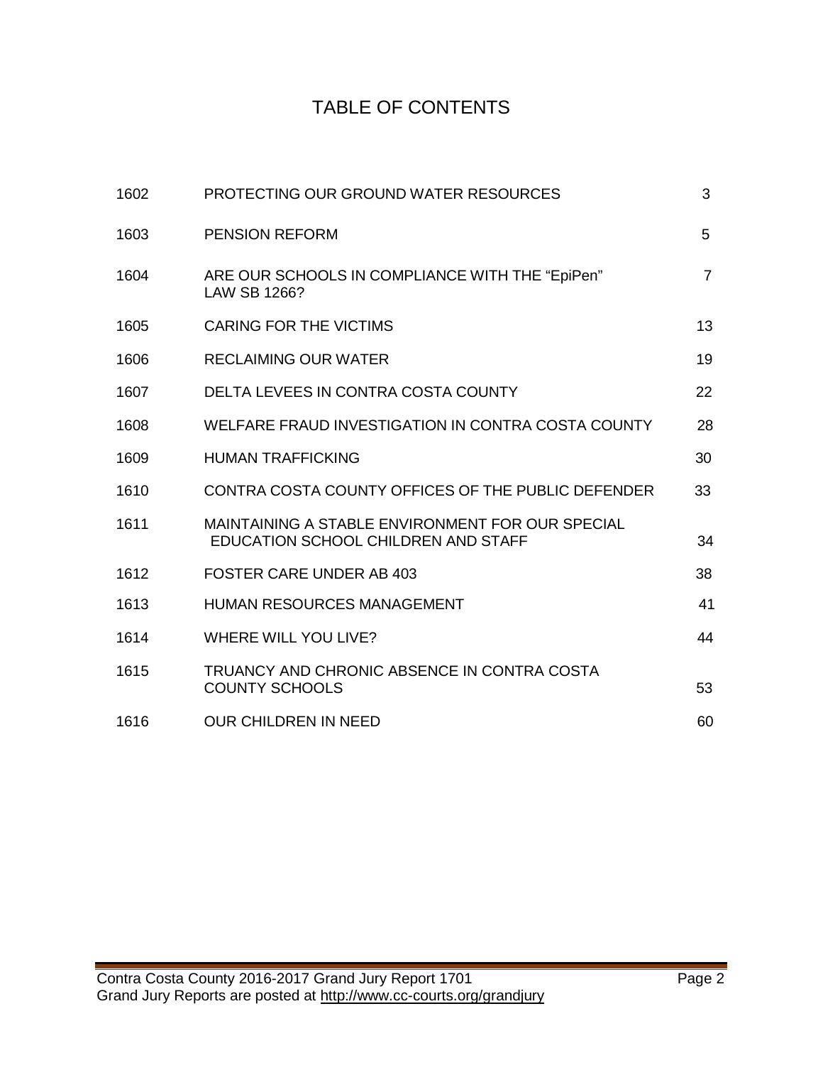# TABLE OF CONTENTS

| | | |
|---|---|---|
| 1602 | PROTECTING OUR GROUND WATER RESOURCES | 3 |
| 1603 | PENSION REFORM | 5 |
| 1604 | ARE OUR SCHOOLS IN COMPLIANCE WITH THE “EpiPen” LAW SB 1266? | 7 |
| 1605 | CARING FOR THE VICTIMS | 13 |
| 1606 | RECLAIMING OUR WATER | 19 |
| 1607 | DELTA LEVEES IN CONTRA COSTA COUNTY | 22 |
| 1608 | WELFARE FRAUD INVESTIGATION IN CONTRA COSTA COUNTY | 28 |
| 1609 | HUMAN TRAFFICKING | 30 |
| 1610 | CONTRA COSTA COUNTY OFFICES OF THE PUBLIC DEFENDER | 33 |
| 1611 | MAINTAINING A STABLE ENVIRONMENT FOR OUR SPECIAL EDUCATION SCHOOL CHILDREN AND STAFF | 34 |
| 1612 | FOSTER CARE UNDER AB 403 | 38 |
| 1613 | HUMAN RESOURCES MANAGEMENT | 41 |
| 1614 | WHERE WILL YOU LIVE? | 44 |
| 1615 | TRUANCY AND CHRONIC ABSENCE IN CONTRA COSTA COUNTY SCHOOLS | 53 |
| 1616 | OUR CHILDREN IN NEED | 60 |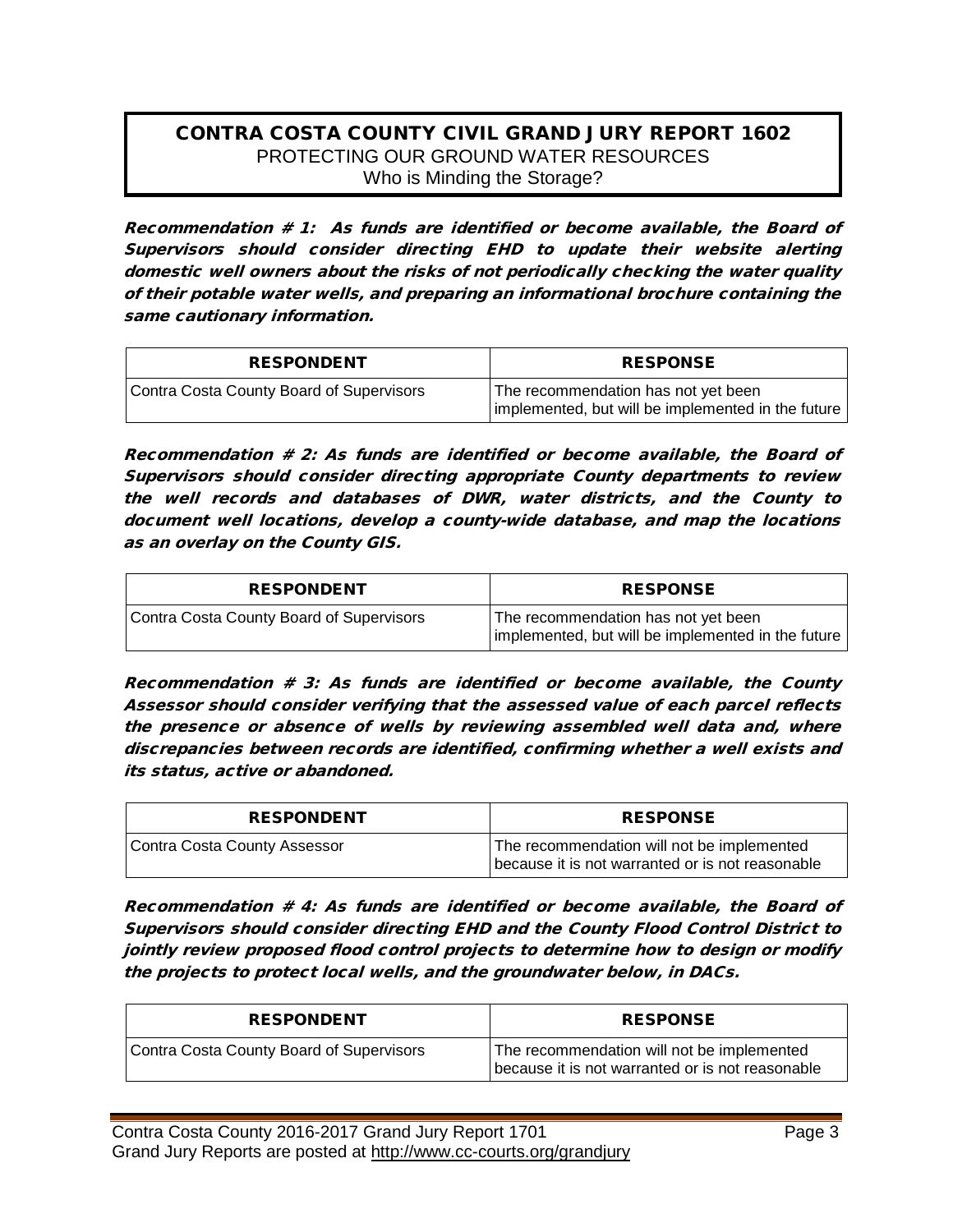## CONTRA COSTA COUNTY CIVIL GRAND JURY REPORT 1602

PROTECTING OUR GROUND WATER RESOURCES
Who is Minding the Storage?

***Recommendation # 1: As funds are identified or become available, the Board of Supervisors should consider directing EHD to update their website alerting domestic well owners about the risks of not periodically checking the water quality of their potable water wells, and preparing an informational brochure containing the same cautionary information.***

| RESPONDENT | RESPONSE |
|---|---|
| Contra Costa County Board of Supervisors | The recommendation has not yet been implemented, but will be implemented in the future |

***Recommendation # 2: As funds are identified or become available, the Board of Supervisors should consider directing appropriate County departments to review the well records and databases of DWR, water districts, and the County to document well locations, develop a county-wide database, and map the locations as an overlay on the County GIS.***

| RESPONDENT | RESPONSE |
|---|---|
| Contra Costa County Board of Supervisors | The recommendation has not yet been implemented, but will be implemented in the future |

***Recommendation # 3: As funds are identified or become available, the County Assessor should consider verifying that the assessed value of each parcel reflects the presence or absence of wells by reviewing assembled well data and, where discrepancies between records are identified, confirming whether a well exists and its status, active or abandoned.***

| RESPONDENT | RESPONSE |
|---|---|
| Contra Costa County Assessor | The recommendation will not be implemented because it is not warranted or is not reasonable |

***Recommendation # 4: As funds are identified or become available, the Board of Supervisors should consider directing EHD and the County Flood Control District to jointly review proposed flood control projects to determine how to design or modify the projects to protect local wells, and the groundwater below, in DACs.***

| RESPONDENT | RESPONSE |
|---|---|
| Contra Costa County Board of Supervisors | The recommendation will not be implemented because it is not warranted or is not reasonable |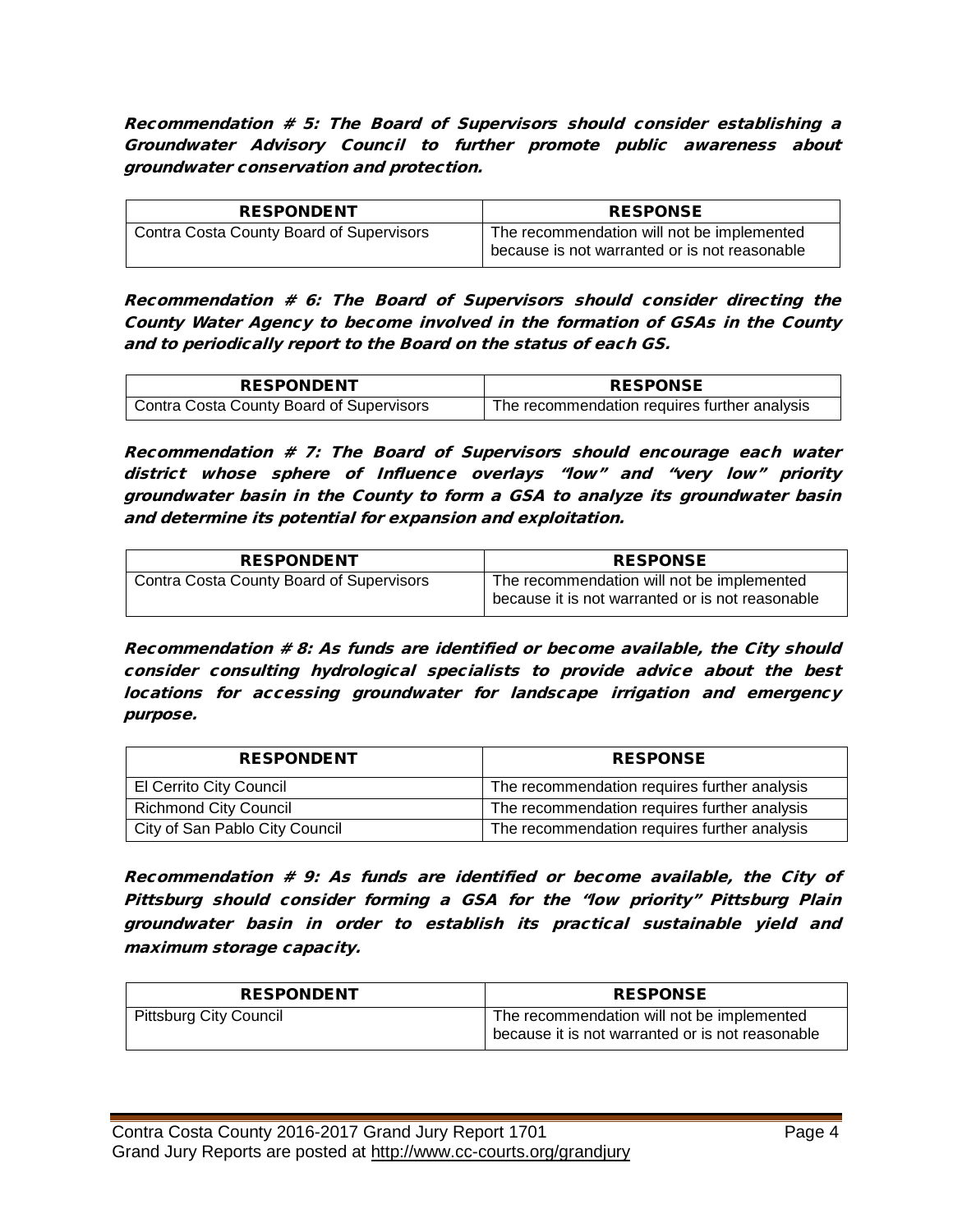***Recommendation # 5: The Board of Supervisors should consider establishing a Groundwater Advisory Council to further promote public awareness about groundwater conservation and protection.***

| RESPONDENT | RESPONSE |
|---|---|
| Contra Costa County Board of Supervisors | The recommendation will not be implemented because is not warranted or is not reasonable |

***Recommendation # 6: The Board of Supervisors should consider directing the County Water Agency to become involved in the formation of GSAs in the County and to periodically report to the Board on the status of each GS.***

| RESPONDENT | RESPONSE |
|---|---|
| Contra Costa County Board of Supervisors | The recommendation requires further analysis |

***Recommendation # 7: The Board of Supervisors should encourage each water district whose sphere of Influence overlays "low" and "very low" priority groundwater basin in the County to form a GSA to analyze its groundwater basin and determine its potential for expansion and exploitation.***

| RESPONDENT | RESPONSE |
|---|---|
| Contra Costa County Board of Supervisors | The recommendation will not be implemented because it is not warranted or is not reasonable |

***Recommendation # 8: As funds are identified or become available, the City should consider consulting hydrological specialists to provide advice about the best locations for accessing groundwater for landscape irrigation and emergency purpose.***

| RESPONDENT | RESPONSE |
|---|---|
| El Cerrito City Council | The recommendation requires further analysis |
| Richmond City Council | The recommendation requires further analysis |
| City of San Pablo City Council | The recommendation requires further analysis |

***Recommendation # 9: As funds are identified or become available, the City of Pittsburg should consider forming a GSA for the "low priority" Pittsburg Plain groundwater basin in order to establish its practical sustainable yield and maximum storage capacity.***

| RESPONDENT | RESPONSE |
|---|---|
| Pittsburg City Council | The recommendation will not be implemented because it is not warranted or is not reasonable |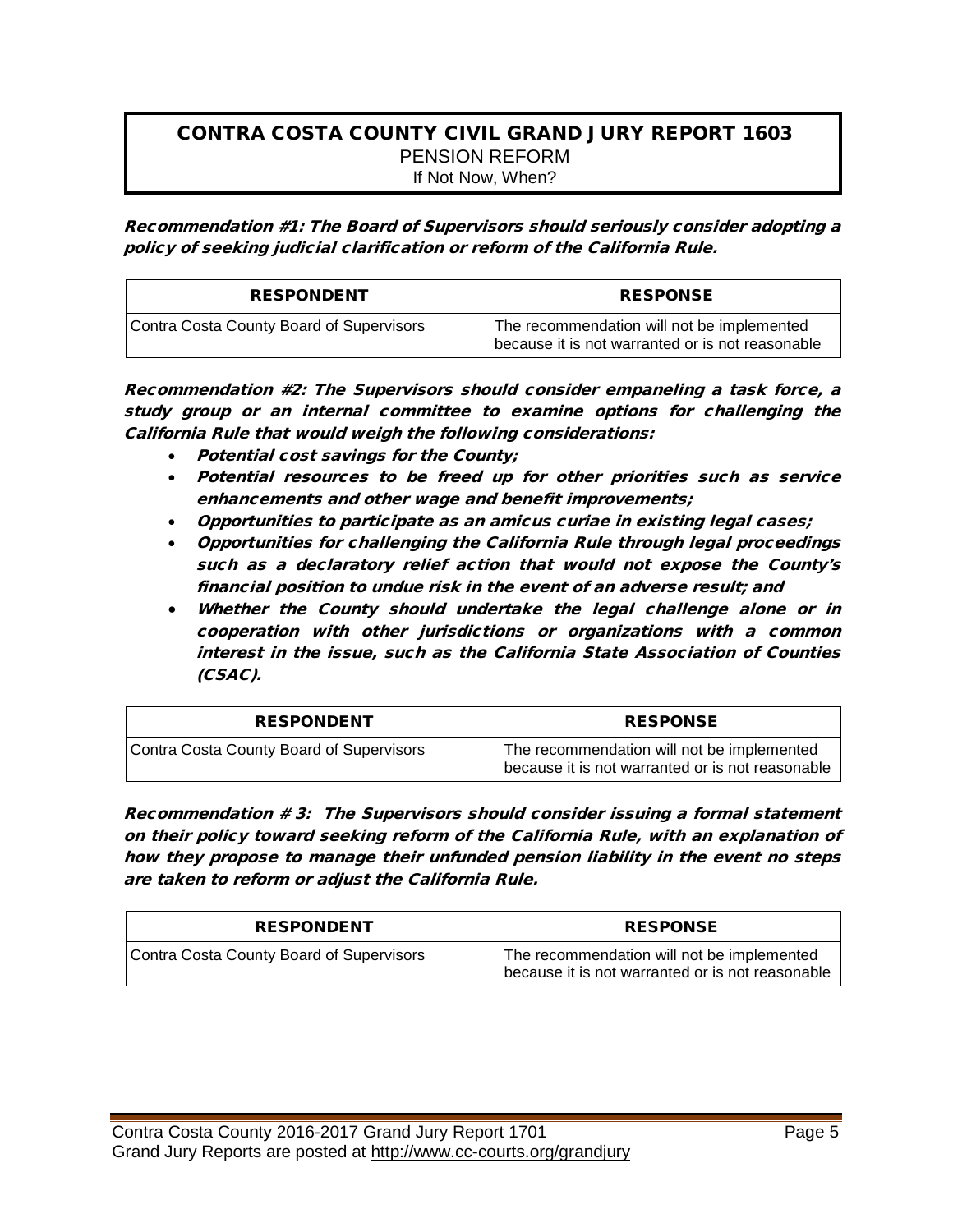# CONTRA COSTA COUNTY CIVIL GRAND JURY REPORT 1603

PENSION REFORM

If Not Now, When?

***Recommendation #1: The Board of Supervisors should seriously consider adopting a policy of seeking judicial clarification or reform of the California Rule.***

| RESPONDENT | RESPONSE |
| --- | --- |
| Contra Costa County Board of Supervisors | The recommendation will not be implemented because it is not warranted or is not reasonable |

***Recommendation #2: The Supervisors should consider empaneling a task force, a study group or an internal committee to examine options for challenging the California Rule that would weigh the following considerations:***

- ***Potential cost savings for the County;***
- ***Potential resources to be freed up for other priorities such as service enhancements and other wage and benefit improvements;***
- ***Opportunities to participate as an amicus curiae in existing legal cases;***
- ***Opportunities for challenging the California Rule through legal proceedings such as a declaratory relief action that would not expose the County's financial position to undue risk in the event of an adverse result; and***
- ***Whether the County should undertake the legal challenge alone or in cooperation with other jurisdictions or organizations with a common interest in the issue, such as the California State Association of Counties (CSAC).***

| RESPONDENT | RESPONSE |
| --- | --- |
| Contra Costa County Board of Supervisors | The recommendation will not be implemented because it is not warranted or is not reasonable |

***Recommendation # 3: The Supervisors should consider issuing a formal statement on their policy toward seeking reform of the California Rule, with an explanation of how they propose to manage their unfunded pension liability in the event no steps are taken to reform or adjust the California Rule.***

| RESPONDENT | RESPONSE |
| --- | --- |
| Contra Costa County Board of Supervisors | The recommendation will not be implemented because it is not warranted or is not reasonable |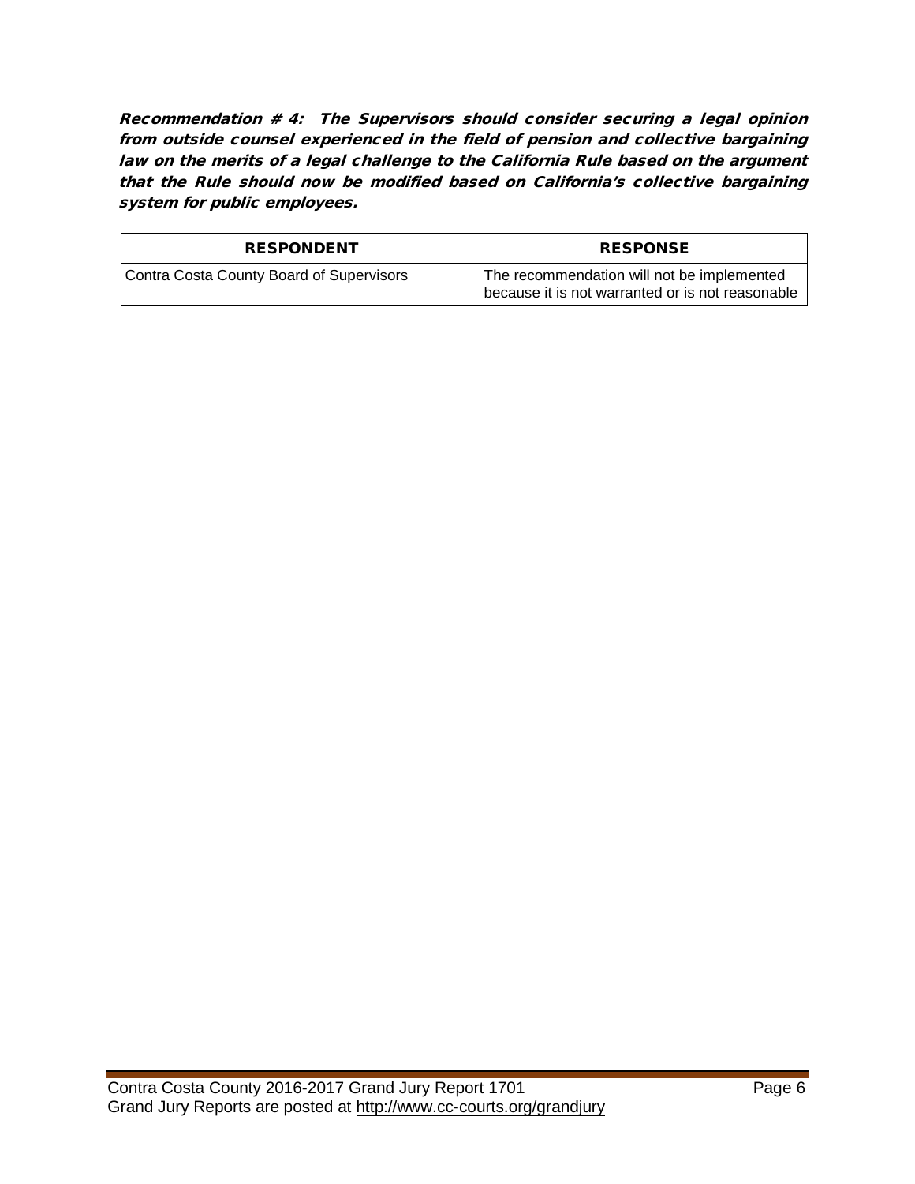***Recommendation # 4: The Supervisors should consider securing a legal opinion from outside counsel experienced in the field of pension and collective bargaining law on the merits of a legal challenge to the California Rule based on the argument that the Rule should now be modified based on California's collective bargaining system for public employees.***

| RESPONDENT | RESPONSE |
|---|---|
| Contra Costa County Board of Supervisors | The recommendation will not be implemented because it is not warranted or is not reasonable |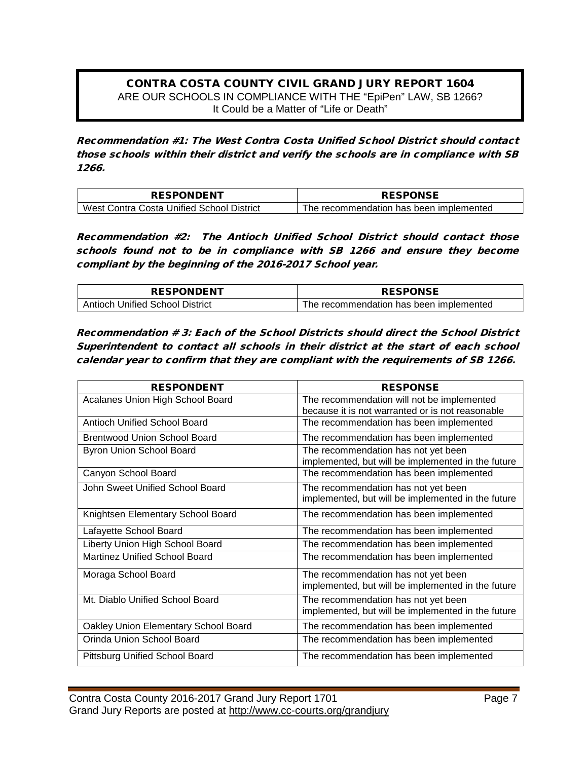**CONTRA COSTA COUNTY CIVIL GRAND JURY REPORT 1604**
ARE OUR SCHOOLS IN COMPLIANCE WITH THE "EpiPen" LAW, SB 1266?
It Could be a Matter of "Life or Death"

***Recommendation #1: The West Contra Costa Unified School District should contact those schools within their district and verify the schools are in compliance with SB 1266.***

| RESPONDENT | RESPONSE |
|---|---|
| West Contra Costa Unified School District | The recommendation has been implemented |

***Recommendation #2: The Antioch Unified School District should contact those schools found not to be in compliance with SB 1266 and ensure they become compliant by the beginning of the 2016-2017 School year.***

| RESPONDENT | RESPONSE |
|---|---|
| Antioch Unified School District | The recommendation has been implemented |

***Recommendation # 3: Each of the School Districts should direct the School District Superintendent to contact all schools in their district at the start of each school calendar year to confirm that they are compliant with the requirements of SB 1266.***

| RESPONDENT | RESPONSE |
|---|---|
| Acalanes Union High School Board | The recommendation will not be implemented because it is not warranted or is not reasonable |
| Antioch Unified School Board | The recommendation has been implemented |
| Brentwood Union School Board | The recommendation has been implemented |
| Byron Union School Board | The recommendation has not yet been implemented, but will be implemented in the future |
| Canyon School Board | The recommendation has been implemented |
| John Sweet Unified School Board | The recommendation has not yet been implemented, but will be implemented in the future |
| Knightsen Elementary School Board | The recommendation has been implemented |
| Lafayette School Board | The recommendation has been implemented |
| Liberty Union High School Board | The recommendation has been implemented |
| Martinez Unified School Board | The recommendation has been implemented |
| Moraga School Board | The recommendation has not yet been implemented, but will be implemented in the future |
| Mt. Diablo Unified School Board | The recommendation has not yet been implemented, but will be implemented in the future |
| Oakley Union Elementary School Board | The recommendation has been implemented |
| Orinda Union School Board | The recommendation has been implemented |
| Pittsburg Unified School Board | The recommendation has been implemented |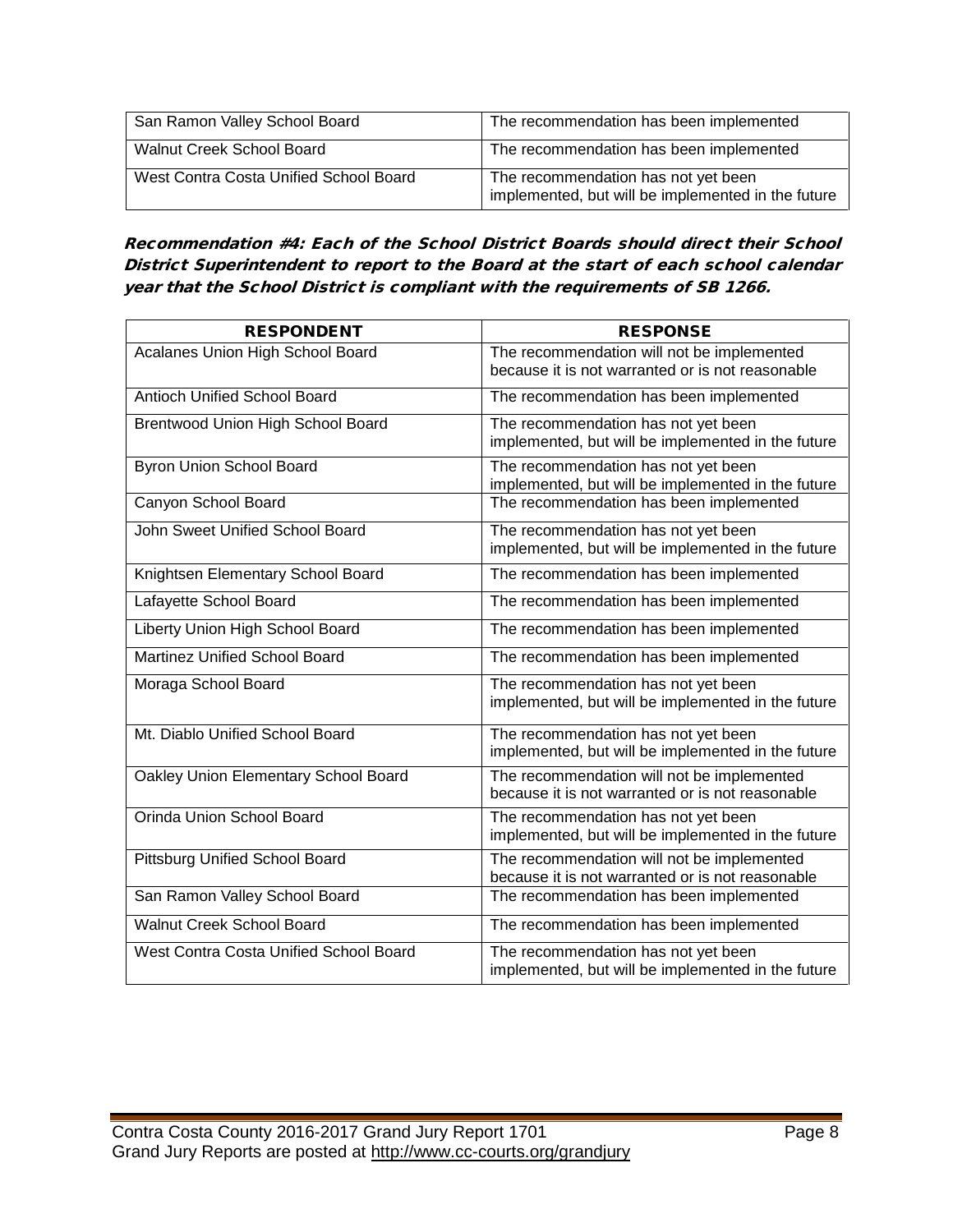| | |
|---|---|
| San Ramon Valley School Board | The recommendation has been implemented |
| Walnut Creek School Board | The recommendation has been implemented |
| West Contra Costa Unified School Board | The recommendation has not yet been implemented, but will be implemented in the future |

***Recommendation #4: Each of the School District Boards should direct their School District Superintendent to report to the Board at the start of each school calendar year that the School District is compliant with the requirements of SB 1266.***

| RESPONDENT | RESPONSE |
|---|---|
| Acalanes Union High School Board | The recommendation will not be implemented because it is not warranted or is not reasonable |
| Antioch Unified School Board | The recommendation has been implemented |
| Brentwood Union High School Board | The recommendation has not yet been implemented, but will be implemented in the future |
| Byron Union School Board | The recommendation has not yet been implemented, but will be implemented in the future |
| Canyon School Board | The recommendation has been implemented |
| John Sweet Unified School Board | The recommendation has not yet been implemented, but will be implemented in the future |
| Knightsen Elementary School Board | The recommendation has been implemented |
| Lafayette School Board | The recommendation has been implemented |
| Liberty Union High School Board | The recommendation has been implemented |
| Martinez Unified School Board | The recommendation has been implemented |
| Moraga School Board | The recommendation has not yet been implemented, but will be implemented in the future |
| Mt. Diablo Unified School Board | The recommendation has not yet been implemented, but will be implemented in the future |
| Oakley Union Elementary School Board | The recommendation will not be implemented because it is not warranted or is not reasonable |
| Orinda Union School Board | The recommendation has not yet been implemented, but will be implemented in the future |
| Pittsburg Unified School Board | The recommendation will not be implemented because it is not warranted or is not reasonable |
| San Ramon Valley School Board | The recommendation has been implemented |
| Walnut Creek School Board | The recommendation has been implemented |
| West Contra Costa Unified School Board | The recommendation has not yet been implemented, but will be implemented in the future |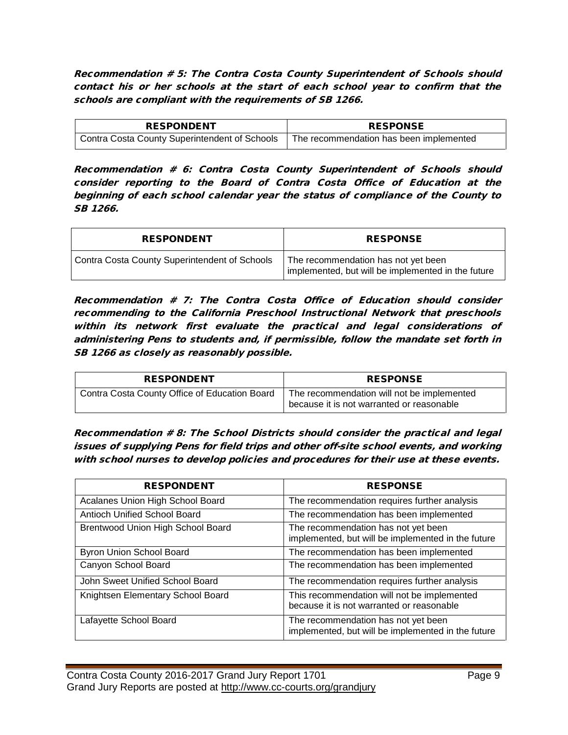***Recommendation # 5: The Contra Costa County Superintendent of Schools should contact his or her schools at the start of each school year to confirm that the schools are compliant with the requirements of SB 1266.***

| RESPONDENT | RESPONSE |
|---|---|
| Contra Costa County Superintendent of Schools | The recommendation has been implemented |

***Recommendation # 6: Contra Costa County Superintendent of Schools should consider reporting to the Board of Contra Costa Office of Education at the beginning of each school calendar year the status of compliance of the County to SB 1266.***

| RESPONDENT | RESPONSE |
|---|---|
| Contra Costa County Superintendent of Schools | The recommendation has not yet been implemented, but will be implemented in the future |

***Recommendation # 7: The Contra Costa Office of Education should consider recommending to the California Preschool Instructional Network that preschools within its network first evaluate the practical and legal considerations of administering Pens to students and, if permissible, follow the mandate set forth in SB 1266 as closely as reasonably possible.***

| RESPONDENT | RESPONSE |
|---|---|
| Contra Costa County Office of Education Board | The recommendation will not be implemented because it is not warranted or reasonable |

***Recommendation # 8: The School Districts should consider the practical and legal issues of supplying Pens for field trips and other off-site school events, and working with school nurses to develop policies and procedures for their use at these events.***

| RESPONDENT | RESPONSE |
|---|---|
| Acalanes Union High School Board | The recommendation requires further analysis |
| Antioch Unified School Board | The recommendation has been implemented |
| Brentwood Union High School Board | The recommendation has not yet been implemented, but will be implemented in the future |
| Byron Union School Board | The recommendation has been implemented |
| Canyon School Board | The recommendation has been implemented |
| John Sweet Unified School Board | The recommendation requires further analysis |
| Knightsen Elementary School Board | This recommendation will not be implemented because it is not warranted or reasonable |
| Lafayette School Board | The recommendation has not yet been implemented, but will be implemented in the future |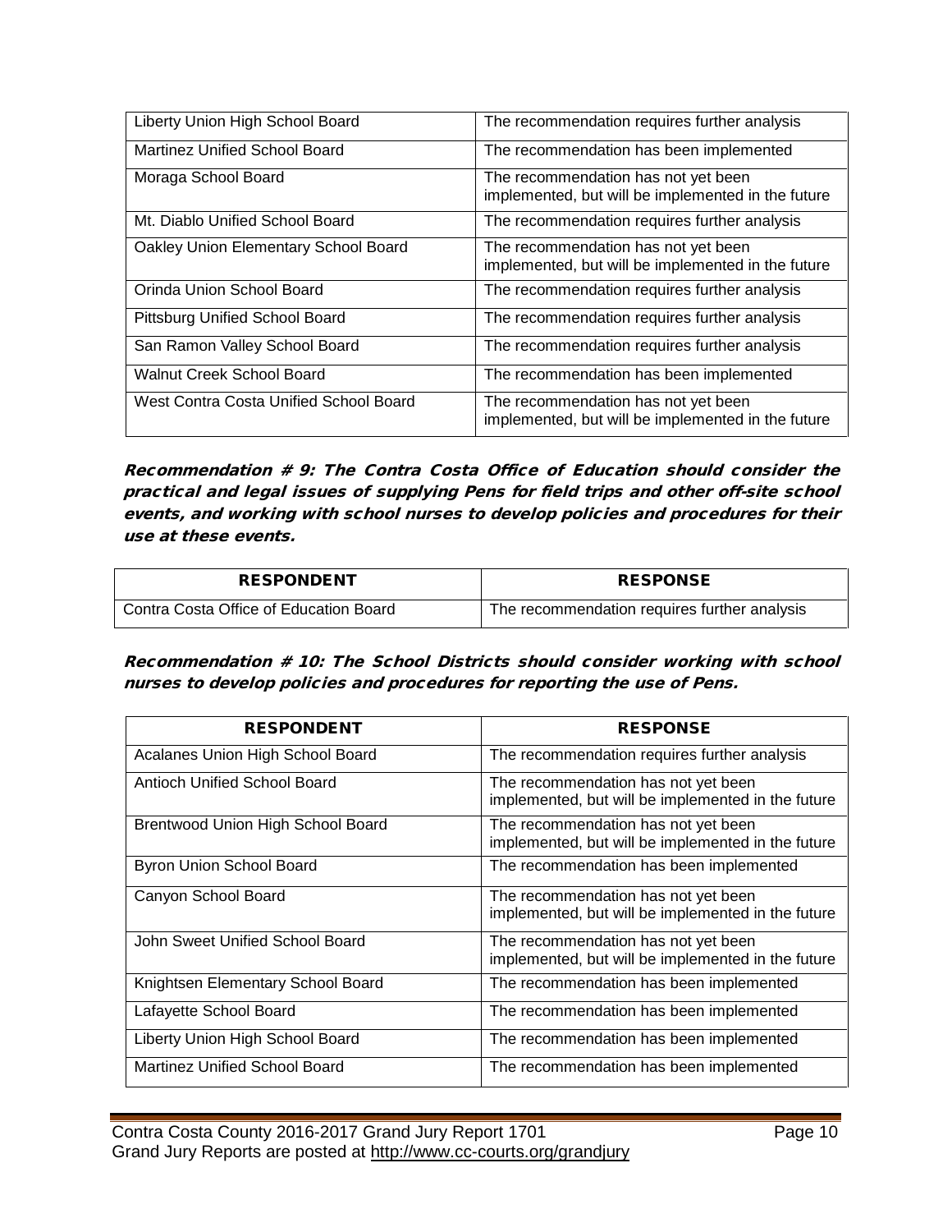| | |
|---|---|
| Liberty Union High School Board | The recommendation requires further analysis |
| Martinez Unified School Board | The recommendation has been implemented |
| Moraga School Board | The recommendation has not yet been implemented, but will be implemented in the future |
| Mt. Diablo Unified School Board | The recommendation requires further analysis |
| Oakley Union Elementary School Board | The recommendation has not yet been implemented, but will be implemented in the future |
| Orinda Union School Board | The recommendation requires further analysis |
| Pittsburg Unified School Board | The recommendation requires further analysis |
| San Ramon Valley School Board | The recommendation requires further analysis |
| Walnut Creek School Board | The recommendation has been implemented |
| West Contra Costa Unified School Board | The recommendation has not yet been implemented, but will be implemented in the future |

***Recommendation # 9: The Contra Costa Office of Education should consider the practical and legal issues of supplying Pens for field trips and other off-site school events, and working with school nurses to develop policies and procedures for their use at these events.***

| RESPONDENT | RESPONSE |
|---|---|
| Contra Costa Office of Education Board | The recommendation requires further analysis |

***Recommendation # 10: The School Districts should consider working with school nurses to develop policies and procedures for reporting the use of Pens.***

| RESPONDENT | RESPONSE |
|---|---|
| Acalanes Union High School Board | The recommendation requires further analysis |
| Antioch Unified School Board | The recommendation has not yet been implemented, but will be implemented in the future |
| Brentwood Union High School Board | The recommendation has not yet been implemented, but will be implemented in the future |
| Byron Union School Board | The recommendation has been implemented |
| Canyon School Board | The recommendation has not yet been implemented, but will be implemented in the future |
| John Sweet Unified School Board | The recommendation has not yet been implemented, but will be implemented in the future |
| Knightsen Elementary School Board | The recommendation has been implemented |
| Lafayette School Board | The recommendation has been implemented |
| Liberty Union High School Board | The recommendation has been implemented |
| Martinez Unified School Board | The recommendation has been implemented |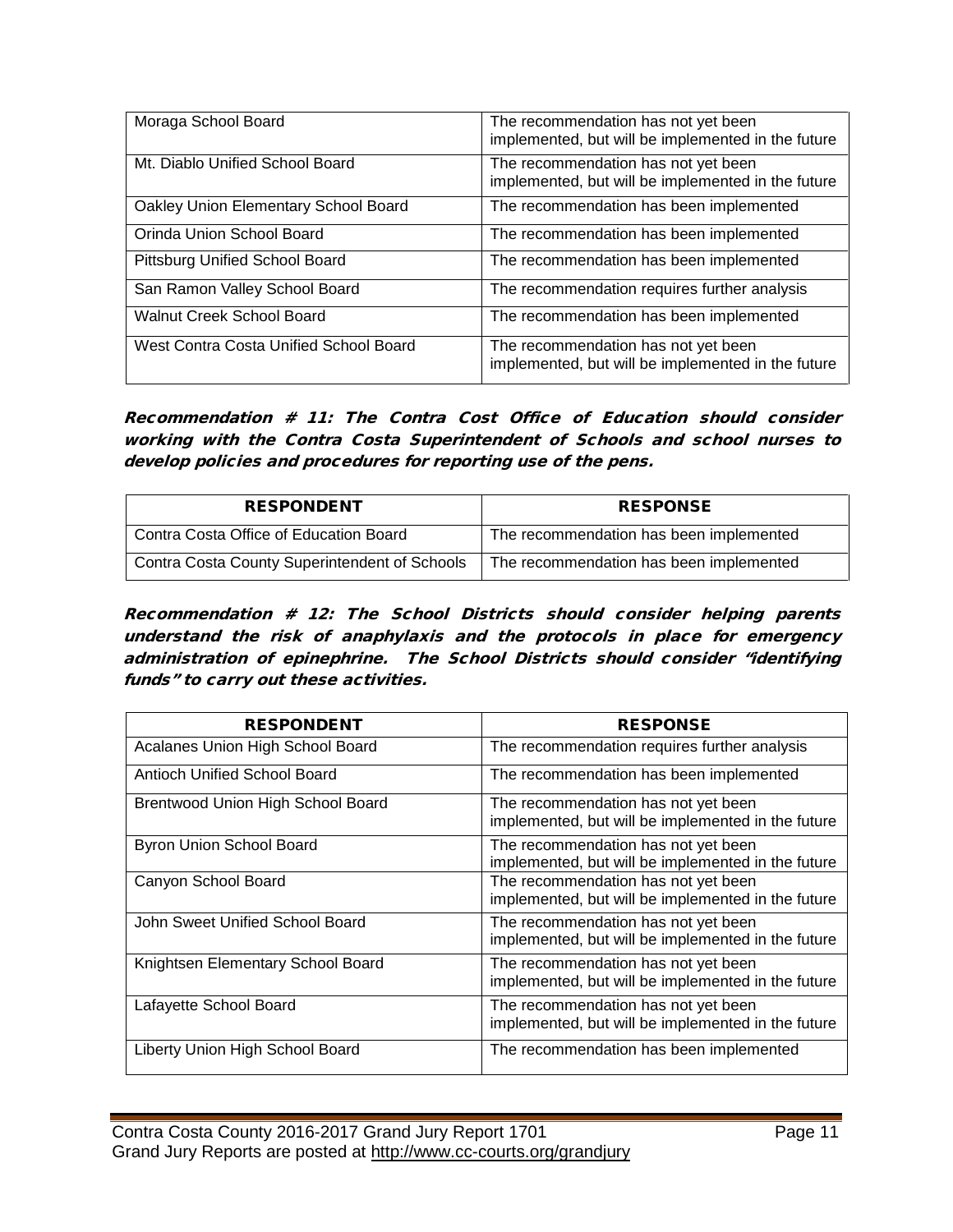| Moraga School Board | The recommendation has not yet been implemented, but will be implemented in the future |
|---|---|
| Mt. Diablo Unified School Board | The recommendation has not yet been implemented, but will be implemented in the future |
| Oakley Union Elementary School Board | The recommendation has been implemented |
| Orinda Union School Board | The recommendation has been implemented |
| Pittsburg Unified School Board | The recommendation has been implemented |
| San Ramon Valley School Board | The recommendation requires further analysis |
| Walnut Creek School Board | The recommendation has been implemented |
| West Contra Costa Unified School Board | The recommendation has not yet been implemented, but will be implemented in the future |

***Recommendation # 11: The Contra Cost Office of Education should consider working with the Contra Costa Superintendent of Schools and school nurses to develop policies and procedures for reporting use of the pens.***

| RESPONDENT | RESPONSE |
|---|---|
| Contra Costa Office of Education Board | The recommendation has been implemented |
| Contra Costa County Superintendent of Schools | The recommendation has been implemented |

***Recommendation # 12: The School Districts should consider helping parents understand the risk of anaphylaxis and the protocols in place for emergency administration of epinephrine. The School Districts should consider "identifying funds" to carry out these activities.***

| RESPONDENT | RESPONSE |
|---|---|
| Acalanes Union High School Board | The recommendation requires further analysis |
| Antioch Unified School Board | The recommendation has been implemented |
| Brentwood Union High School Board | The recommendation has not yet been implemented, but will be implemented in the future |
| Byron Union School Board | The recommendation has not yet been implemented, but will be implemented in the future |
| Canyon School Board | The recommendation has not yet been implemented, but will be implemented in the future |
| John Sweet Unified School Board | The recommendation has not yet been implemented, but will be implemented in the future |
| Knightsen Elementary School Board | The recommendation has not yet been implemented, but will be implemented in the future |
| Lafayette School Board | The recommendation has not yet been implemented, but will be implemented in the future |
| Liberty Union High School Board | The recommendation has been implemented |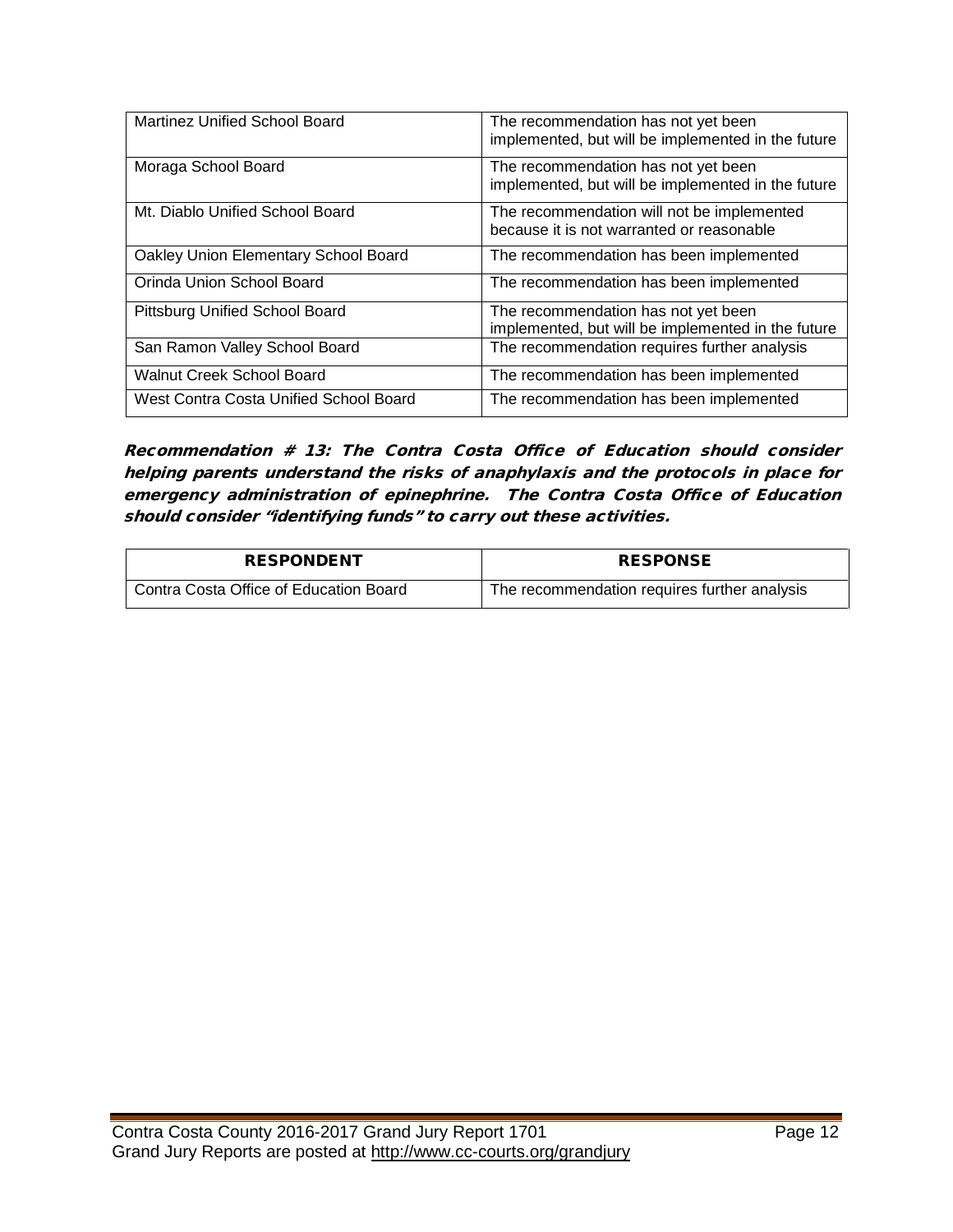| | |
|---|---|
| Martinez Unified School Board | The recommendation has not yet been implemented, but will be implemented in the future |
| Moraga School Board | The recommendation has not yet been implemented, but will be implemented in the future |
| Mt. Diablo Unified School Board | The recommendation will not be implemented because it is not warranted or reasonable |
| Oakley Union Elementary School Board | The recommendation has been implemented |
| Orinda Union School Board | The recommendation has been implemented |
| Pittsburg Unified School Board | The recommendation has not yet been implemented, but will be implemented in the future |
| San Ramon Valley School Board | The recommendation requires further analysis |
| Walnut Creek School Board | The recommendation has been implemented |
| West Contra Costa Unified School Board | The recommendation has been implemented |

***Recommendation # 13: The Contra Costa Office of Education should consider helping parents understand the risks of anaphylaxis and the protocols in place for emergency administration of epinephrine. The Contra Costa Office of Education should consider "identifying funds" to carry out these activities.***

| RESPONDENT | RESPONSE |
|---|---|
| Contra Costa Office of Education Board | The recommendation requires further analysis |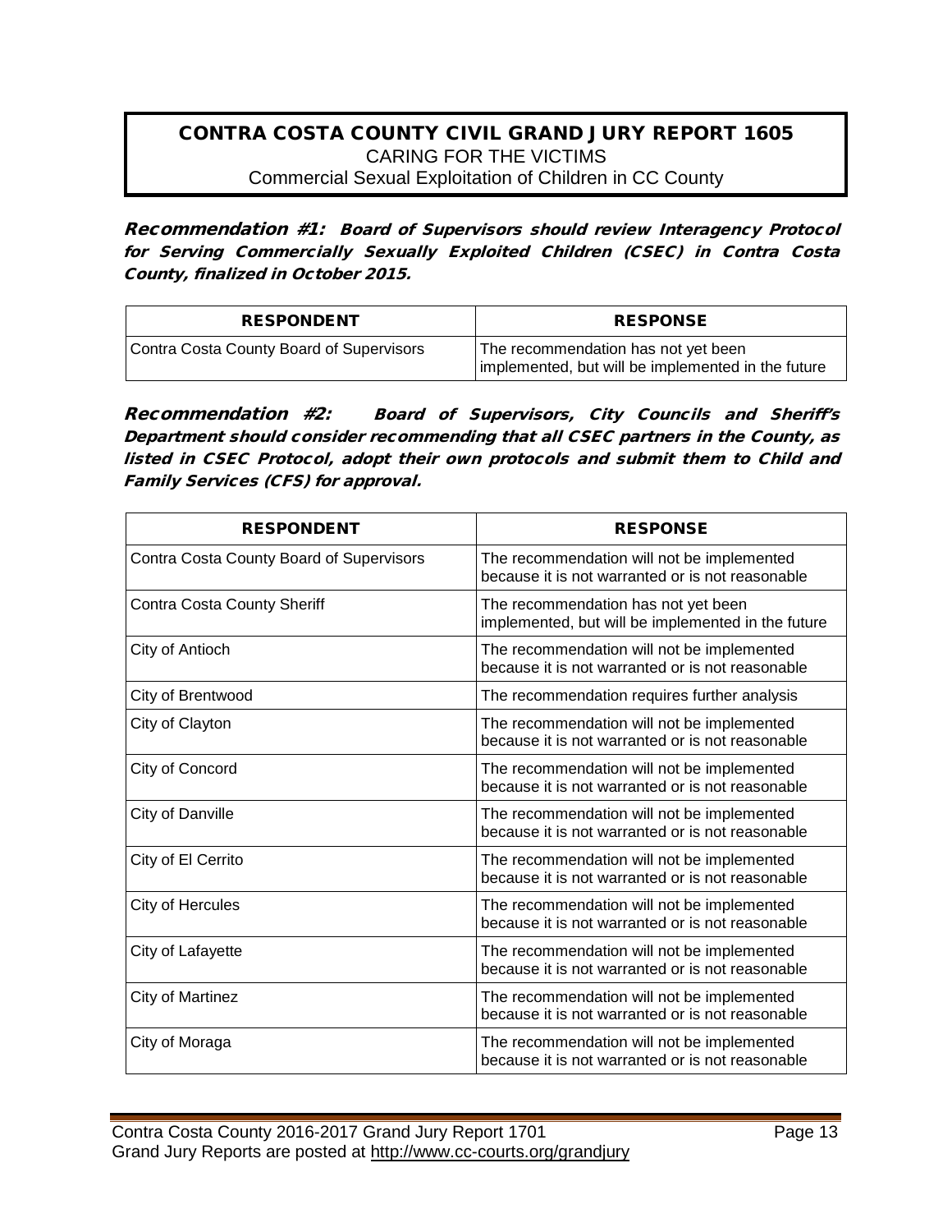**CONTRA COSTA COUNTY CIVIL GRAND JURY REPORT 1605**
CARING FOR THE VICTIMS
Commercial Sexual Exploitation of Children in CC County

***Recommendation #1: Board of Supervisors should review Interagency Protocol for Serving Commercially Sexually Exploited Children (CSEC) in Contra Costa County, finalized in October 2015.***

| RESPONDENT | RESPONSE |
|---|---|
| Contra Costa County Board of Supervisors | The recommendation has not yet been implemented, but will be implemented in the future |

***Recommendation #2: Board of Supervisors, City Councils and Sheriff's Department should consider recommending that all CSEC partners in the County, as listed in CSEC Protocol, adopt their own protocols and submit them to Child and Family Services (CFS) for approval.***

| RESPONDENT | RESPONSE |
|---|---|
| Contra Costa County Board of Supervisors | The recommendation will not be implemented because it is not warranted or is not reasonable |
| Contra Costa County Sheriff | The recommendation has not yet been implemented, but will be implemented in the future |
| City of Antioch | The recommendation will not be implemented because it is not warranted or is not reasonable |
| City of Brentwood | The recommendation requires further analysis |
| City of Clayton | The recommendation will not be implemented because it is not warranted or is not reasonable |
| City of Concord | The recommendation will not be implemented because it is not warranted or is not reasonable |
| City of Danville | The recommendation will not be implemented because it is not warranted or is not reasonable |
| City of El Cerrito | The recommendation will not be implemented because it is not warranted or is not reasonable |
| City of Hercules | The recommendation will not be implemented because it is not warranted or is not reasonable |
| City of Lafayette | The recommendation will not be implemented because it is not warranted or is not reasonable |
| City of Martinez | The recommendation will not be implemented because it is not warranted or is not reasonable |
| City of Moraga | The recommendation will not be implemented because it is not warranted or is not reasonable |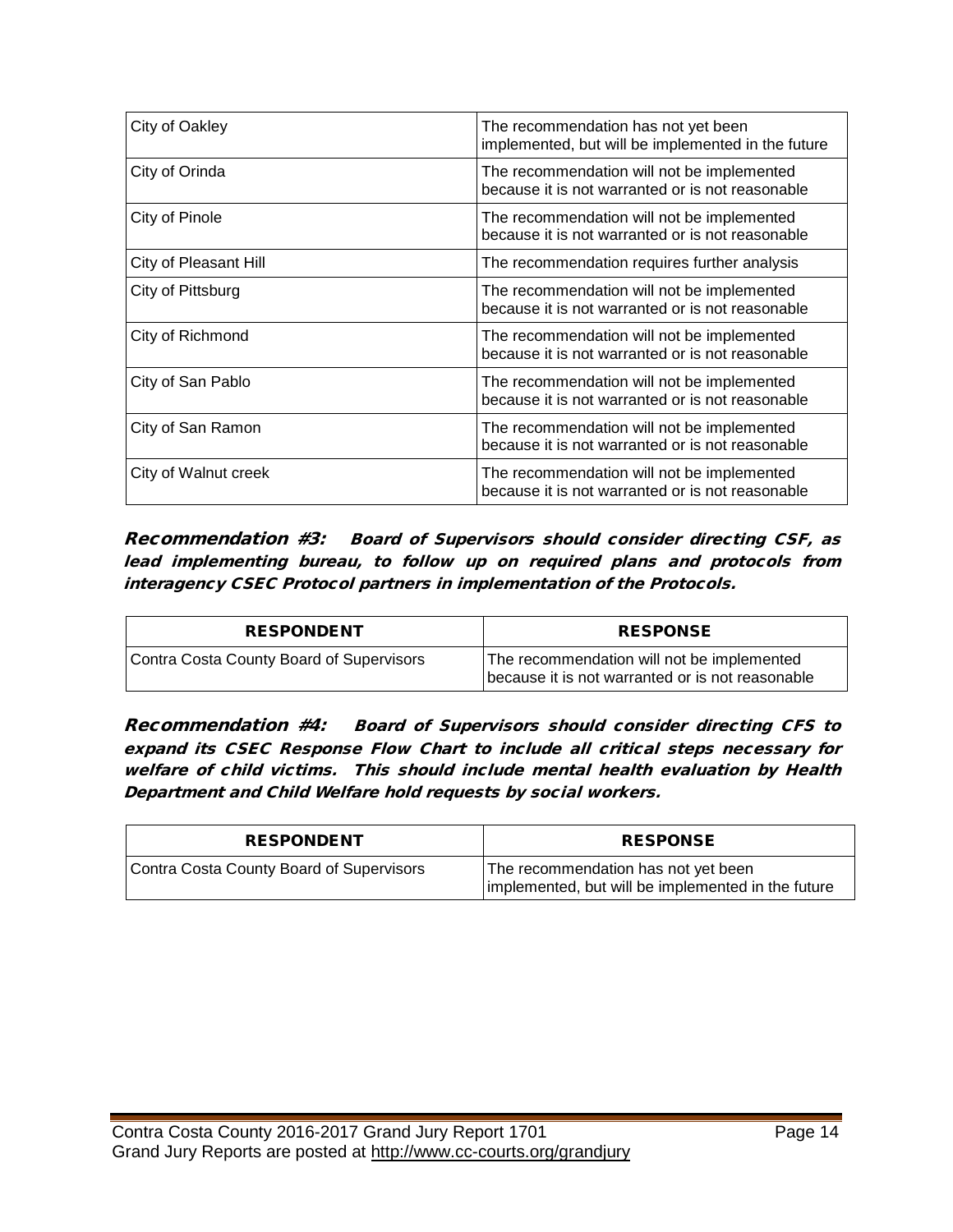| | |
|---|---|
| City of Oakley | The recommendation has not yet been implemented, but will be implemented in the future |
| City of Orinda | The recommendation will not be implemented because it is not warranted or is not reasonable |
| City of Pinole | The recommendation will not be implemented because it is not warranted or is not reasonable |
| City of Pleasant Hill | The recommendation requires further analysis |
| City of Pittsburg | The recommendation will not be implemented because it is not warranted or is not reasonable |
| City of Richmond | The recommendation will not be implemented because it is not warranted or is not reasonable |
| City of San Pablo | The recommendation will not be implemented because it is not warranted or is not reasonable |
| City of San Ramon | The recommendation will not be implemented because it is not warranted or is not reasonable |
| City of Walnut creek | The recommendation will not be implemented because it is not warranted or is not reasonable |

***Recommendation #3:*** ***Board of Supervisors should consider directing CSF, as lead implementing bureau, to follow up on required plans and protocols from interagency CSEC Protocol partners in implementation of the Protocols.***

| RESPONDENT | RESPONSE |
|---|---|
| Contra Costa County Board of Supervisors | The recommendation will not be implemented because it is not warranted or is not reasonable |

***Recommendation #4:*** ***Board of Supervisors should consider directing CFS to expand its CSEC Response Flow Chart to include all critical steps necessary for welfare of child victims. This should include mental health evaluation by Health Department and Child Welfare hold requests by social workers.***

| RESPONDENT | RESPONSE |
|---|---|
| Contra Costa County Board of Supervisors | The recommendation has not yet been implemented, but will be implemented in the future |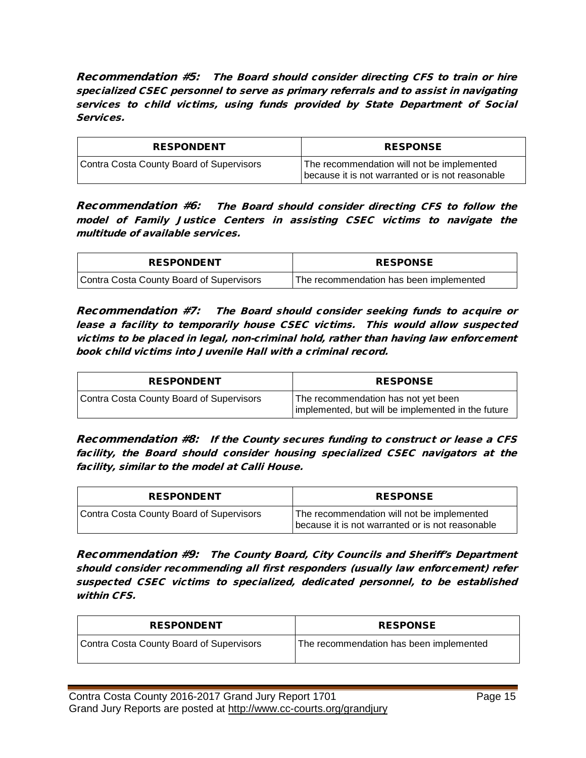***Recommendation #5:*** ***The Board should consider directing CFS to train or hire specialized CSEC personnel to serve as primary referrals and to assist in navigating services to child victims, using funds provided by State Department of Social Services.***

| RESPONDENT | RESPONSE |
| --- | --- |
| Contra Costa County Board of Supervisors | The recommendation will not be implemented because it is not warranted or is not reasonable |

***Recommendation #6:*** ***The Board should consider directing CFS to follow the model of Family Justice Centers in assisting CSEC victims to navigate the multitude of available services.***

| RESPONDENT | RESPONSE |
| --- | --- |
| Contra Costa County Board of Supervisors | The recommendation has been implemented |

***Recommendation #7:*** ***The Board should consider seeking funds to acquire or lease a facility to temporarily house CSEC victims. This would allow suspected victims to be placed in legal, non-criminal hold, rather than having law enforcement book child victims into Juvenile Hall with a criminal record.***

| RESPONDENT | RESPONSE |
| --- | --- |
| Contra Costa County Board of Supervisors | The recommendation has not yet been implemented, but will be implemented in the future |

***Recommendation #8:*** ***If the County secures funding to construct or lease a CFS facility, the Board should consider housing specialized CSEC navigators at the facility, similar to the model at Calli House.***

| RESPONDENT | RESPONSE |
| --- | --- |
| Contra Costa County Board of Supervisors | The recommendation will not be implemented because it is not warranted or is not reasonable |

***Recommendation #9:*** ***The County Board, City Councils and Sheriff's Department should consider recommending all first responders (usually law enforcement) refer suspected CSEC victims to specialized, dedicated personnel, to be established within CFS.***

| RESPONDENT | RESPONSE |
| --- | --- |
| Contra Costa County Board of Supervisors | The recommendation has been implemented |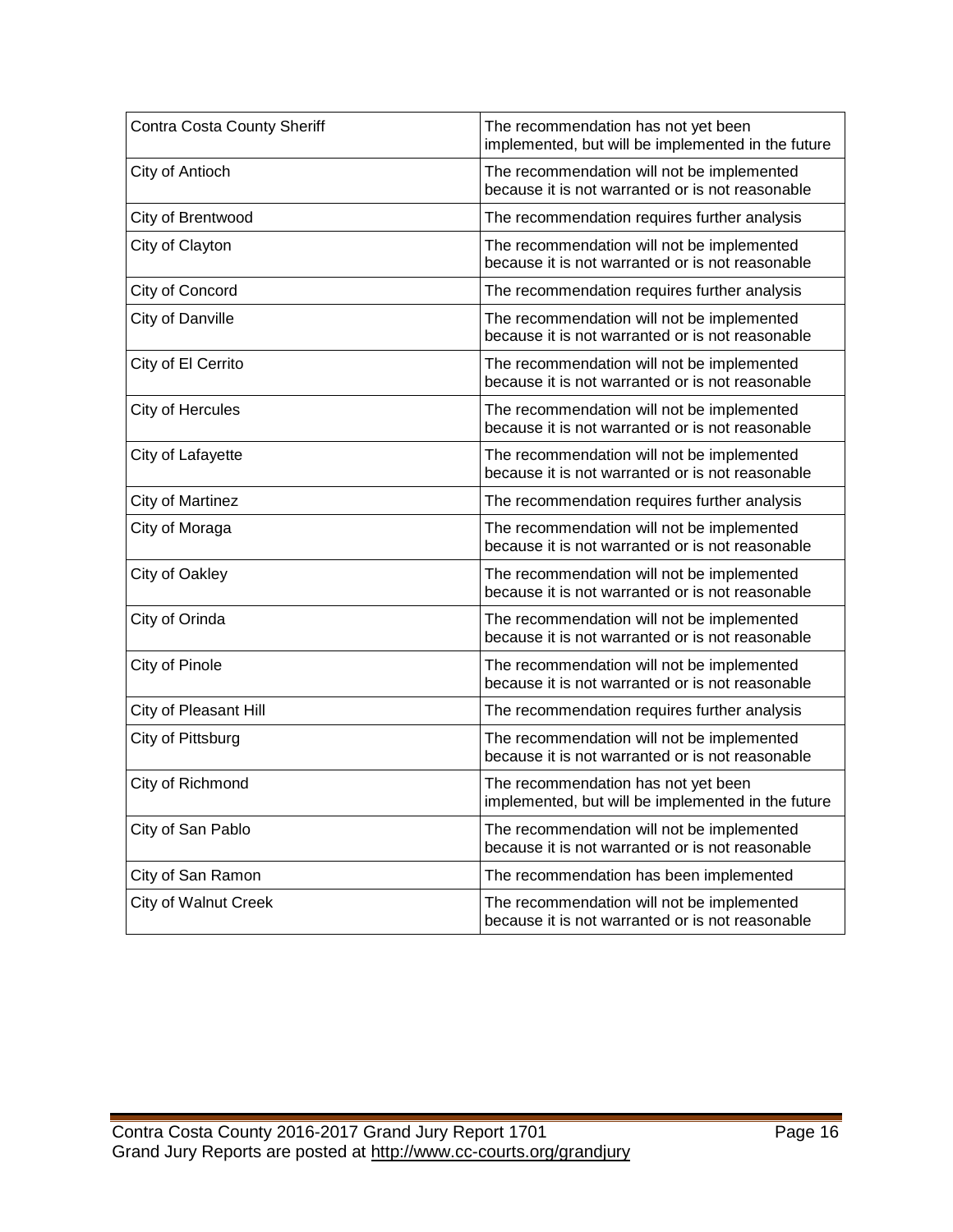| | |
|---|---|
| Contra Costa County Sheriff | The recommendation has not yet been implemented, but will be implemented in the future |
| City of Antioch | The recommendation will not be implemented because it is not warranted or is not reasonable |
| City of Brentwood | The recommendation requires further analysis |
| City of Clayton | The recommendation will not be implemented because it is not warranted or is not reasonable |
| City of Concord | The recommendation requires further analysis |
| City of Danville | The recommendation will not be implemented because it is not warranted or is not reasonable |
| City of El Cerrito | The recommendation will not be implemented because it is not warranted or is not reasonable |
| City of Hercules | The recommendation will not be implemented because it is not warranted or is not reasonable |
| City of Lafayette | The recommendation will not be implemented because it is not warranted or is not reasonable |
| City of Martinez | The recommendation requires further analysis |
| City of Moraga | The recommendation will not be implemented because it is not warranted or is not reasonable |
| City of Oakley | The recommendation will not be implemented because it is not warranted or is not reasonable |
| City of Orinda | The recommendation will not be implemented because it is not warranted or is not reasonable |
| City of Pinole | The recommendation will not be implemented because it is not warranted or is not reasonable |
| City of Pleasant Hill | The recommendation requires further analysis |
| City of Pittsburg | The recommendation will not be implemented because it is not warranted or is not reasonable |
| City of Richmond | The recommendation has not yet been implemented, but will be implemented in the future |
| City of San Pablo | The recommendation will not be implemented because it is not warranted or is not reasonable |
| City of San Ramon | The recommendation has been implemented |
| City of Walnut Creek | The recommendation will not be implemented because it is not warranted or is not reasonable |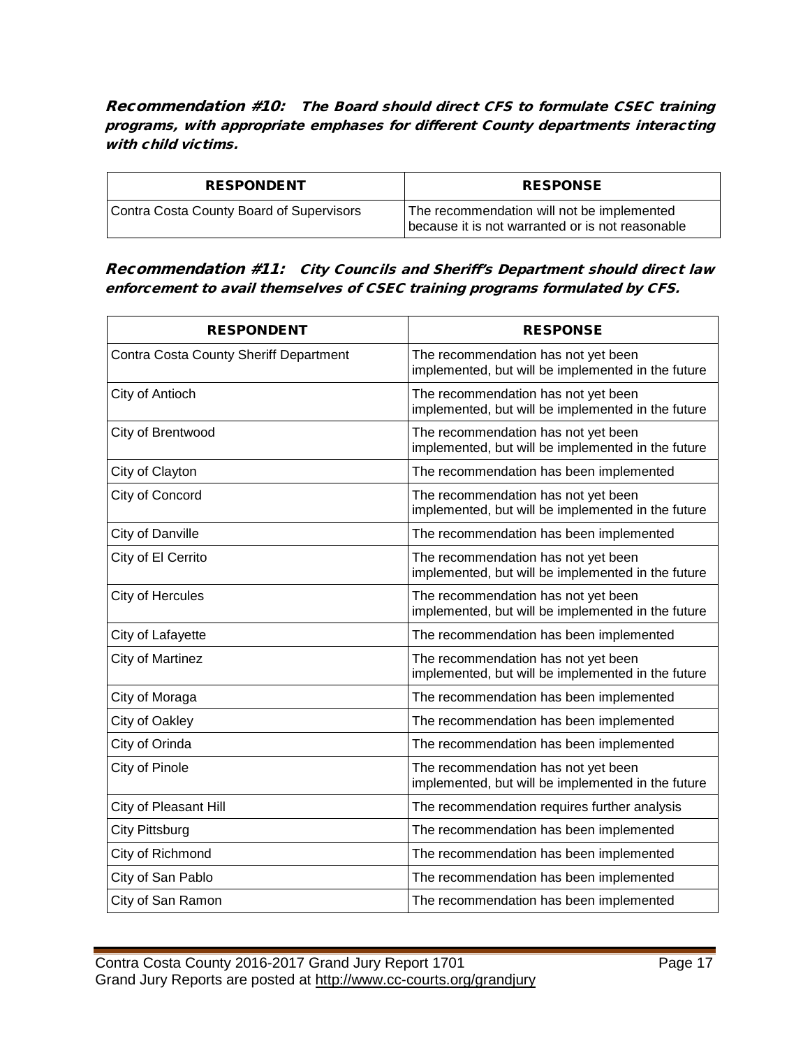**Recommendation #10: *The Board should direct CFS to formulate CSEC training programs, with appropriate emphases for different County departments interacting with child victims.***

| RESPONDENT | RESPONSE |
| --- | --- |
| Contra Costa County Board of Supervisors | The recommendation will not be implemented because it is not warranted or is not reasonable |

**Recommendation #11: *City Councils and Sheriff's Department should direct law enforcement to avail themselves of CSEC training programs formulated by CFS.***

| RESPONDENT | RESPONSE |
| --- | --- |
| Contra Costa County Sheriff Department | The recommendation has not yet been implemented, but will be implemented in the future |
| City of Antioch | The recommendation has not yet been implemented, but will be implemented in the future |
| City of Brentwood | The recommendation has not yet been implemented, but will be implemented in the future |
| City of Clayton | The recommendation has been implemented |
| City of Concord | The recommendation has not yet been implemented, but will be implemented in the future |
| City of Danville | The recommendation has been implemented |
| City of El Cerrito | The recommendation has not yet been implemented, but will be implemented in the future |
| City of Hercules | The recommendation has not yet been implemented, but will be implemented in the future |
| City of Lafayette | The recommendation has been implemented |
| City of Martinez | The recommendation has not yet been implemented, but will be implemented in the future |
| City of Moraga | The recommendation has been implemented |
| City of Oakley | The recommendation has been implemented |
| City of Orinda | The recommendation has been implemented |
| City of Pinole | The recommendation has not yet been implemented, but will be implemented in the future |
| City of Pleasant Hill | The recommendation requires further analysis |
| City Pittsburg | The recommendation has been implemented |
| City of Richmond | The recommendation has been implemented |
| City of San Pablo | The recommendation has been implemented |
| City of San Ramon | The recommendation has been implemented |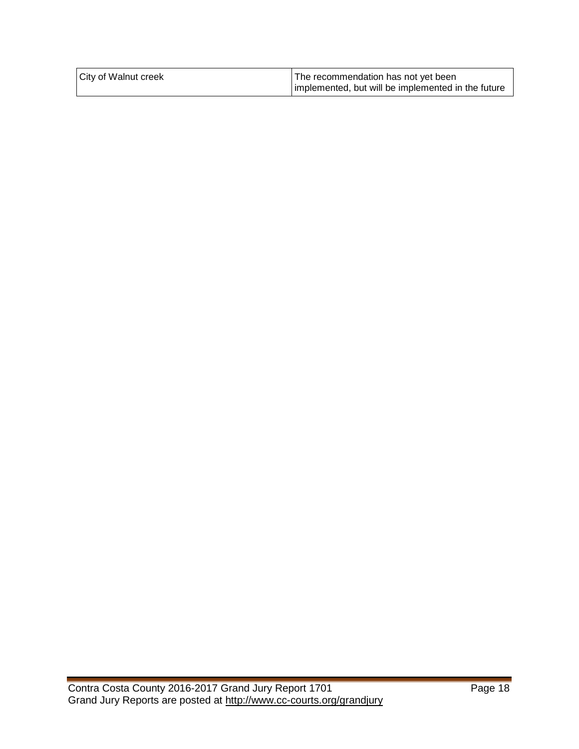| | |
|---|---|
| City of Walnut creek | The recommendation has not yet been implemented, but will be implemented in the future |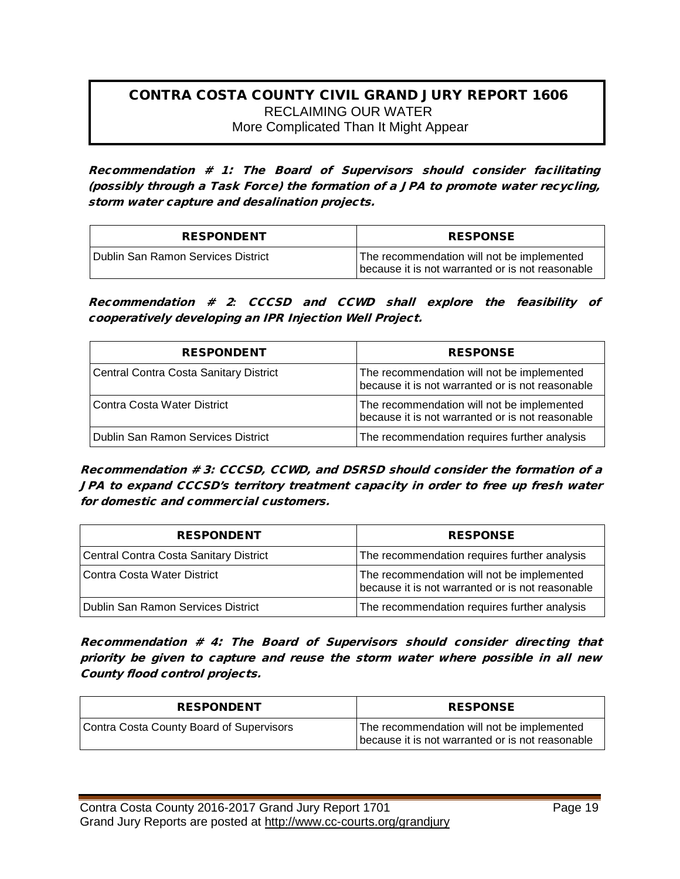# CONTRA COSTA COUNTY CIVIL GRAND JURY REPORT 1606

RECLAIMING OUR WATER

More Complicated Than It Might Appear

***Recommendation # 1: The Board of Supervisors should consider facilitating (possibly through a Task Force) the formation of a JPA to promote water recycling, storm water capture and desalination projects.***

| RESPONDENT | RESPONSE |
|---|---|
| Dublin San Ramon Services District | The recommendation will not be implemented because it is not warranted or is not reasonable |

***Recommendation # 2: CCCSD and CCWD shall explore the feasibility of cooperatively developing an IPR Injection Well Project.***

| RESPONDENT | RESPONSE |
|---|---|
| Central Contra Costa Sanitary District | The recommendation will not be implemented because it is not warranted or is not reasonable |
| Contra Costa Water District | The recommendation will not be implemented because it is not warranted or is not reasonable |
| Dublin San Ramon Services District | The recommendation requires further analysis |

***Recommendation # 3: CCCSD, CCWD, and DSRSD should consider the formation of a JPA to expand CCCSD's territory treatment capacity in order to free up fresh water for domestic and commercial customers.***

| RESPONDENT | RESPONSE |
|---|---|
| Central Contra Costa Sanitary District | The recommendation requires further analysis |
| Contra Costa Water District | The recommendation will not be implemented because it is not warranted or is not reasonable |
| Dublin San Ramon Services District | The recommendation requires further analysis |

***Recommendation # 4: The Board of Supervisors should consider directing that priority be given to capture and reuse the storm water where possible in all new County flood control projects.***

| RESPONDENT | RESPONSE |
|---|---|
| Contra Costa County Board of Supervisors | The recommendation will not be implemented because it is not warranted or is not reasonable |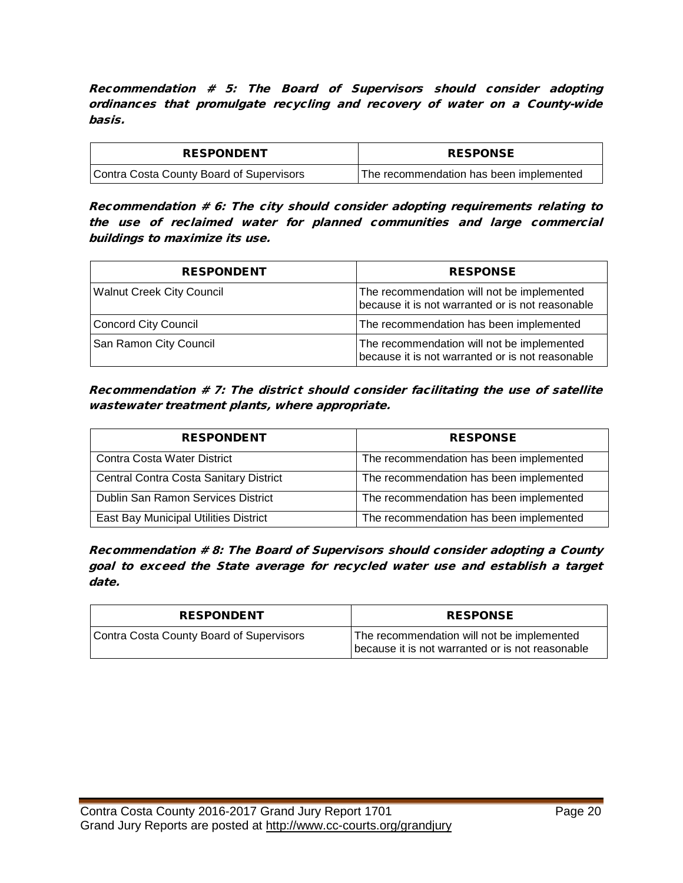***Recommendation # 5: The Board of Supervisors should consider adopting ordinances that promulgate recycling and recovery of water on a County-wide basis.***

| RESPONDENT | RESPONSE |
|---|---|
| Contra Costa County Board of Supervisors | The recommendation has been implemented |

***Recommendation # 6: The city should consider adopting requirements relating to the use of reclaimed water for planned communities and large commercial buildings to maximize its use.***

| RESPONDENT | RESPONSE |
|---|---|
| Walnut Creek City Council | The recommendation will not be implemented because it is not warranted or is not reasonable |
| Concord City Council | The recommendation has been implemented |
| San Ramon City Council | The recommendation will not be implemented because it is not warranted or is not reasonable |

***Recommendation # 7: The district should consider facilitating the use of satellite wastewater treatment plants, where appropriate.***

| RESPONDENT | RESPONSE |
|---|---|
| Contra Costa Water District | The recommendation has been implemented |
| Central Contra Costa Sanitary District | The recommendation has been implemented |
| Dublin San Ramon Services District | The recommendation has been implemented |
| East Bay Municipal Utilities District | The recommendation has been implemented |

***Recommendation # 8: The Board of Supervisors should consider adopting a County goal to exceed the State average for recycled water use and establish a target date.***

| RESPONDENT | RESPONSE |
|---|---|
| Contra Costa County Board of Supervisors | The recommendation will not be implemented because it is not warranted or is not reasonable |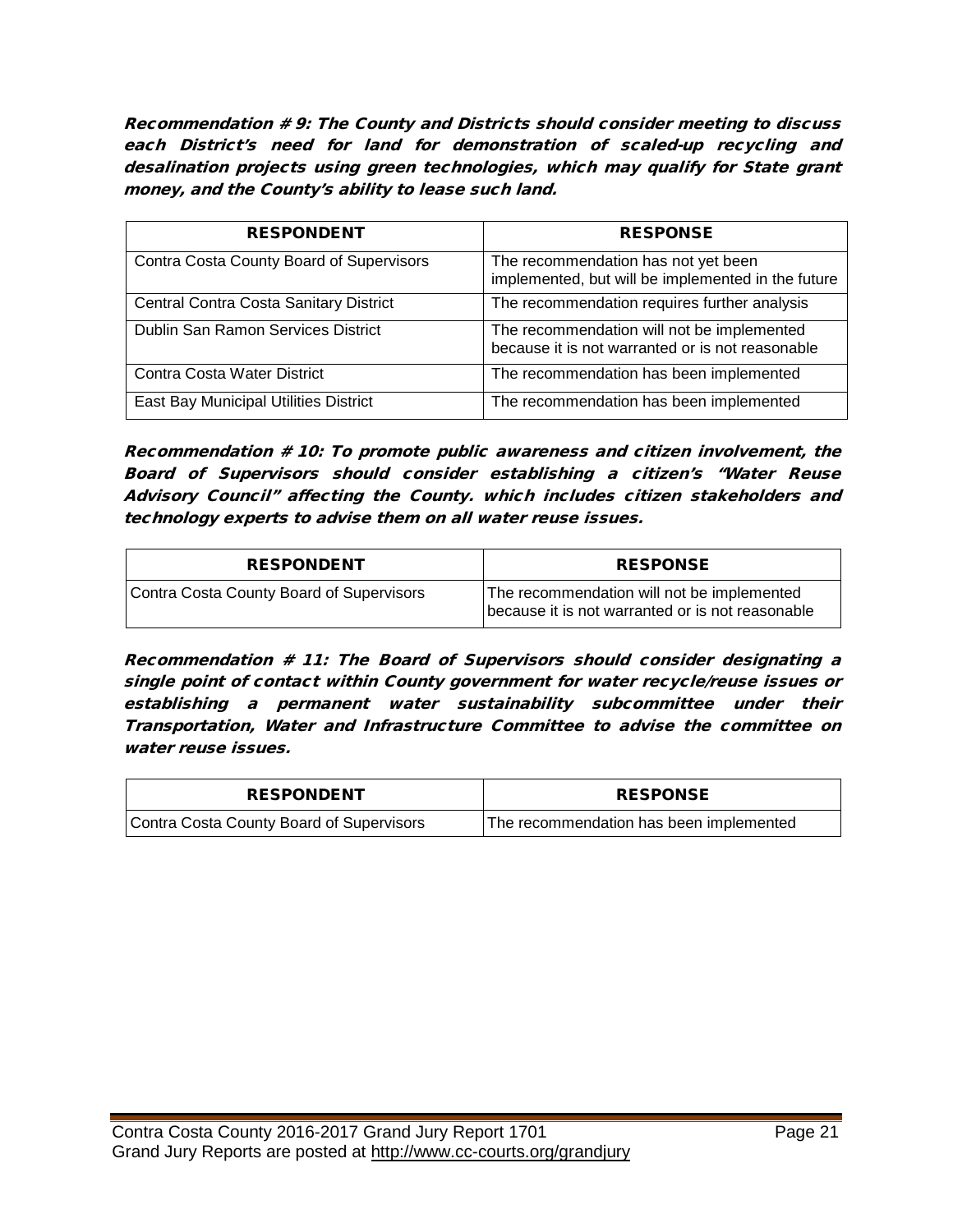***Recommendation # 9: The County and Districts should consider meeting to discuss each District's need for land for demonstration of scaled-up recycling and desalination projects using green technologies, which may qualify for State grant money, and the County's ability to lease such land.***

| RESPONDENT | RESPONSE |
|---|---|
| Contra Costa County Board of Supervisors | The recommendation has not yet been implemented, but will be implemented in the future |
| Central Contra Costa Sanitary District | The recommendation requires further analysis |
| Dublin San Ramon Services District | The recommendation will not be implemented because it is not warranted or is not reasonable |
| Contra Costa Water District | The recommendation has been implemented |
| East Bay Municipal Utilities District | The recommendation has been implemented |

***Recommendation # 10: To promote public awareness and citizen involvement, the Board of Supervisors should consider establishing a citizen's "Water Reuse Advisory Council" affecting the County. which includes citizen stakeholders and technology experts to advise them on all water reuse issues.***

| RESPONDENT | RESPONSE |
|---|---|
| Contra Costa County Board of Supervisors | The recommendation will not be implemented because it is not warranted or is not reasonable |

***Recommendation # 11: The Board of Supervisors should consider designating a single point of contact within County government for water recycle/reuse issues or establishing a permanent water sustainability subcommittee under their Transportation, Water and Infrastructure Committee to advise the committee on water reuse issues.***

| RESPONDENT | RESPONSE |
|---|---|
| Contra Costa County Board of Supervisors | The recommendation has been implemented |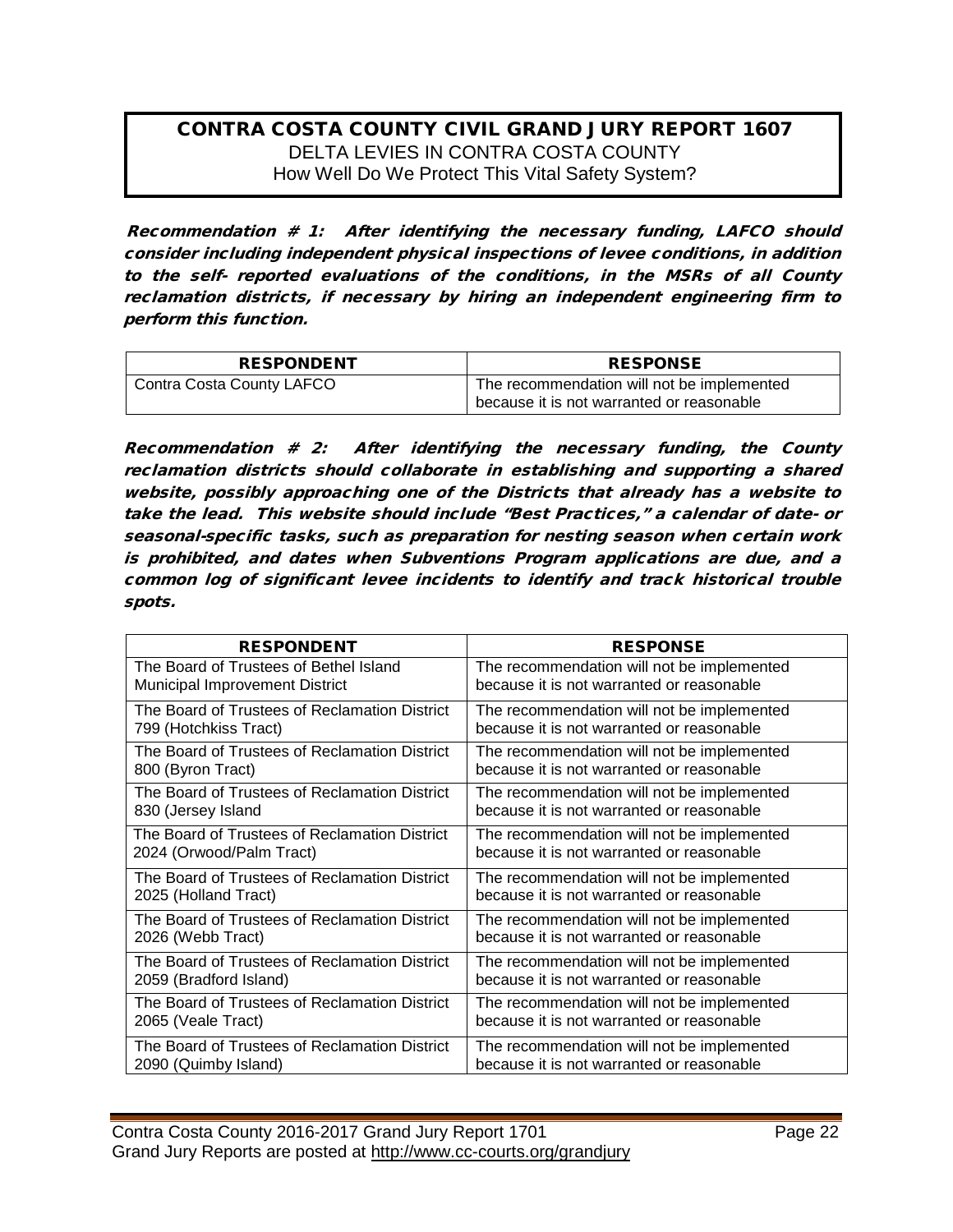**CONTRA COSTA COUNTY CIVIL GRAND JURY REPORT 1607**
DELTA LEVIES IN CONTRA COSTA COUNTY
How Well Do We Protect This Vital Safety System?

***Recommendation # 1: After identifying the necessary funding, LAFCO should consider including independent physical inspections of levee conditions, in addition to the self- reported evaluations of the conditions, in the MSRs of all County reclamation districts, if necessary by hiring an independent engineering firm to perform this function.***

| RESPONDENT | RESPONSE |
|---|---|
| Contra Costa County LAFCO | The recommendation will not be implemented because it is not warranted or reasonable |

***Recommendation # 2: After identifying the necessary funding, the County reclamation districts should collaborate in establishing and supporting a shared website, possibly approaching one of the Districts that already has a website to take the lead. This website should include "Best Practices," a calendar of date- or seasonal-specific tasks, such as preparation for nesting season when certain work is prohibited, and dates when Subventions Program applications are due, and a common log of significant levee incidents to identify and track historical trouble spots.***

| RESPONDENT | RESPONSE |
|---|---|
| The Board of Trustees of Bethel Island Municipal Improvement District | The recommendation will not be implemented because it is not warranted or reasonable |
| The Board of Trustees of Reclamation District 799 (Hotchkiss Tract) | The recommendation will not be implemented because it is not warranted or reasonable |
| The Board of Trustees of Reclamation District 800 (Byron Tract) | The recommendation will not be implemented because it is not warranted or reasonable |
| The Board of Trustees of Reclamation District 830 (Jersey Island | The recommendation will not be implemented because it is not warranted or reasonable |
| The Board of Trustees of Reclamation District 2024 (Orwood/Palm Tract) | The recommendation will not be implemented because it is not warranted or reasonable |
| The Board of Trustees of Reclamation District 2025 (Holland Tract) | The recommendation will not be implemented because it is not warranted or reasonable |
| The Board of Trustees of Reclamation District 2026 (Webb Tract) | The recommendation will not be implemented because it is not warranted or reasonable |
| The Board of Trustees of Reclamation District 2059 (Bradford Island) | The recommendation will not be implemented because it is not warranted or reasonable |
| The Board of Trustees of Reclamation District 2065 (Veale Tract) | The recommendation will not be implemented because it is not warranted or reasonable |
| The Board of Trustees of Reclamation District 2090 (Quimby Island) | The recommendation will not be implemented because it is not warranted or reasonable |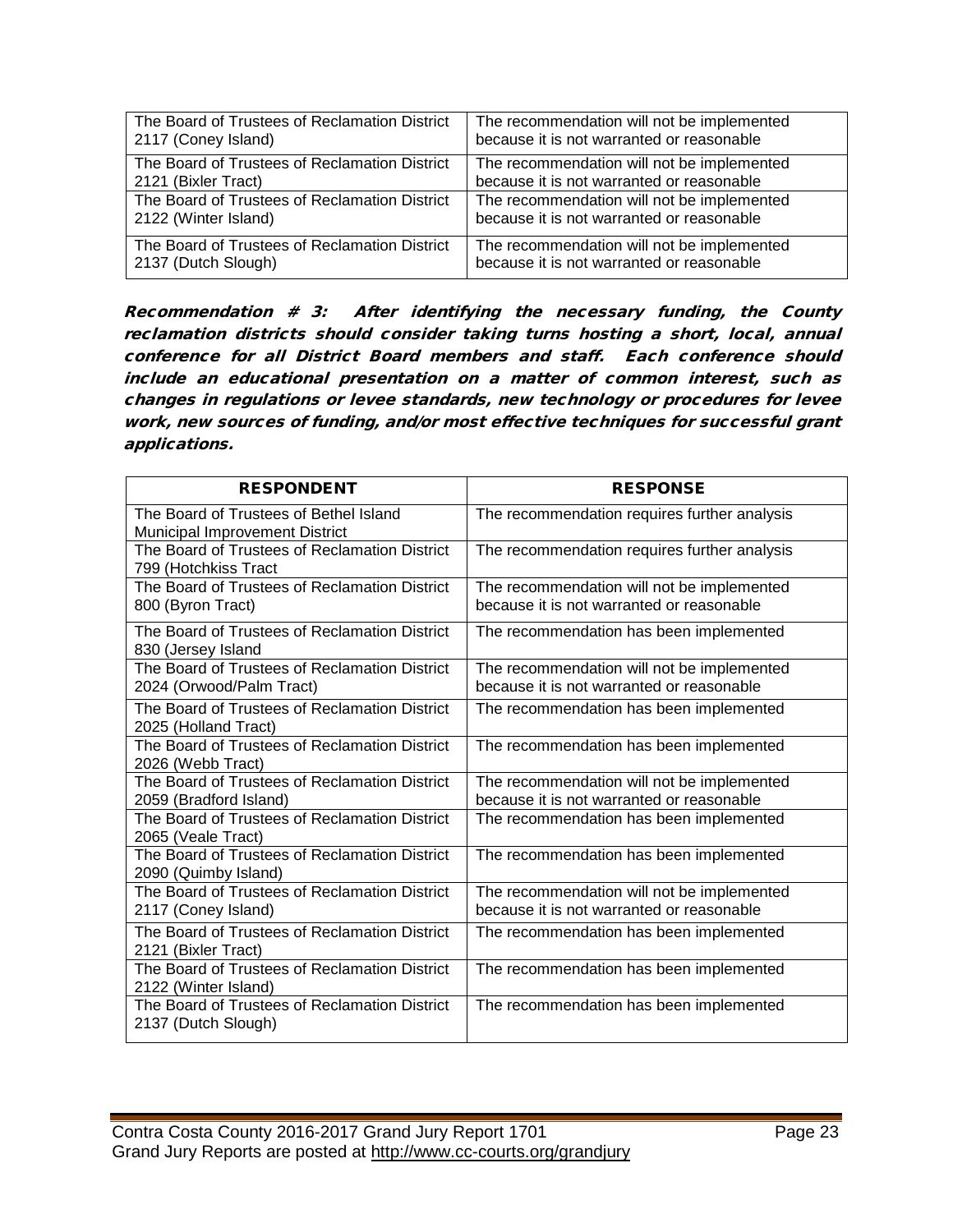| | |
|---|---|
| The Board of Trustees of Reclamation District 2117 (Coney Island) | The recommendation will not be implemented because it is not warranted or reasonable |
| The Board of Trustees of Reclamation District 2121 (Bixler Tract) | The recommendation will not be implemented because it is not warranted or reasonable |
| The Board of Trustees of Reclamation District 2122 (Winter Island) | The recommendation will not be implemented because it is not warranted or reasonable |
| The Board of Trustees of Reclamation District 2137 (Dutch Slough) | The recommendation will not be implemented because it is not warranted or reasonable |

***Recommendation # 3: After identifying the necessary funding, the County reclamation districts should consider taking turns hosting a short, local, annual conference for all District Board members and staff. Each conference should include an educational presentation on a matter of common interest, such as changes in regulations or levee standards, new technology or procedures for levee work, new sources of funding, and/or most effective techniques for successful grant applications.***

| RESPONDENT | RESPONSE |
|---|---|
| The Board of Trustees of Bethel Island Municipal Improvement District | The recommendation requires further analysis |
| The Board of Trustees of Reclamation District 799 (Hotchkiss Tract | The recommendation requires further analysis |
| The Board of Trustees of Reclamation District 800 (Byron Tract) | The recommendation will not be implemented because it is not warranted or reasonable |
| The Board of Trustees of Reclamation District 830 (Jersey Island | The recommendation has been implemented |
| The Board of Trustees of Reclamation District 2024 (Orwood/Palm Tract) | The recommendation will not be implemented because it is not warranted or reasonable |
| The Board of Trustees of Reclamation District 2025 (Holland Tract) | The recommendation has been implemented |
| The Board of Trustees of Reclamation District 2026 (Webb Tract) | The recommendation has been implemented |
| The Board of Trustees of Reclamation District 2059 (Bradford Island) | The recommendation will not be implemented because it is not warranted or reasonable |
| The Board of Trustees of Reclamation District 2065 (Veale Tract) | The recommendation has been implemented |
| The Board of Trustees of Reclamation District 2090 (Quimby Island) | The recommendation has been implemented |
| The Board of Trustees of Reclamation District 2117 (Coney Island) | The recommendation will not be implemented because it is not warranted or reasonable |
| The Board of Trustees of Reclamation District 2121 (Bixler Tract) | The recommendation has been implemented |
| The Board of Trustees of Reclamation District 2122 (Winter Island) | The recommendation has been implemented |
| The Board of Trustees of Reclamation District 2137 (Dutch Slough) | The recommendation has been implemented |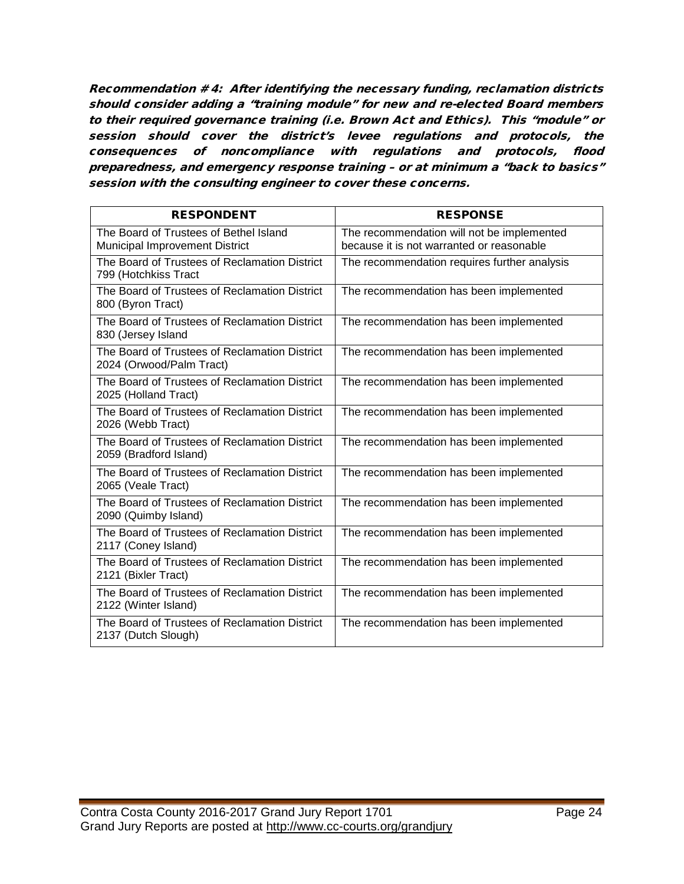***Recommendation #4: After identifying the necessary funding, reclamation districts should consider adding a "training module" for new and re-elected Board members to their required governance training (i.e. Brown Act and Ethics). This "module" or session should cover the district's levee regulations and protocols, the consequences of noncompliance with regulations and protocols, flood preparedness, and emergency response training – or at minimum a "back to basics" session with the consulting engineer to cover these concerns.***

| RESPONDENT | RESPONSE |
|---|---|
| The Board of Trustees of Bethel Island Municipal Improvement District | The recommendation will not be implemented because it is not warranted or reasonable |
| The Board of Trustees of Reclamation District 799 (Hotchkiss Tract | The recommendation requires further analysis |
| The Board of Trustees of Reclamation District 800 (Byron Tract) | The recommendation has been implemented |
| The Board of Trustees of Reclamation District 830 (Jersey Island | The recommendation has been implemented |
| The Board of Trustees of Reclamation District 2024 (Orwood/Palm Tract) | The recommendation has been implemented |
| The Board of Trustees of Reclamation District 2025 (Holland Tract) | The recommendation has been implemented |
| The Board of Trustees of Reclamation District 2026 (Webb Tract) | The recommendation has been implemented |
| The Board of Trustees of Reclamation District 2059 (Bradford Island) | The recommendation has been implemented |
| The Board of Trustees of Reclamation District 2065 (Veale Tract) | The recommendation has been implemented |
| The Board of Trustees of Reclamation District 2090 (Quimby Island) | The recommendation has been implemented |
| The Board of Trustees of Reclamation District 2117 (Coney Island) | The recommendation has been implemented |
| The Board of Trustees of Reclamation District 2121 (Bixler Tract) | The recommendation has been implemented |
| The Board of Trustees of Reclamation District 2122 (Winter Island) | The recommendation has been implemented |
| The Board of Trustees of Reclamation District 2137 (Dutch Slough) | The recommendation has been implemented |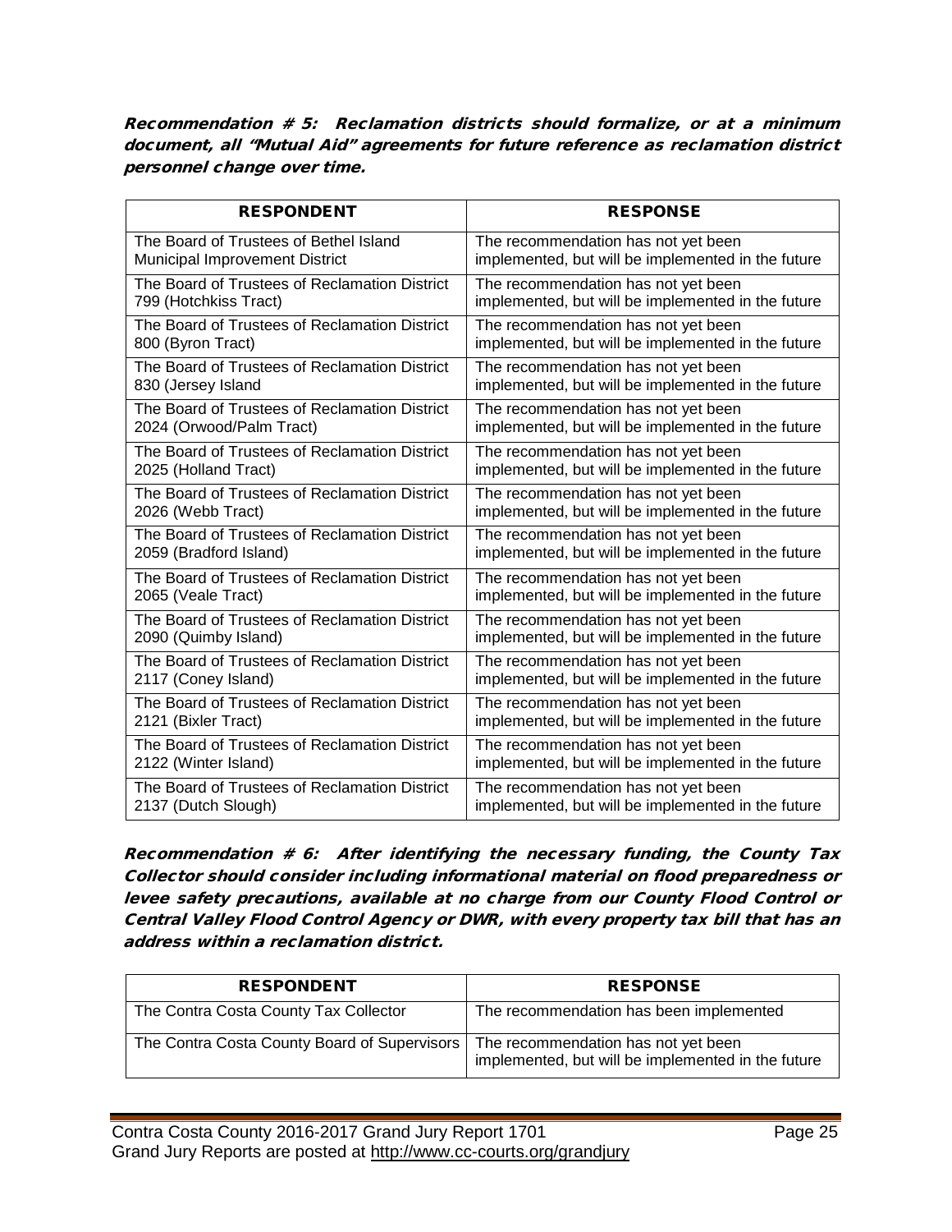***Recommendation # 5: Reclamation districts should formalize, or at a minimum document, all "Mutual Aid" agreements for future reference as reclamation district personnel change over time.***

| RESPONDENT | RESPONSE |
|---|---|
| The Board of Trustees of Bethel Island Municipal Improvement District | The recommendation has not yet been implemented, but will be implemented in the future |
| The Board of Trustees of Reclamation District 799 (Hotchkiss Tract) | The recommendation has not yet been implemented, but will be implemented in the future |
| The Board of Trustees of Reclamation District 800 (Byron Tract) | The recommendation has not yet been implemented, but will be implemented in the future |
| The Board of Trustees of Reclamation District 830 (Jersey Island | The recommendation has not yet been implemented, but will be implemented in the future |
| The Board of Trustees of Reclamation District 2024 (Orwood/Palm Tract) | The recommendation has not yet been implemented, but will be implemented in the future |
| The Board of Trustees of Reclamation District 2025 (Holland Tract) | The recommendation has not yet been implemented, but will be implemented in the future |
| The Board of Trustees of Reclamation District 2026 (Webb Tract) | The recommendation has not yet been implemented, but will be implemented in the future |
| The Board of Trustees of Reclamation District 2059 (Bradford Island) | The recommendation has not yet been implemented, but will be implemented in the future |
| The Board of Trustees of Reclamation District 2065 (Veale Tract) | The recommendation has not yet been implemented, but will be implemented in the future |
| The Board of Trustees of Reclamation District 2090 (Quimby Island) | The recommendation has not yet been implemented, but will be implemented in the future |
| The Board of Trustees of Reclamation District 2117 (Coney Island) | The recommendation has not yet been implemented, but will be implemented in the future |
| The Board of Trustees of Reclamation District 2121 (Bixler Tract) | The recommendation has not yet been implemented, but will be implemented in the future |
| The Board of Trustees of Reclamation District 2122 (Winter Island) | The recommendation has not yet been implemented, but will be implemented in the future |
| The Board of Trustees of Reclamation District 2137 (Dutch Slough) | The recommendation has not yet been implemented, but will be implemented in the future |

***Recommendation # 6: After identifying the necessary funding, the County Tax Collector should consider including informational material on flood preparedness or levee safety precautions, available at no charge from our County Flood Control or Central Valley Flood Control Agency or DWR, with every property tax bill that has an address within a reclamation district.***

| RESPONDENT | RESPONSE |
|---|---|
| The Contra Costa County Tax Collector | The recommendation has been implemented |
| The Contra Costa County Board of Supervisors | The recommendation has not yet been implemented, but will be implemented in the future |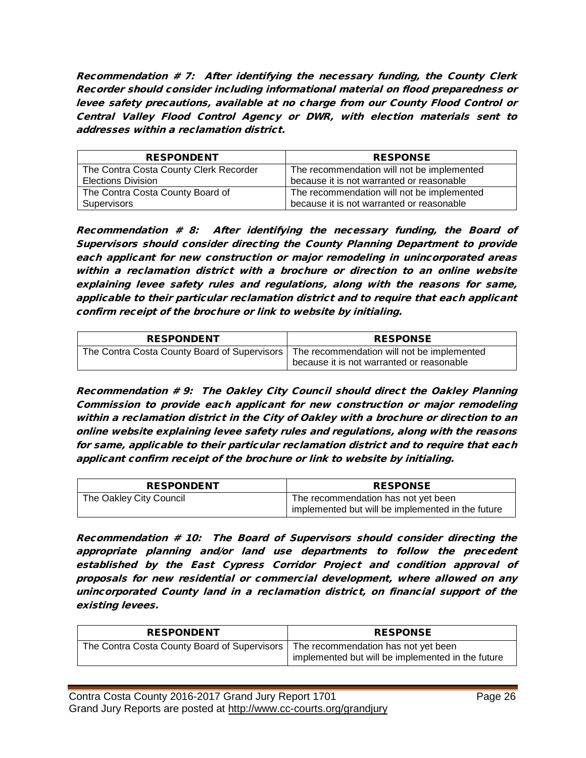***Recommendation # 7: After identifying the necessary funding, the County Clerk Recorder should consider including informational material on flood preparedness or levee safety precautions, available at no charge from our County Flood Control or Central Valley Flood Control Agency or DWR, with election materials sent to addresses within a reclamation district.***

| RESPONDENT | RESPONSE |
|---|---|
| The Contra Costa County Clerk Recorder Elections Division | The recommendation will not be implemented because it is not warranted or reasonable |
| The Contra Costa County Board of Supervisors | The recommendation will not be implemented because it is not warranted or reasonable |

***Recommendation # 8: After identifying the necessary funding, the Board of Supervisors should consider directing the County Planning Department to provide each applicant for new construction or major remodeling in unincorporated areas within a reclamation district with a brochure or direction to an online website explaining levee safety rules and regulations, along with the reasons for same, applicable to their particular reclamation district and to require that each applicant confirm receipt of the brochure or link to website by initialing.***

| RESPONDENT | RESPONSE |
|---|---|
| The Contra Costa County Board of Supervisors | The recommendation will not be implemented because it is not warranted or reasonable |

***Recommendation # 9: The Oakley City Council should direct the Oakley Planning Commission to provide each applicant for new construction or major remodeling within a reclamation district in the City of Oakley with a brochure or direction to an online website explaining levee safety rules and regulations, along with the reasons for same, applicable to their particular reclamation district and to require that each applicant confirm receipt of the brochure or link to website by initialing.***

| RESPONDENT | RESPONSE |
|---|---|
| The Oakley City Council | The recommendation has not yet been implemented but will be implemented in the future |

***Recommendation # 10: The Board of Supervisors should consider directing the appropriate planning and/or land use departments to follow the precedent established by the East Cypress Corridor Project and condition approval of proposals for new residential or commercial development, where allowed on any unincorporated County land in a reclamation district, on financial support of the existing levees.***

| RESPONDENT | RESPONSE |
|---|---|
| The Contra Costa County Board of Supervisors | The recommendation has not yet been implemented but will be implemented in the future |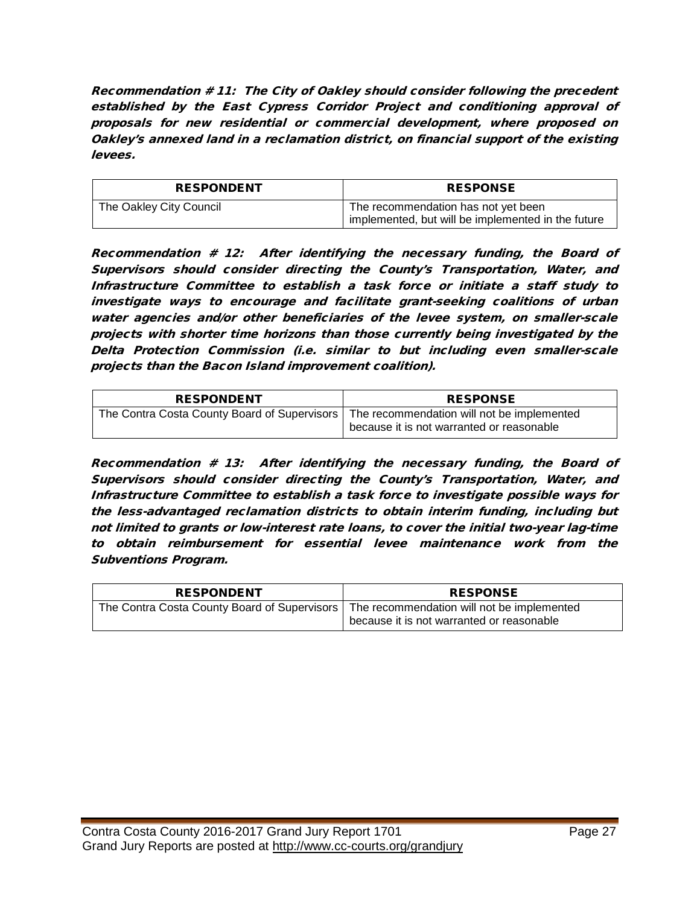***Recommendation # 11: The City of Oakley should consider following the precedent established by the East Cypress Corridor Project and conditioning approval of proposals for new residential or commercial development, where proposed on Oakley's annexed land in a reclamation district, on financial support of the existing levees.***

| RESPONDENT | RESPONSE |
|---|---|
| The Oakley City Council | The recommendation has not yet been implemented, but will be implemented in the future |

***Recommendation # 12: After identifying the necessary funding, the Board of Supervisors should consider directing the County's Transportation, Water, and Infrastructure Committee to establish a task force or initiate a staff study to investigate ways to encourage and facilitate grant-seeking coalitions of urban water agencies and/or other beneficiaries of the levee system, on smaller-scale projects with shorter time horizons than those currently being investigated by the Delta Protection Commission (i.e. similar to but including even smaller-scale projects than the Bacon Island improvement coalition).***

| RESPONDENT | RESPONSE |
|---|---|
| The Contra Costa County Board of Supervisors | The recommendation will not be implemented because it is not warranted or reasonable |

***Recommendation # 13: After identifying the necessary funding, the Board of Supervisors should consider directing the County's Transportation, Water, and Infrastructure Committee to establish a task force to investigate possible ways for the less-advantaged reclamation districts to obtain interim funding, including but not limited to grants or low-interest rate loans, to cover the initial two-year lag-time to obtain reimbursement for essential levee maintenance work from the Subventions Program.***

| RESPONDENT | RESPONSE |
|---|---|
| The Contra Costa County Board of Supervisors | The recommendation will not be implemented because it is not warranted or reasonable |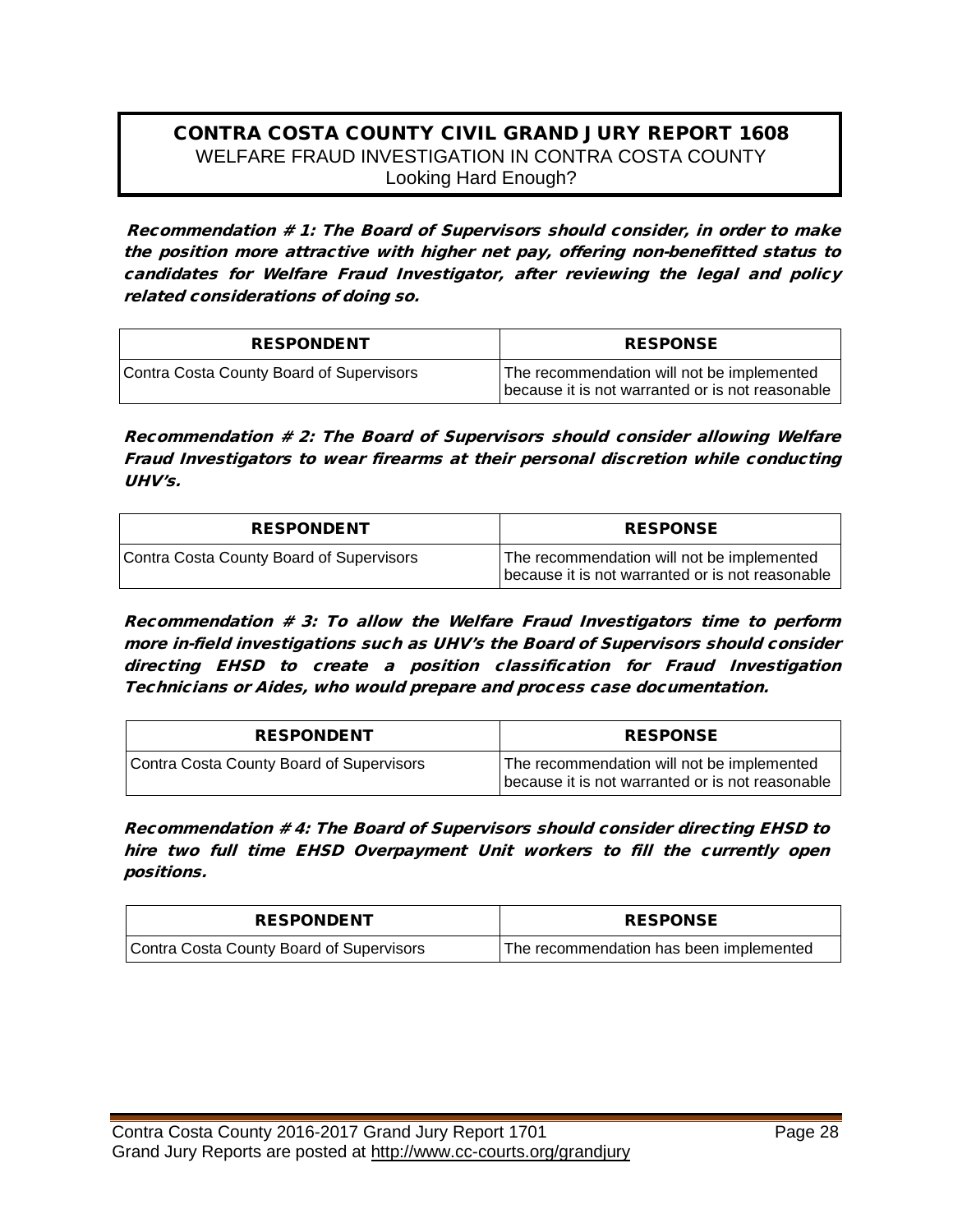## CONTRA COSTA COUNTY CIVIL GRAND JURY REPORT 1608

WELFARE FRAUD INVESTIGATION IN CONTRA COSTA COUNTY

Looking Hard Enough?

***Recommendation # 1: The Board of Supervisors should consider, in order to make the position more attractive with higher net pay, offering non-benefitted status to candidates for Welfare Fraud Investigator, after reviewing the legal and policy related considerations of doing so.***

| RESPONDENT | RESPONSE |
|---|---|
| Contra Costa County Board of Supervisors | The recommendation will not be implemented because it is not warranted or is not reasonable |

***Recommendation # 2: The Board of Supervisors should consider allowing Welfare Fraud Investigators to wear firearms at their personal discretion while conducting UHV's.***

| RESPONDENT | RESPONSE |
|---|---|
| Contra Costa County Board of Supervisors | The recommendation will not be implemented because it is not warranted or is not reasonable |

***Recommendation # 3: To allow the Welfare Fraud Investigators time to perform more in-field investigations such as UHV's the Board of Supervisors should consider directing EHSD to create a position classification for Fraud Investigation Technicians or Aides, who would prepare and process case documentation.***

| RESPONDENT | RESPONSE |
|---|---|
| Contra Costa County Board of Supervisors | The recommendation will not be implemented because it is not warranted or is not reasonable |

***Recommendation # 4: The Board of Supervisors should consider directing EHSD to hire two full time EHSD Overpayment Unit workers to fill the currently open positions.***

| RESPONDENT | RESPONSE |
|---|---|
| Contra Costa County Board of Supervisors | The recommendation has been implemented |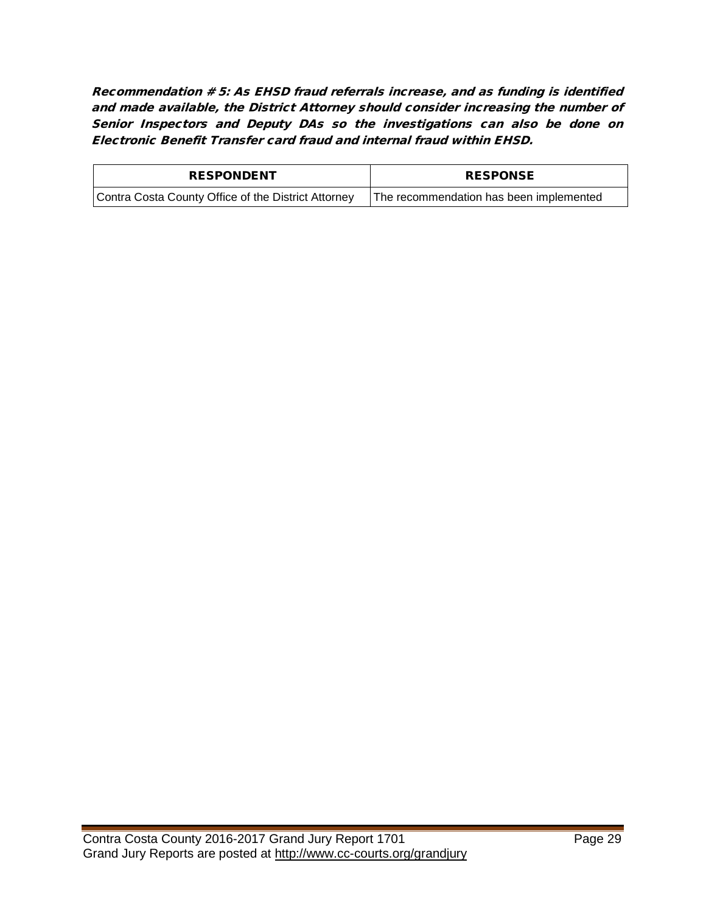***Recommendation # 5: As EHSD fraud referrals increase, and as funding is identified and made available, the District Attorney should consider increasing the number of Senior Inspectors and Deputy DAs so the investigations can also be done on Electronic Benefit Transfer card fraud and internal fraud within EHSD.***

| RESPONDENT | RESPONSE |
|---|---|
| Contra Costa County Office of the District Attorney | The recommendation has been implemented |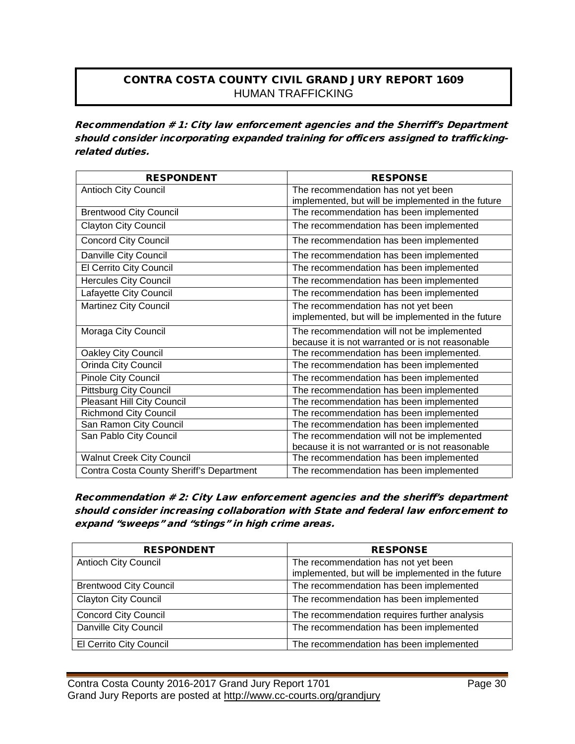## CONTRA COSTA COUNTY CIVIL GRAND JURY REPORT 1609

HUMAN TRAFFICKING

***Recommendation # 1: City law enforcement agencies and the Sherriff's Department should consider incorporating expanded training for officers assigned to trafficking-related duties.***

| RESPONDENT | RESPONSE |
|---|---|
| Antioch City Council | The recommendation has not yet been implemented, but will be implemented in the future |
| Brentwood City Council | The recommendation has been implemented |
| Clayton City Council | The recommendation has been implemented |
| Concord City Council | The recommendation has been implemented |
| Danville City Council | The recommendation has been implemented |
| El Cerrito City Council | The recommendation has been implemented |
| Hercules City Council | The recommendation has been implemented |
| Lafayette City Council | The recommendation has been implemented |
| Martinez City Council | The recommendation has not yet been implemented, but will be implemented in the future |
| Moraga City Council | The recommendation will not be implemented because it is not warranted or is not reasonable |
| Oakley City Council | The recommendation has been implemented. |
| Orinda City Council | The recommendation has been implemented |
| Pinole City Council | The recommendation has been implemented |
| Pittsburg City Council | The recommendation has been implemented |
| Pleasant Hill City Council | The recommendation has been implemented |
| Richmond City Council | The recommendation has been implemented |
| San Ramon City Council | The recommendation has been implemented |
| San Pablo City Council | The recommendation will not be implemented because it is not warranted or is not reasonable |
| Walnut Creek City Council | The recommendation has been implemented |
| Contra Costa County Sheriff's Department | The recommendation has been implemented |

***Recommendation # 2: City Law enforcement agencies and the sheriff's department should consider increasing collaboration with State and federal law enforcement to expand "sweeps" and "stings" in high crime areas.***

| RESPONDENT | RESPONSE |
|---|---|
| Antioch City Council | The recommendation has not yet been implemented, but will be implemented in the future |
| Brentwood City Council | The recommendation has been implemented |
| Clayton City Council | The recommendation has been implemented |
| Concord City Council | The recommendation requires further analysis |
| Danville City Council | The recommendation has been implemented |
| El Cerrito City Council | The recommendation has been implemented |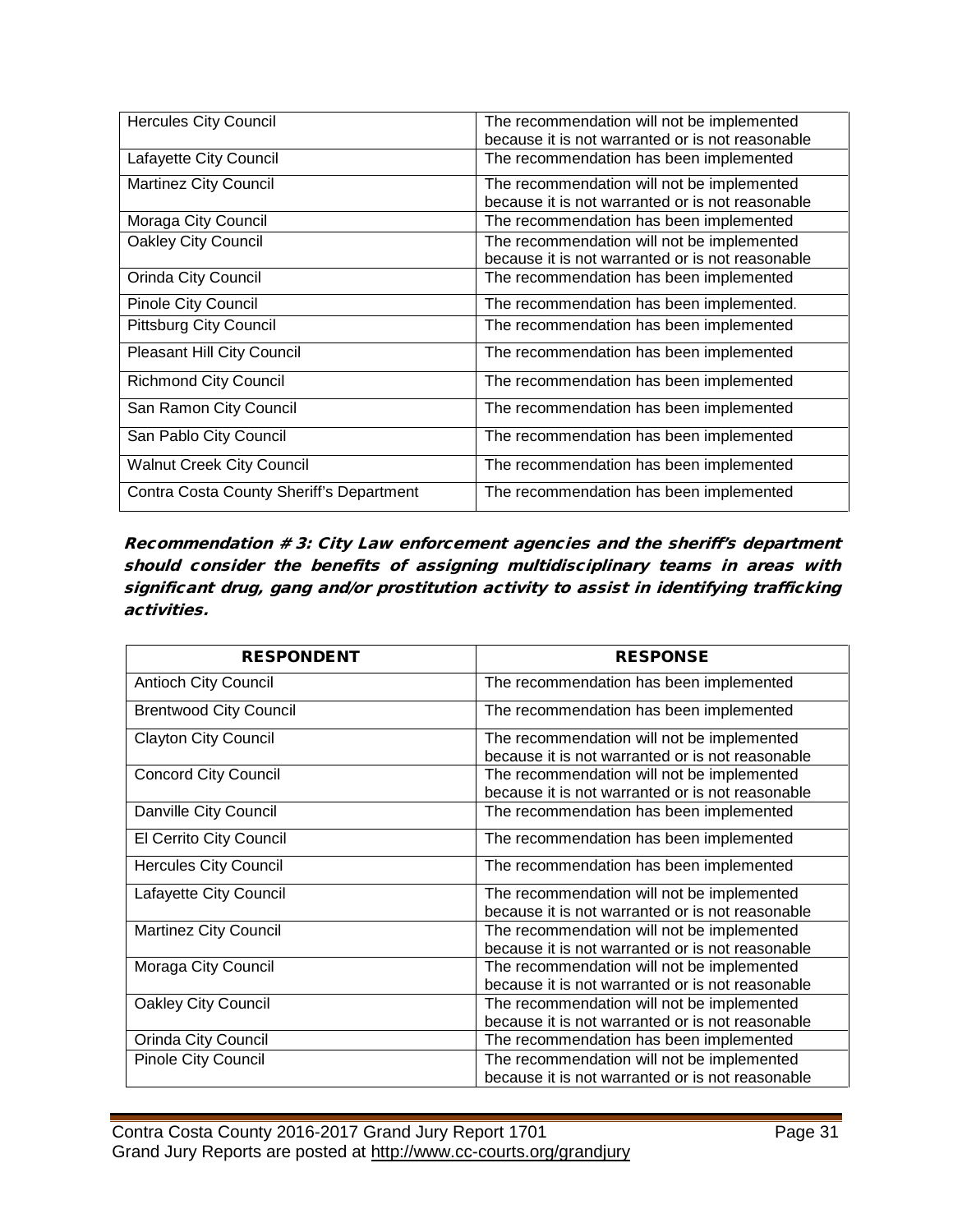| | |
|---|---|
| Hercules City Council | The recommendation will not be implemented because it is not warranted or is not reasonable |
| Lafayette City Council | The recommendation has been implemented |
| Martinez City Council | The recommendation will not be implemented because it is not warranted or is not reasonable |
| Moraga City Council | The recommendation has been implemented |
| Oakley City Council | The recommendation will not be implemented because it is not warranted or is not reasonable |
| Orinda City Council | The recommendation has been implemented |
| Pinole City Council | The recommendation has been implemented. |
| Pittsburg City Council | The recommendation has been implemented |
| Pleasant Hill City Council | The recommendation has been implemented |
| Richmond City Council | The recommendation has been implemented |
| San Ramon City Council | The recommendation has been implemented |
| San Pablo City Council | The recommendation has been implemented |
| Walnut Creek City Council | The recommendation has been implemented |
| Contra Costa County Sheriff's Department | The recommendation has been implemented |

***Recommendation # 3: City Law enforcement agencies and the sheriff's department should consider the benefits of assigning multidisciplinary teams in areas with significant drug, gang and/or prostitution activity to assist in identifying trafficking activities.***

| RESPONDENT | RESPONSE |
|---|---|
| Antioch City Council | The recommendation has been implemented |
| Brentwood City Council | The recommendation has been implemented |
| Clayton City Council | The recommendation will not be implemented because it is not warranted or is not reasonable |
| Concord City Council | The recommendation will not be implemented because it is not warranted or is not reasonable |
| Danville City Council | The recommendation has been implemented |
| El Cerrito City Council | The recommendation has been implemented |
| Hercules City Council | The recommendation has been implemented |
| Lafayette City Council | The recommendation will not be implemented because it is not warranted or is not reasonable |
| Martinez City Council | The recommendation will not be implemented because it is not warranted or is not reasonable |
| Moraga City Council | The recommendation will not be implemented because it is not warranted or is not reasonable |
| Oakley City Council | The recommendation will not be implemented because it is not warranted or is not reasonable |
| Orinda City Council | The recommendation has been implemented |
| Pinole City Council | The recommendation will not be implemented because it is not warranted or is not reasonable |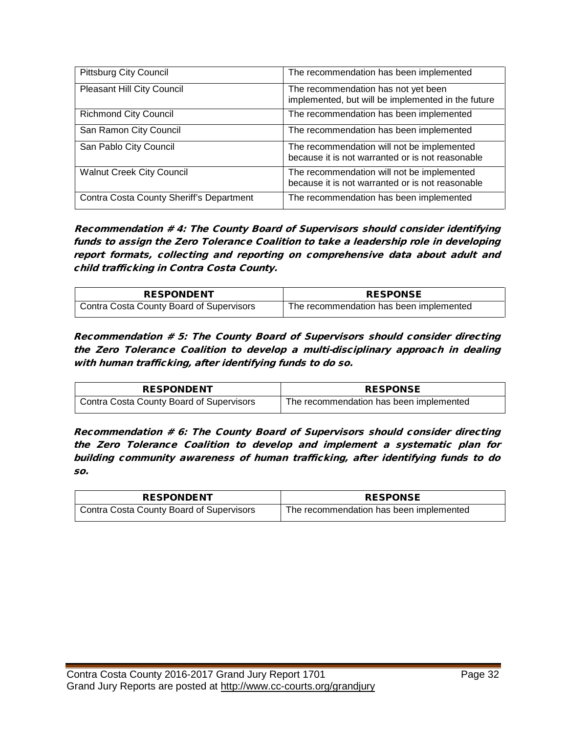| | |
|---|---|
| Pittsburg City Council | The recommendation has been implemented |
| Pleasant Hill City Council | The recommendation has not yet been implemented, but will be implemented in the future |
| Richmond City Council | The recommendation has been implemented |
| San Ramon City Council | The recommendation has been implemented |
| San Pablo City Council | The recommendation will not be implemented because it is not warranted or is not reasonable |
| Walnut Creek City Council | The recommendation will not be implemented because it is not warranted or is not reasonable |
| Contra Costa County Sheriff's Department | The recommendation has been implemented |

***Recommendation # 4: The County Board of Supervisors should consider identifying funds to assign the Zero Tolerance Coalition to take a leadership role in developing report formats, collecting and reporting on comprehensive data about adult and child trafficking in Contra Costa County.***

| RESPONDENT | RESPONSE |
|---|---|
| Contra Costa County Board of Supervisors | The recommendation has been implemented |

***Recommendation # 5: The County Board of Supervisors should consider directing the Zero Tolerance Coalition to develop a multi-disciplinary approach in dealing with human trafficking, after identifying funds to do so.***

| RESPONDENT | RESPONSE |
|---|---|
| Contra Costa County Board of Supervisors | The recommendation has been implemented |

***Recommendation # 6: The County Board of Supervisors should consider directing the Zero Tolerance Coalition to develop and implement a systematic plan for building community awareness of human trafficking, after identifying funds to do so.***

| RESPONDENT | RESPONSE |
|---|---|
| Contra Costa County Board of Supervisors | The recommendation has been implemented |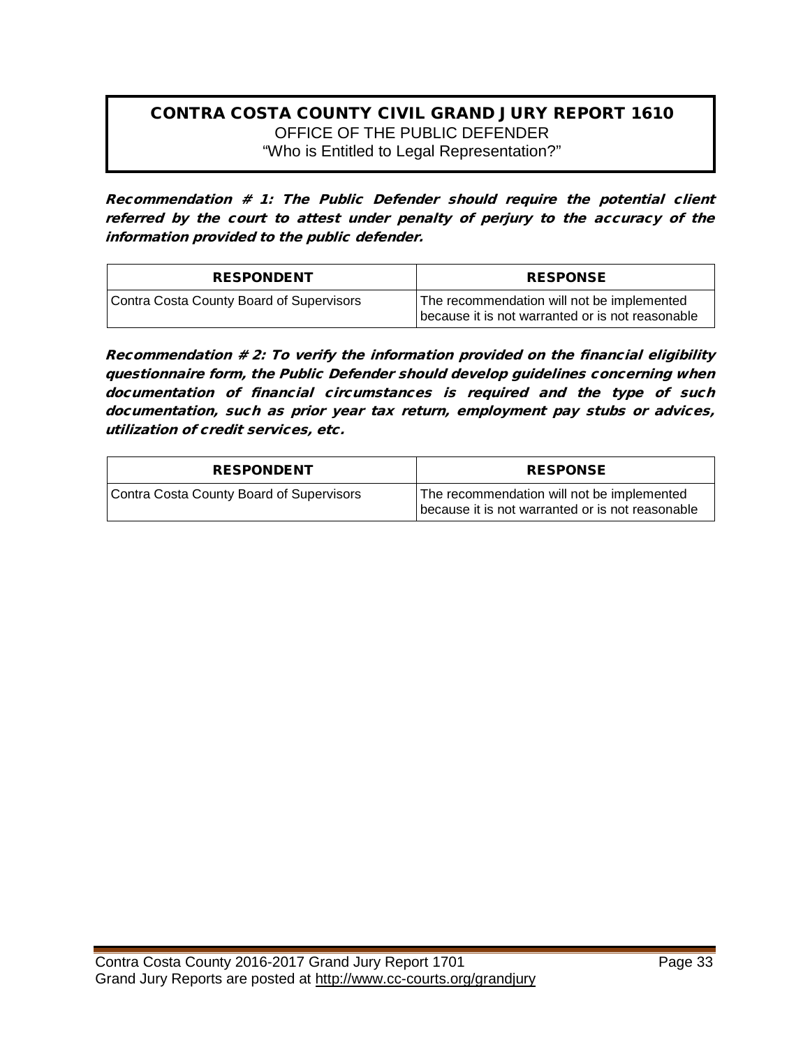## CONTRA COSTA COUNTY CIVIL GRAND JURY REPORT 1610

OFFICE OF THE PUBLIC DEFENDER

"Who is Entitled to Legal Representation?"

***Recommendation # 1: The Public Defender should require the potential client referred by the court to attest under penalty of perjury to the accuracy of the information provided to the public defender.***

| RESPONDENT | RESPONSE |
|---|---|
| Contra Costa County Board of Supervisors | The recommendation will not be implemented because it is not warranted or is not reasonable |

***Recommendation # 2: To verify the information provided on the financial eligibility questionnaire form, the Public Defender should develop guidelines concerning when documentation of financial circumstances is required and the type of such documentation, such as prior year tax return, employment pay stubs or advices, utilization of credit services, etc.***

| RESPONDENT | RESPONSE |
|---|---|
| Contra Costa County Board of Supervisors | The recommendation will not be implemented because it is not warranted or is not reasonable |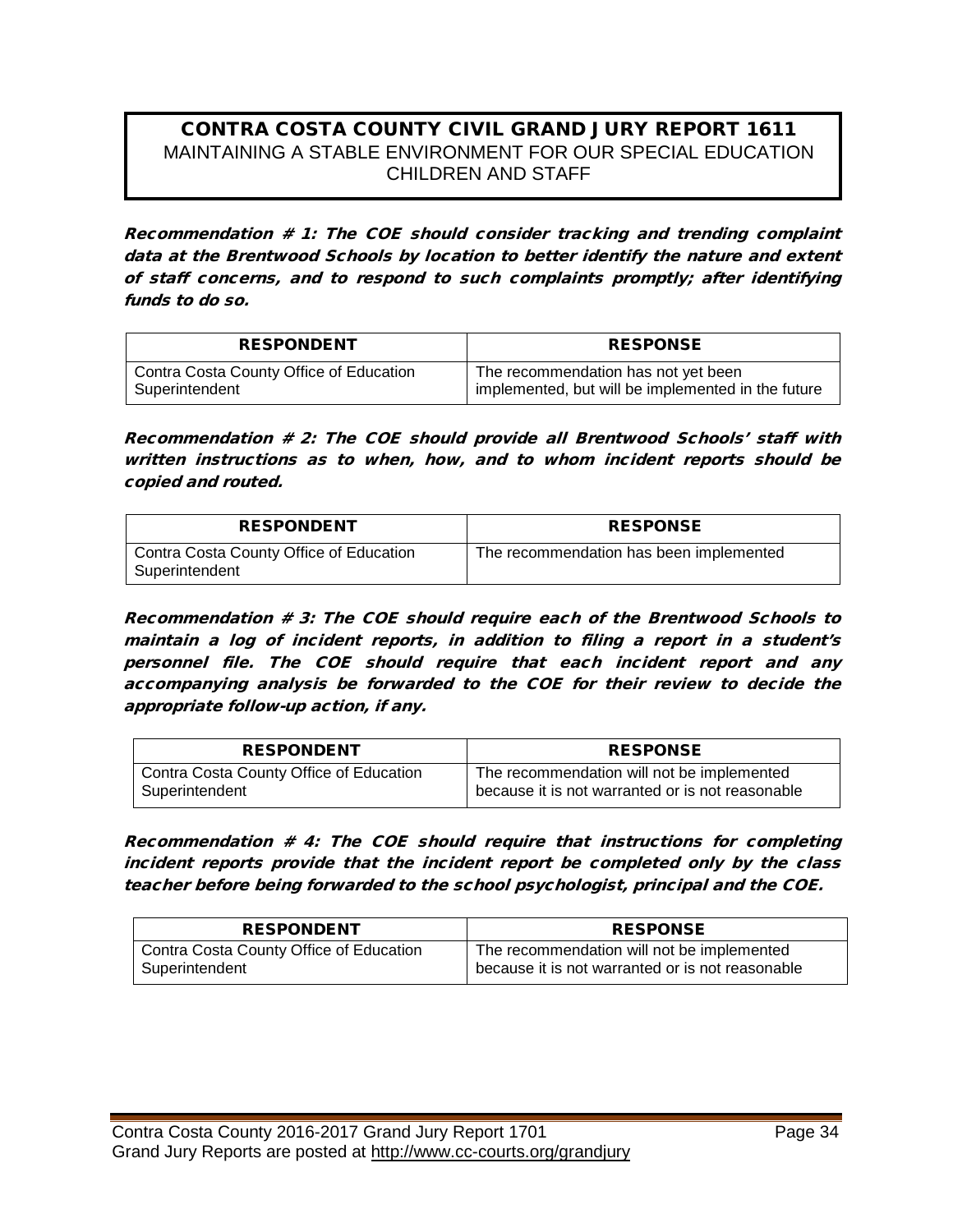# CONTRA COSTA COUNTY CIVIL GRAND JURY REPORT 1611

MAINTAINING A STABLE ENVIRONMENT FOR OUR SPECIAL EDUCATION CHILDREN AND STAFF

***Recommendation # 1: The COE should consider tracking and trending complaint data at the Brentwood Schools by location to better identify the nature and extent of staff concerns, and to respond to such complaints promptly; after identifying funds to do so.***

| RESPONDENT | RESPONSE |
|---|---|
| Contra Costa County Office of Education Superintendent | The recommendation has not yet been implemented, but will be implemented in the future |

***Recommendation # 2: The COE should provide all Brentwood Schools' staff with written instructions as to when, how, and to whom incident reports should be copied and routed.***

| RESPONDENT | RESPONSE |
|---|---|
| Contra Costa County Office of Education Superintendent | The recommendation has been implemented |

***Recommendation # 3: The COE should require each of the Brentwood Schools to maintain a log of incident reports, in addition to filing a report in a student's personnel file. The COE should require that each incident report and any accompanying analysis be forwarded to the COE for their review to decide the appropriate follow-up action, if any.***

| RESPONDENT | RESPONSE |
|---|---|
| Contra Costa County Office of Education Superintendent | The recommendation will not be implemented because it is not warranted or is not reasonable |

***Recommendation # 4: The COE should require that instructions for completing incident reports provide that the incident report be completed only by the class teacher before being forwarded to the school psychologist, principal and the COE.***

| RESPONDENT | RESPONSE |
|---|---|
| Contra Costa County Office of Education Superintendent | The recommendation will not be implemented because it is not warranted or is not reasonable |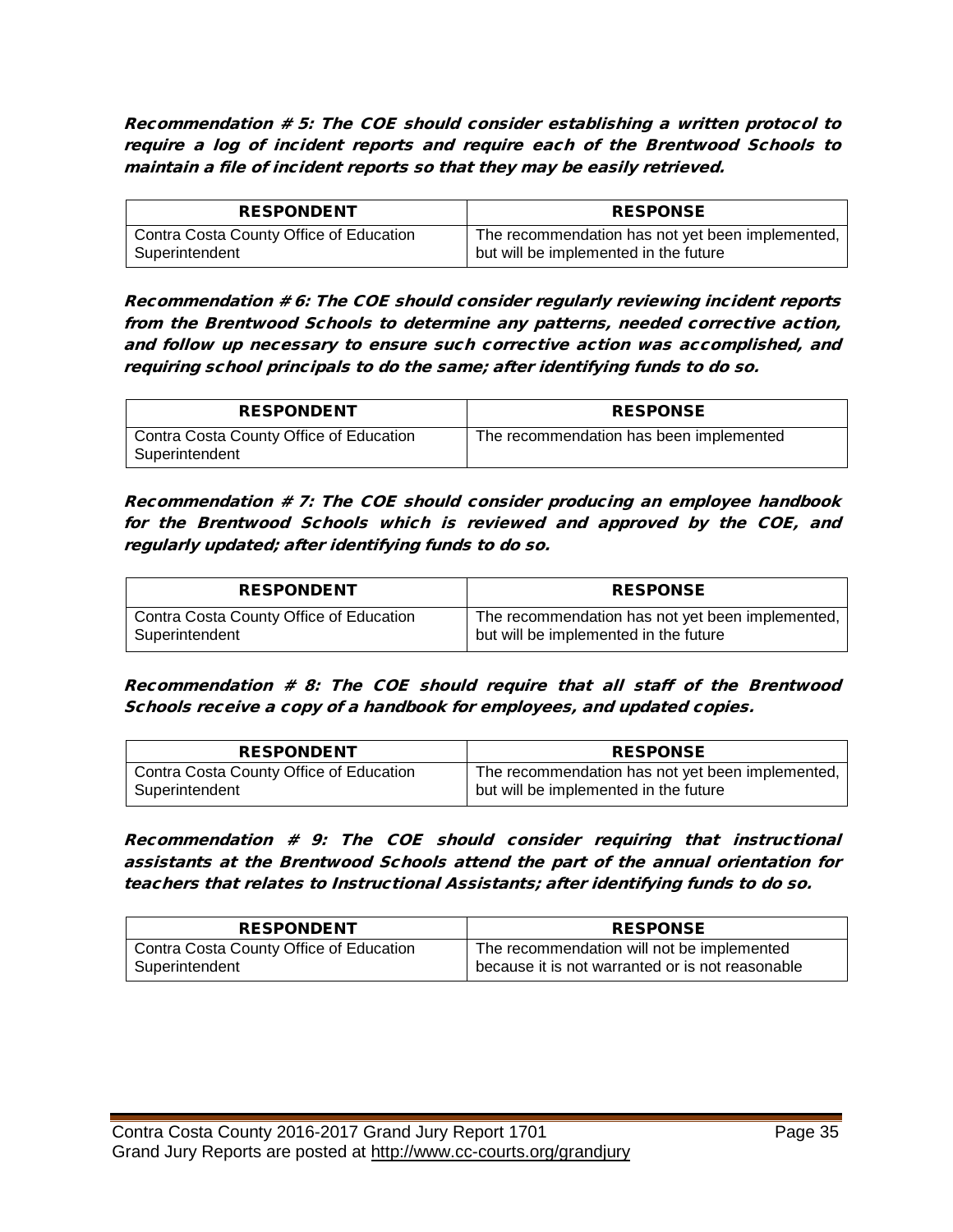***Recommendation # 5: The COE should consider establishing a written protocol to require a log of incident reports and require each of the Brentwood Schools to maintain a file of incident reports so that they may be easily retrieved.***

| RESPONDENT | RESPONSE |
| --- | --- |
| Contra Costa County Office of Education Superintendent | The recommendation has not yet been implemented, but will be implemented in the future |

***Recommendation # 6: The COE should consider regularly reviewing incident reports from the Brentwood Schools to determine any patterns, needed corrective action, and follow up necessary to ensure such corrective action was accomplished, and requiring school principals to do the same; after identifying funds to do so.***

| RESPONDENT | RESPONSE |
| --- | --- |
| Contra Costa County Office of Education Superintendent | The recommendation has been implemented |

***Recommendation # 7: The COE should consider producing an employee handbook for the Brentwood Schools which is reviewed and approved by the COE, and regularly updated; after identifying funds to do so.***

| RESPONDENT | RESPONSE |
| --- | --- |
| Contra Costa County Office of Education Superintendent | The recommendation has not yet been implemented, but will be implemented in the future |

***Recommendation # 8: The COE should require that all staff of the Brentwood Schools receive a copy of a handbook for employees, and updated copies.***

| RESPONDENT | RESPONSE |
| --- | --- |
| Contra Costa County Office of Education Superintendent | The recommendation has not yet been implemented, but will be implemented in the future |

***Recommendation # 9: The COE should consider requiring that instructional assistants at the Brentwood Schools attend the part of the annual orientation for teachers that relates to Instructional Assistants; after identifying funds to do so.***

| RESPONDENT | RESPONSE |
| --- | --- |
| Contra Costa County Office of Education Superintendent | The recommendation will not be implemented because it is not warranted or is not reasonable |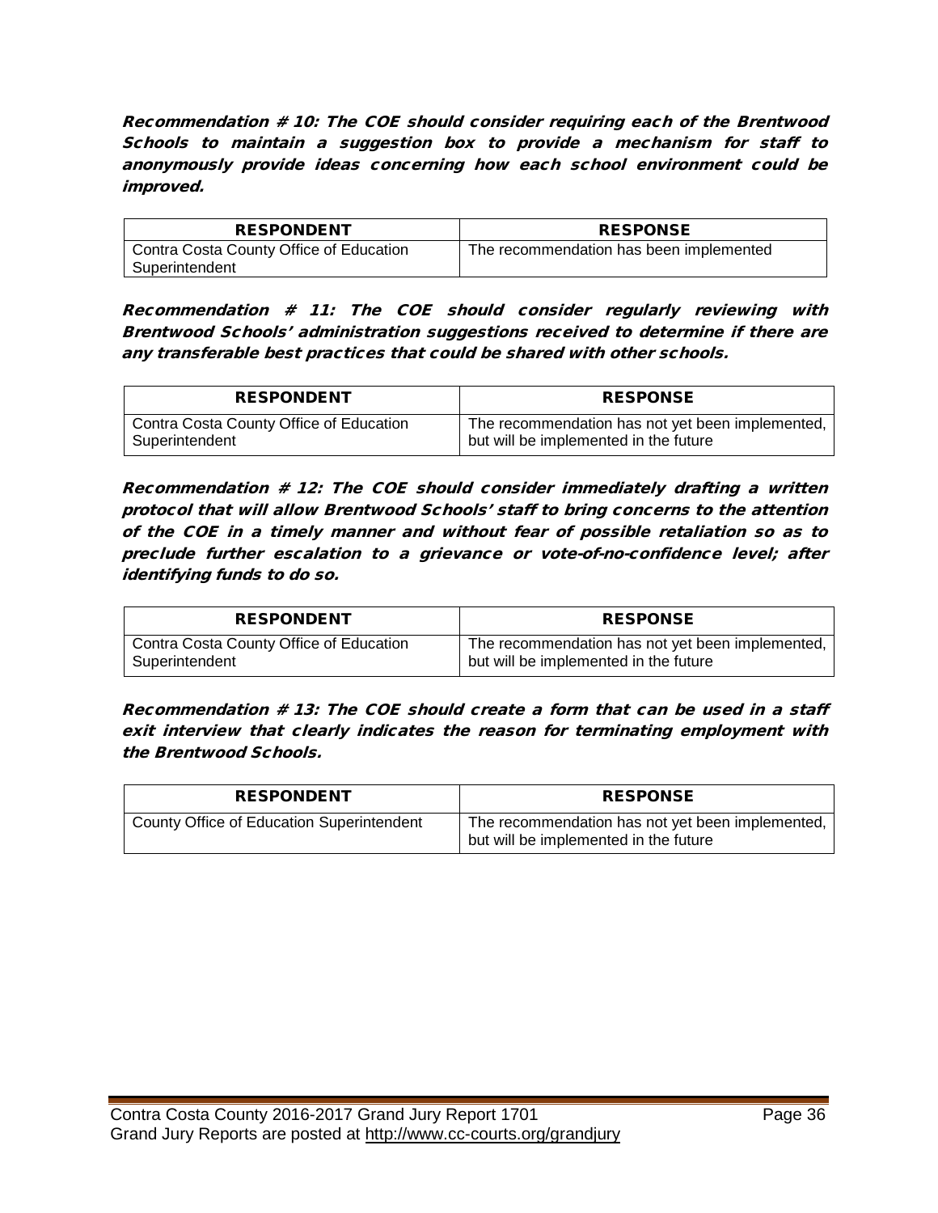***Recommendation # 10: The COE should consider requiring each of the Brentwood Schools to maintain a suggestion box to provide a mechanism for staff to anonymously provide ideas concerning how each school environment could be improved.***

| RESPONDENT | RESPONSE |
|---|---|
| Contra Costa County Office of Education Superintendent | The recommendation has been implemented |

***Recommendation # 11: The COE should consider regularly reviewing with Brentwood Schools' administration suggestions received to determine if there are any transferable best practices that could be shared with other schools.***

| RESPONDENT | RESPONSE |
|---|---|
| Contra Costa County Office of Education Superintendent | The recommendation has not yet been implemented, but will be implemented in the future |

***Recommendation # 12: The COE should consider immediately drafting a written protocol that will allow Brentwood Schools' staff to bring concerns to the attention of the COE in a timely manner and without fear of possible retaliation so as to preclude further escalation to a grievance or vote-of-no-confidence level; after identifying funds to do so.***

| RESPONDENT | RESPONSE |
|---|---|
| Contra Costa County Office of Education Superintendent | The recommendation has not yet been implemented, but will be implemented in the future |

***Recommendation # 13: The COE should create a form that can be used in a staff exit interview that clearly indicates the reason for terminating employment with the Brentwood Schools.***

| RESPONDENT | RESPONSE |
|---|---|
| County Office of Education Superintendent | The recommendation has not yet been implemented, but will be implemented in the future |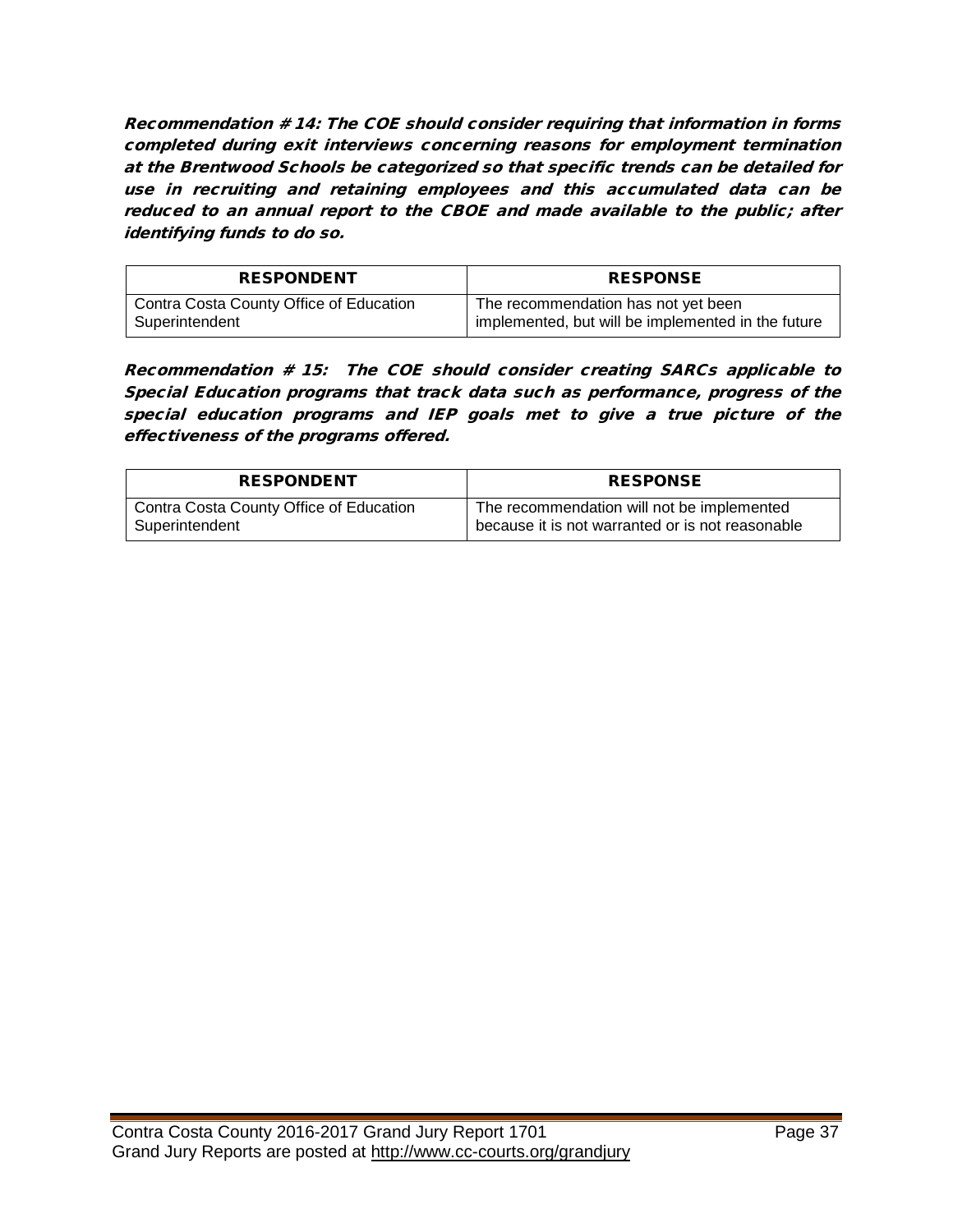***Recommendation # 14: The COE should consider requiring that information in forms completed during exit interviews concerning reasons for employment termination at the Brentwood Schools be categorized so that specific trends can be detailed for use in recruiting and retaining employees and this accumulated data can be reduced to an annual report to the CBOE and made available to the public; after identifying funds to do so.***

| RESPONDENT | RESPONSE |
|---|---|
| Contra Costa County Office of Education Superintendent | The recommendation has not yet been implemented, but will be implemented in the future |

***Recommendation # 15: The COE should consider creating SARCs applicable to Special Education programs that track data such as performance, progress of the special education programs and IEP goals met to give a true picture of the effectiveness of the programs offered.***

| RESPONDENT | RESPONSE |
|---|---|
| Contra Costa County Office of Education Superintendent | The recommendation will not be implemented because it is not warranted or is not reasonable |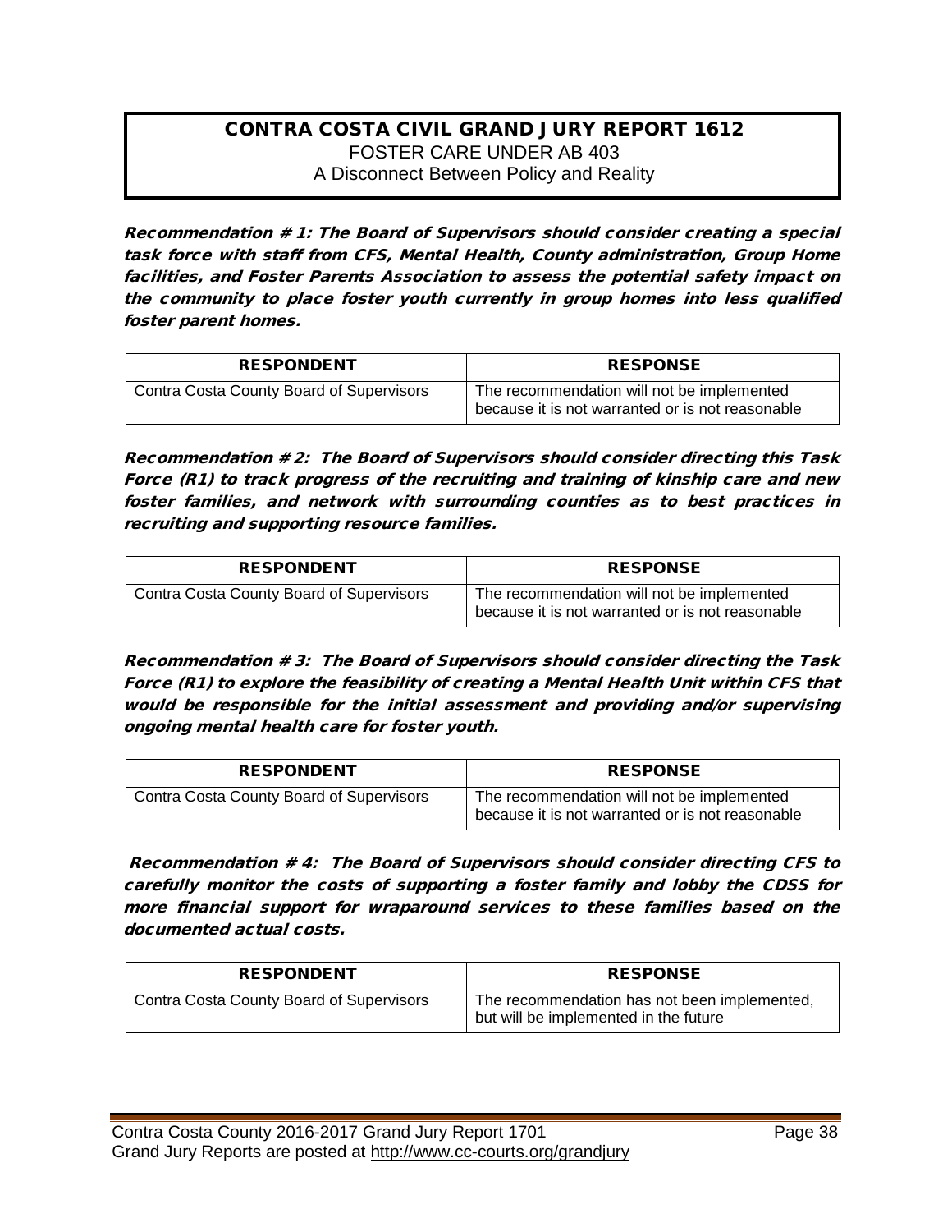**CONTRA COSTA CIVIL GRAND JURY REPORT 1612**
FOSTER CARE UNDER AB 403
A Disconnect Between Policy and Reality

***Recommendation # 1: The Board of Supervisors should consider creating a special task force with staff from CFS, Mental Health, County administration, Group Home facilities, and Foster Parents Association to assess the potential safety impact on the community to place foster youth currently in group homes into less qualified foster parent homes.***

| RESPONDENT | RESPONSE |
|---|---|
| Contra Costa County Board of Supervisors | The recommendation will not be implemented because it is not warranted or is not reasonable |

***Recommendation # 2: The Board of Supervisors should consider directing this Task Force (R1) to track progress of the recruiting and training of kinship care and new foster families, and network with surrounding counties as to best practices in recruiting and supporting resource families.***

| RESPONDENT | RESPONSE |
|---|---|
| Contra Costa County Board of Supervisors | The recommendation will not be implemented because it is not warranted or is not reasonable |

***Recommendation # 3: The Board of Supervisors should consider directing the Task Force (R1) to explore the feasibility of creating a Mental Health Unit within CFS that would be responsible for the initial assessment and providing and/or supervising ongoing mental health care for foster youth.***

| RESPONDENT | RESPONSE |
|---|---|
| Contra Costa County Board of Supervisors | The recommendation will not be implemented because it is not warranted or is not reasonable |

***Recommendation # 4: The Board of Supervisors should consider directing CFS to carefully monitor the costs of supporting a foster family and lobby the CDSS for more financial support for wraparound services to these families based on the documented actual costs.***

| RESPONDENT | RESPONSE |
|---|---|
| Contra Costa County Board of Supervisors | The recommendation has not been implemented, but will be implemented in the future |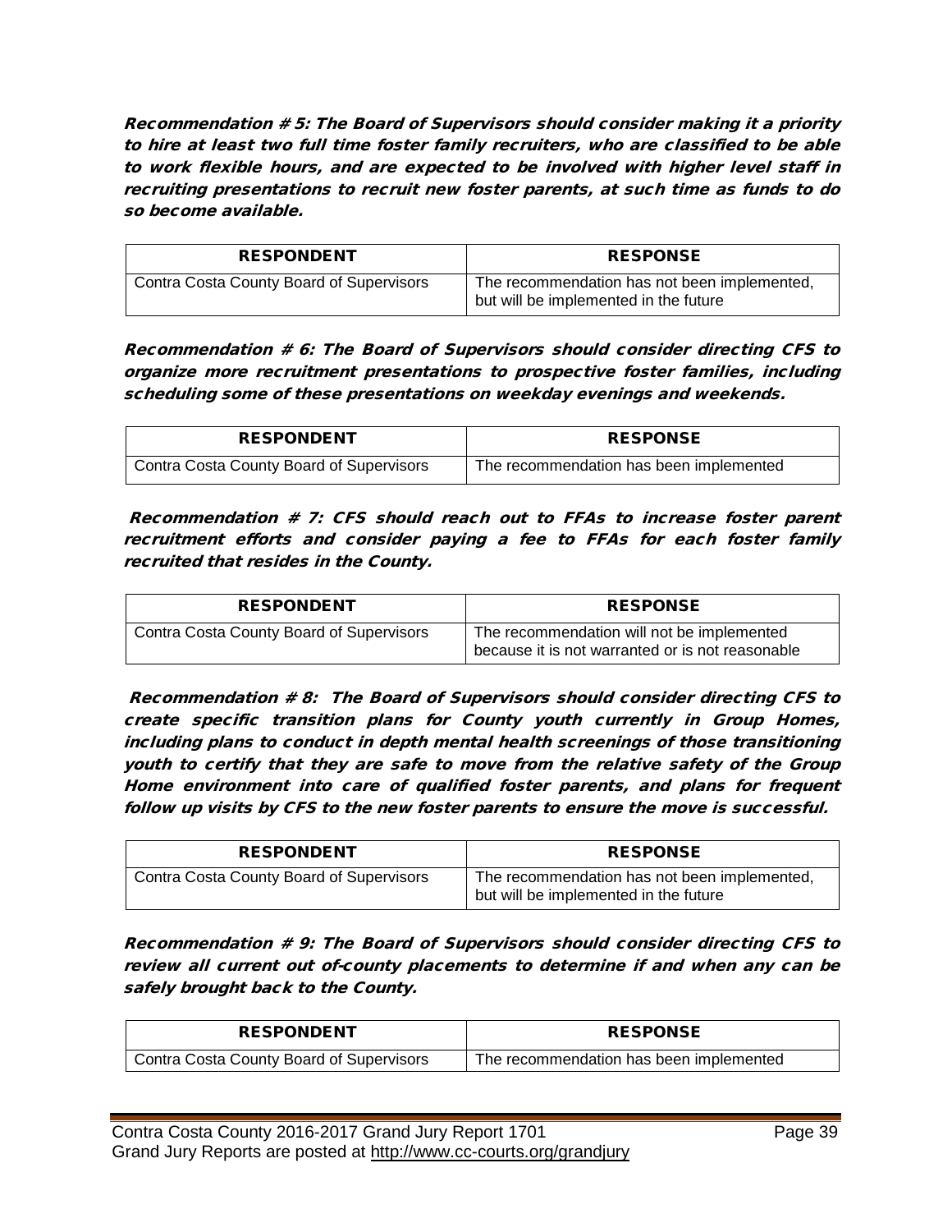***Recommendation # 5: The Board of Supervisors should consider making it a priority to hire at least two full time foster family recruiters, who are classified to be able to work flexible hours, and are expected to be involved with higher level staff in recruiting presentations to recruit new foster parents, at such time as funds to do so become available.***

| RESPONDENT | RESPONSE |
| --- | --- |
| Contra Costa County Board of Supervisors | The recommendation has not been implemented, but will be implemented in the future |

***Recommendation # 6: The Board of Supervisors should consider directing CFS to organize more recruitment presentations to prospective foster families, including scheduling some of these presentations on weekday evenings and weekends.***

| RESPONDENT | RESPONSE |
| --- | --- |
| Contra Costa County Board of Supervisors | The recommendation has been implemented |

***Recommendation # 7: CFS should reach out to FFAs to increase foster parent recruitment efforts and consider paying a fee to FFAs for each foster family recruited that resides in the County.***

| RESPONDENT | RESPONSE |
| --- | --- |
| Contra Costa County Board of Supervisors | The recommendation will not be implemented because it is not warranted or is not reasonable |

***Recommendation # 8: The Board of Supervisors should consider directing CFS to create specific transition plans for County youth currently in Group Homes, including plans to conduct in depth mental health screenings of those transitioning youth to certify that they are safe to move from the relative safety of the Group Home environment into care of qualified foster parents, and plans for frequent follow up visits by CFS to the new foster parents to ensure the move is successful.***

| RESPONDENT | RESPONSE |
| --- | --- |
| Contra Costa County Board of Supervisors | The recommendation has not been implemented, but will be implemented in the future |

***Recommendation # 9: The Board of Supervisors should consider directing CFS to review all current out of-county placements to determine if and when any can be safely brought back to the County.***

| RESPONDENT | RESPONSE |
| --- | --- |
| Contra Costa County Board of Supervisors | The recommendation has been implemented |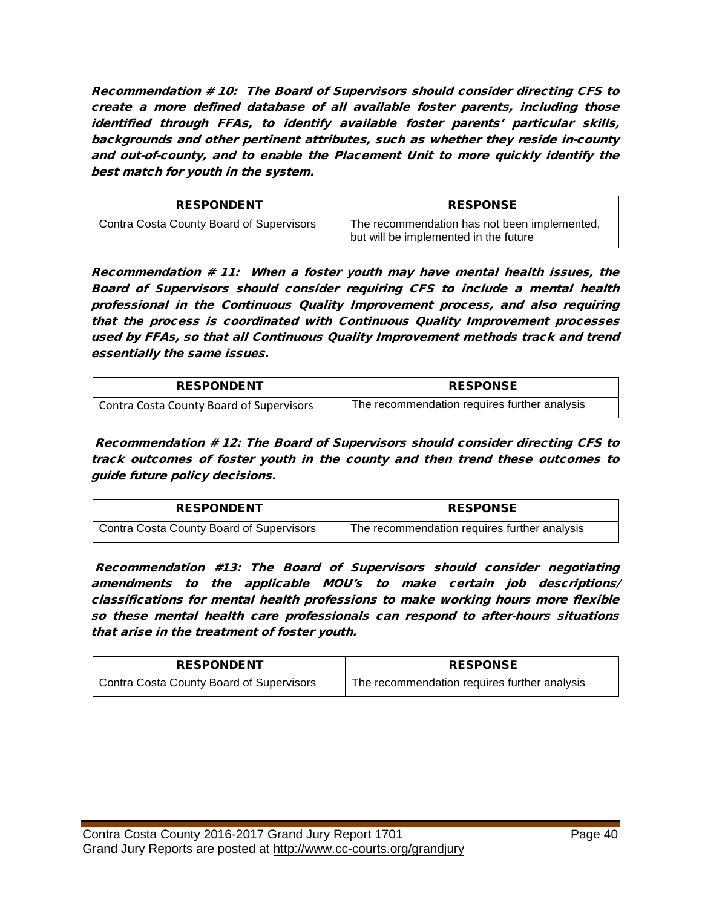***Recommendation # 10: The Board of Supervisors should consider directing CFS to create a more defined database of all available foster parents, including those identified through FFAs, to identify available foster parents' particular skills, backgrounds and other pertinent attributes, such as whether they reside in-county and out-of-county, and to enable the Placement Unit to more quickly identify the best match for youth in the system.***

| RESPONDENT | RESPONSE |
|---|---|
| Contra Costa County Board of Supervisors | The recommendation has not been implemented, but will be implemented in the future |

***Recommendation # 11: When a foster youth may have mental health issues, the Board of Supervisors should consider requiring CFS to include a mental health professional in the Continuous Quality Improvement process, and also requiring that the process is coordinated with Continuous Quality Improvement processes used by FFAs, so that all Continuous Quality Improvement methods track and trend essentially the same issues.***

| RESPONDENT | RESPONSE |
|---|---|
| Contra Costa County Board of Supervisors | The recommendation requires further analysis |

***Recommendation # 12: The Board of Supervisors should consider directing CFS to track outcomes of foster youth in the county and then trend these outcomes to guide future policy decisions.***

| RESPONDENT | RESPONSE |
|---|---|
| Contra Costa County Board of Supervisors | The recommendation requires further analysis |

***Recommendation #13: The Board of Supervisors should consider negotiating amendments to the applicable MOU's to make certain job descriptions/ classifications for mental health professions to make working hours more flexible so these mental health care professionals can respond to after-hours situations that arise in the treatment of foster youth.***

| RESPONDENT | RESPONSE |
|---|---|
| Contra Costa County Board of Supervisors | The recommendation requires further analysis |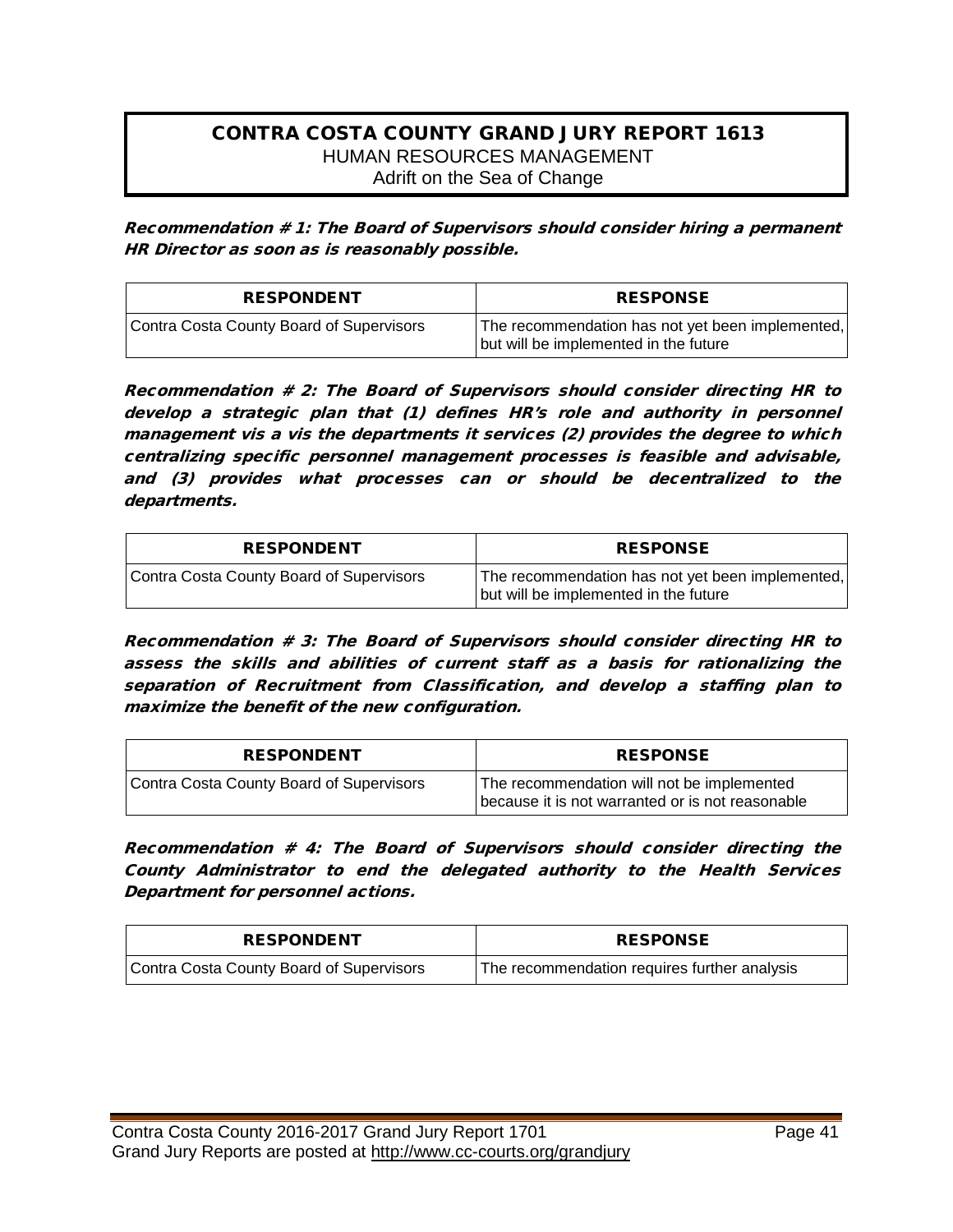# CONTRA COSTA COUNTY GRAND JURY REPORT 1613

HUMAN RESOURCES MANAGEMENT

Adrift on the Sea of Change

***Recommendation # 1: The Board of Supervisors should consider hiring a permanent HR Director as soon as is reasonably possible.***

| RESPONDENT | RESPONSE |
|---|---|
| Contra Costa County Board of Supervisors | The recommendation has not yet been implemented, but will be implemented in the future |

***Recommendation # 2: The Board of Supervisors should consider directing HR to develop a strategic plan that (1) defines HR's role and authority in personnel management vis a vis the departments it services (2) provides the degree to which centralizing specific personnel management processes is feasible and advisable, and (3) provides what processes can or should be decentralized to the departments.***

| RESPONDENT | RESPONSE |
|---|---|
| Contra Costa County Board of Supervisors | The recommendation has not yet been implemented, but will be implemented in the future |

***Recommendation # 3: The Board of Supervisors should consider directing HR to assess the skills and abilities of current staff as a basis for rationalizing the separation of Recruitment from Classification, and develop a staffing plan to maximize the benefit of the new configuration.***

| RESPONDENT | RESPONSE |
|---|---|
| Contra Costa County Board of Supervisors | The recommendation will not be implemented because it is not warranted or is not reasonable |

***Recommendation # 4: The Board of Supervisors should consider directing the County Administrator to end the delegated authority to the Health Services Department for personnel actions.***

| RESPONDENT | RESPONSE |
|---|---|
| Contra Costa County Board of Supervisors | The recommendation requires further analysis |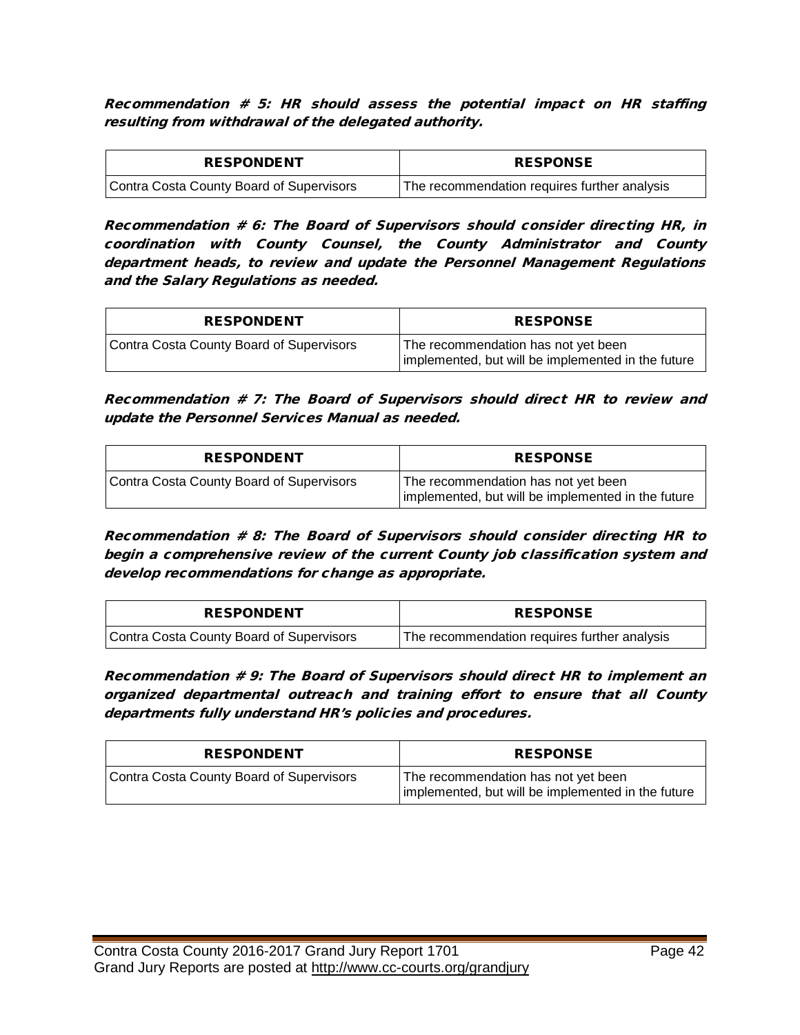***Recommendation # 5: HR should assess the potential impact on HR staffing resulting from withdrawal of the delegated authority.***

| RESPONDENT | RESPONSE |
|---|---|
| Contra Costa County Board of Supervisors | The recommendation requires further analysis |

***Recommendation # 6: The Board of Supervisors should consider directing HR, in coordination with County Counsel, the County Administrator and County department heads, to review and update the Personnel Management Regulations and the Salary Regulations as needed.***

| RESPONDENT | RESPONSE |
|---|---|
| Contra Costa County Board of Supervisors | The recommendation has not yet been implemented, but will be implemented in the future |

***Recommendation # 7: The Board of Supervisors should direct HR to review and update the Personnel Services Manual as needed.***

| RESPONDENT | RESPONSE |
|---|---|
| Contra Costa County Board of Supervisors | The recommendation has not yet been implemented, but will be implemented in the future |

***Recommendation # 8: The Board of Supervisors should consider directing HR to begin a comprehensive review of the current County job classification system and develop recommendations for change as appropriate.***

| RESPONDENT | RESPONSE |
|---|---|
| Contra Costa County Board of Supervisors | The recommendation requires further analysis |

***Recommendation # 9: The Board of Supervisors should direct HR to implement an organized departmental outreach and training effort to ensure that all County departments fully understand HR's policies and procedures.***

| RESPONDENT | RESPONSE |
|---|---|
| Contra Costa County Board of Supervisors | The recommendation has not yet been implemented, but will be implemented in the future |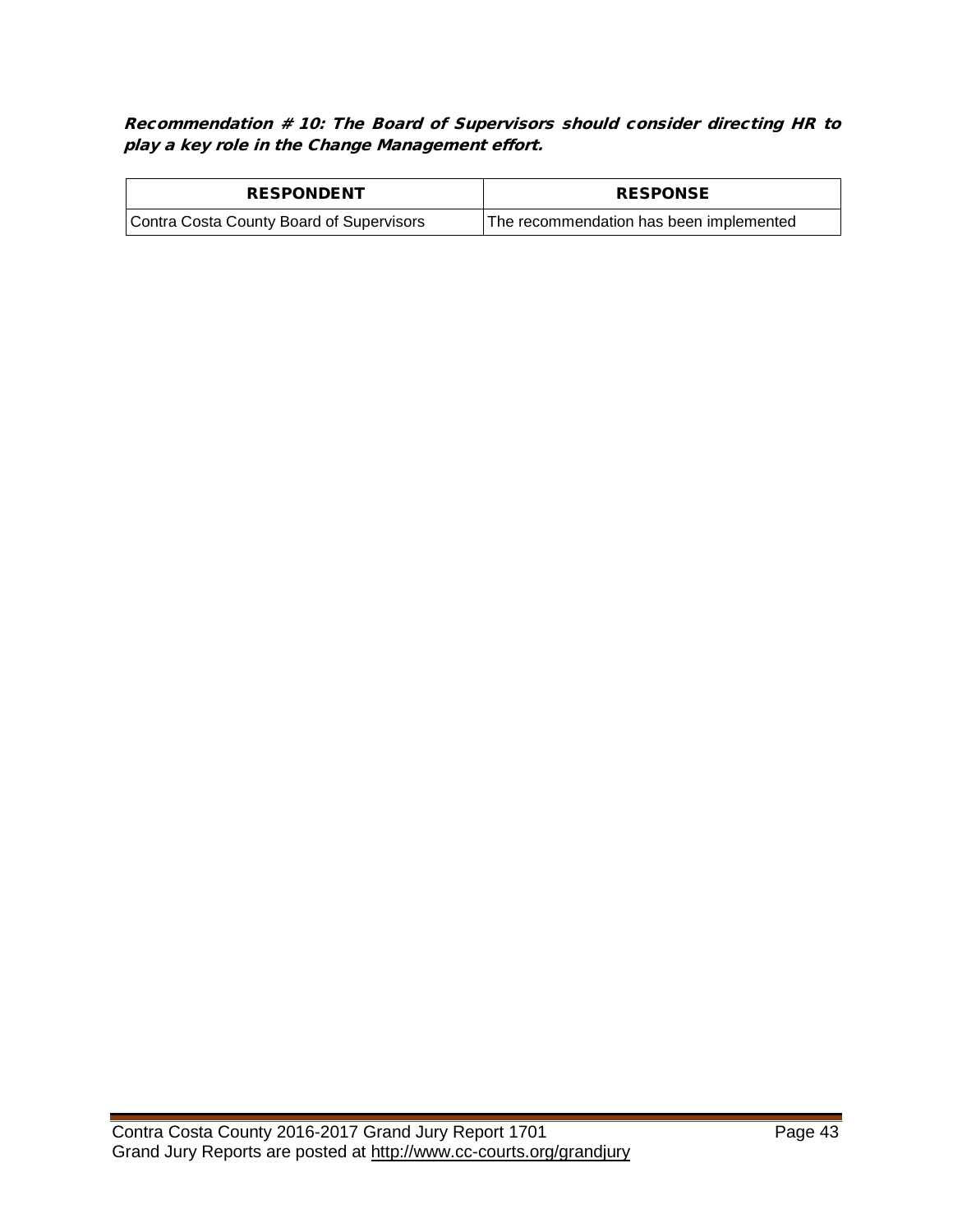***Recommendation # 10: The Board of Supervisors should consider directing HR to play a key role in the Change Management effort.***

| RESPONDENT | RESPONSE |
|---|---|
| Contra Costa County Board of Supervisors | The recommendation has been implemented |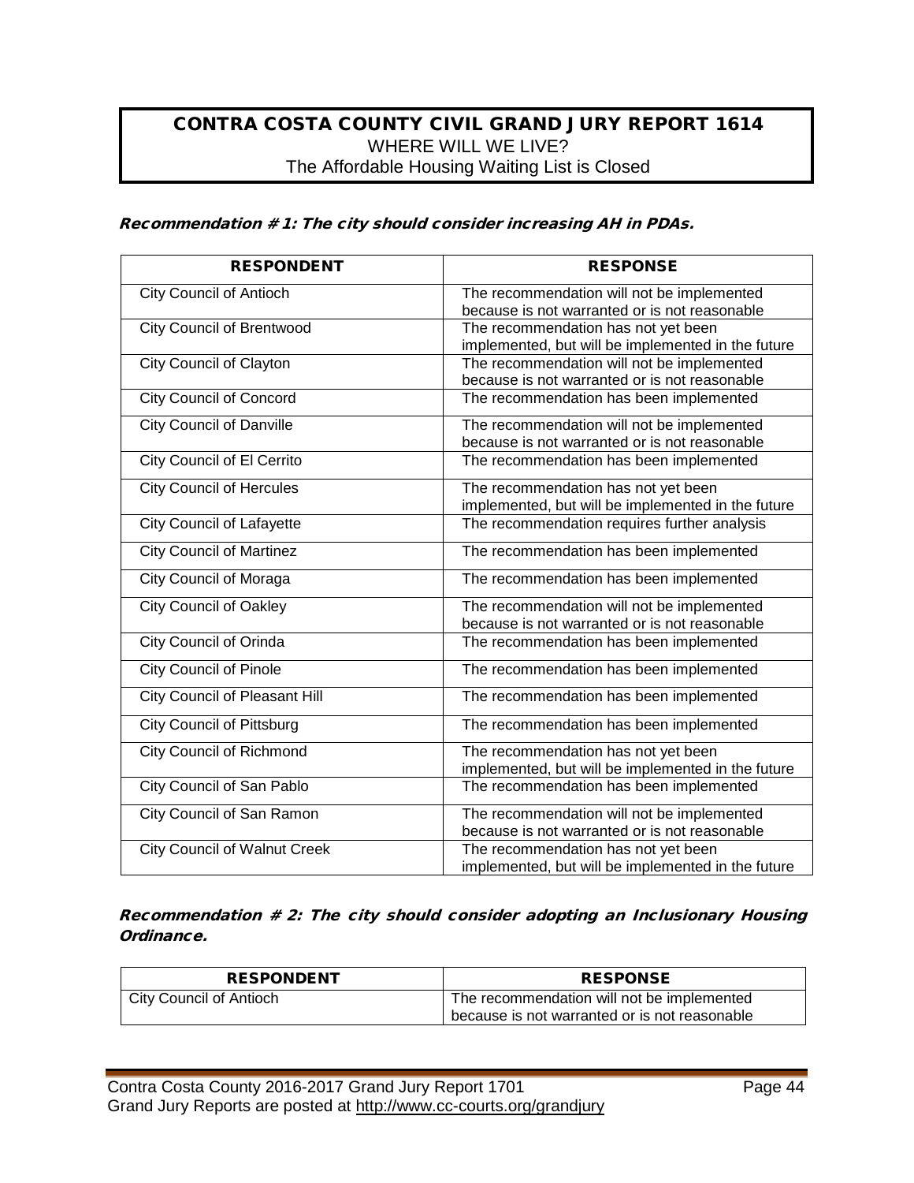**CONTRA COSTA COUNTY CIVIL GRAND JURY REPORT 1614**
WHERE WILL WE LIVE?
The Affordable Housing Waiting List is Closed

***Recommendation #1: The city should consider increasing AH in PDAs.***

| RESPONDENT | RESPONSE |
|---|---|
| City Council of Antioch | The recommendation will not be implemented because is not warranted or is not reasonable |
| City Council of Brentwood | The recommendation has not yet been implemented, but will be implemented in the future |
| City Council of Clayton | The recommendation will not be implemented because is not warranted or is not reasonable |
| City Council of Concord | The recommendation has been implemented |
| City Council of Danville | The recommendation will not be implemented because is not warranted or is not reasonable |
| City Council of El Cerrito | The recommendation has been implemented |
| City Council of Hercules | The recommendation has not yet been implemented, but will be implemented in the future |
| City Council of Lafayette | The recommendation requires further analysis |
| City Council of Martinez | The recommendation has been implemented |
| City Council of Moraga | The recommendation has been implemented |
| City Council of Oakley | The recommendation will not be implemented because is not warranted or is not reasonable |
| City Council of Orinda | The recommendation has been implemented |
| City Council of Pinole | The recommendation has been implemented |
| City Council of Pleasant Hill | The recommendation has been implemented |
| City Council of Pittsburg | The recommendation has been implemented |
| City Council of Richmond | The recommendation has not yet been implemented, but will be implemented in the future |
| City Council of San Pablo | The recommendation has been implemented |
| City Council of San Ramon | The recommendation will not be implemented because is not warranted or is not reasonable |
| City Council of Walnut Creek | The recommendation has not yet been implemented, but will be implemented in the future |

***Recommendation #2: The city should consider adopting an Inclusionary Housing Ordinance.***

| RESPONDENT | RESPONSE |
|---|---|
| City Council of Antioch | The recommendation will not be implemented because is not warranted or is not reasonable |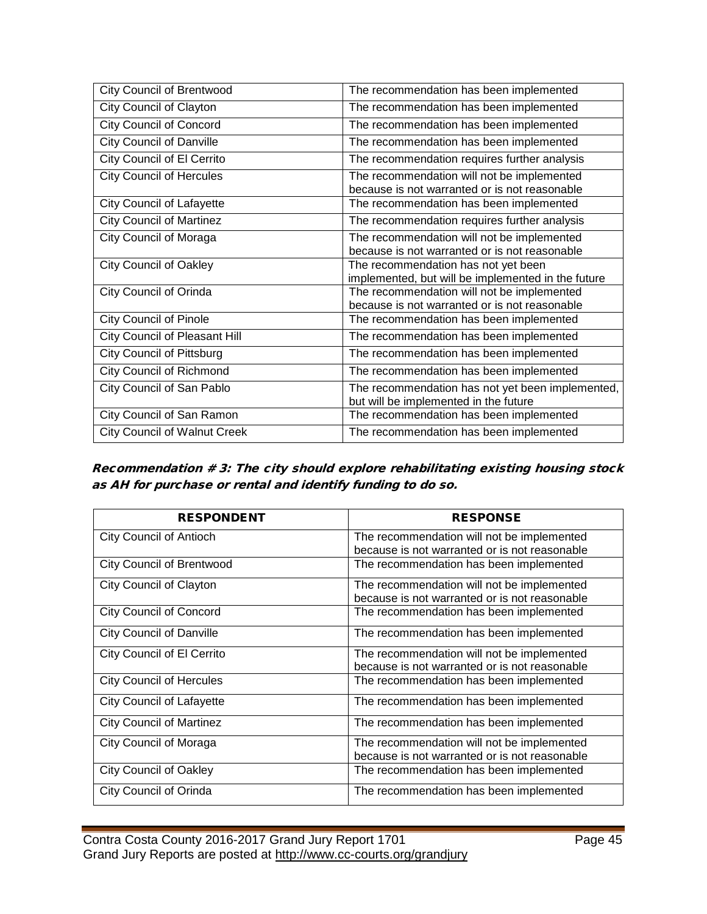| | |
|---|---|
| City Council of Brentwood | The recommendation has been implemented |
| City Council of Clayton | The recommendation has been implemented |
| City Council of Concord | The recommendation has been implemented |
| City Council of Danville | The recommendation has been implemented |
| City Council of El Cerrito | The recommendation requires further analysis |
| City Council of Hercules | The recommendation will not be implemented because is not warranted or is not reasonable |
| City Council of Lafayette | The recommendation has been implemented |
| City Council of Martinez | The recommendation requires further analysis |
| City Council of Moraga | The recommendation will not be implemented because is not warranted or is not reasonable |
| City Council of Oakley | The recommendation has not yet been implemented, but will be implemented in the future |
| City Council of Orinda | The recommendation will not be implemented because is not warranted or is not reasonable |
| City Council of Pinole | The recommendation has been implemented |
| City Council of Pleasant Hill | The recommendation has been implemented |
| City Council of Pittsburg | The recommendation has been implemented |
| City Council of Richmond | The recommendation has been implemented |
| City Council of San Pablo | The recommendation has not yet been implemented, but will be implemented in the future |
| City Council of San Ramon | The recommendation has been implemented |
| City Council of Walnut Creek | The recommendation has been implemented |

***Recommendation # 3: The city should explore rehabilitating existing housing stock as AH for purchase or rental and identify funding to do so.***

| RESPONDENT | RESPONSE |
|---|---|
| City Council of Antioch | The recommendation will not be implemented because is not warranted or is not reasonable |
| City Council of Brentwood | The recommendation has been implemented |
| City Council of Clayton | The recommendation will not be implemented because is not warranted or is not reasonable |
| City Council of Concord | The recommendation has been implemented |
| City Council of Danville | The recommendation has been implemented |
| City Council of El Cerrito | The recommendation will not be implemented because is not warranted or is not reasonable |
| City Council of Hercules | The recommendation has been implemented |
| City Council of Lafayette | The recommendation has been implemented |
| City Council of Martinez | The recommendation has been implemented |
| City Council of Moraga | The recommendation will not be implemented because is not warranted or is not reasonable |
| City Council of Oakley | The recommendation has been implemented |
| City Council of Orinda | The recommendation has been implemented |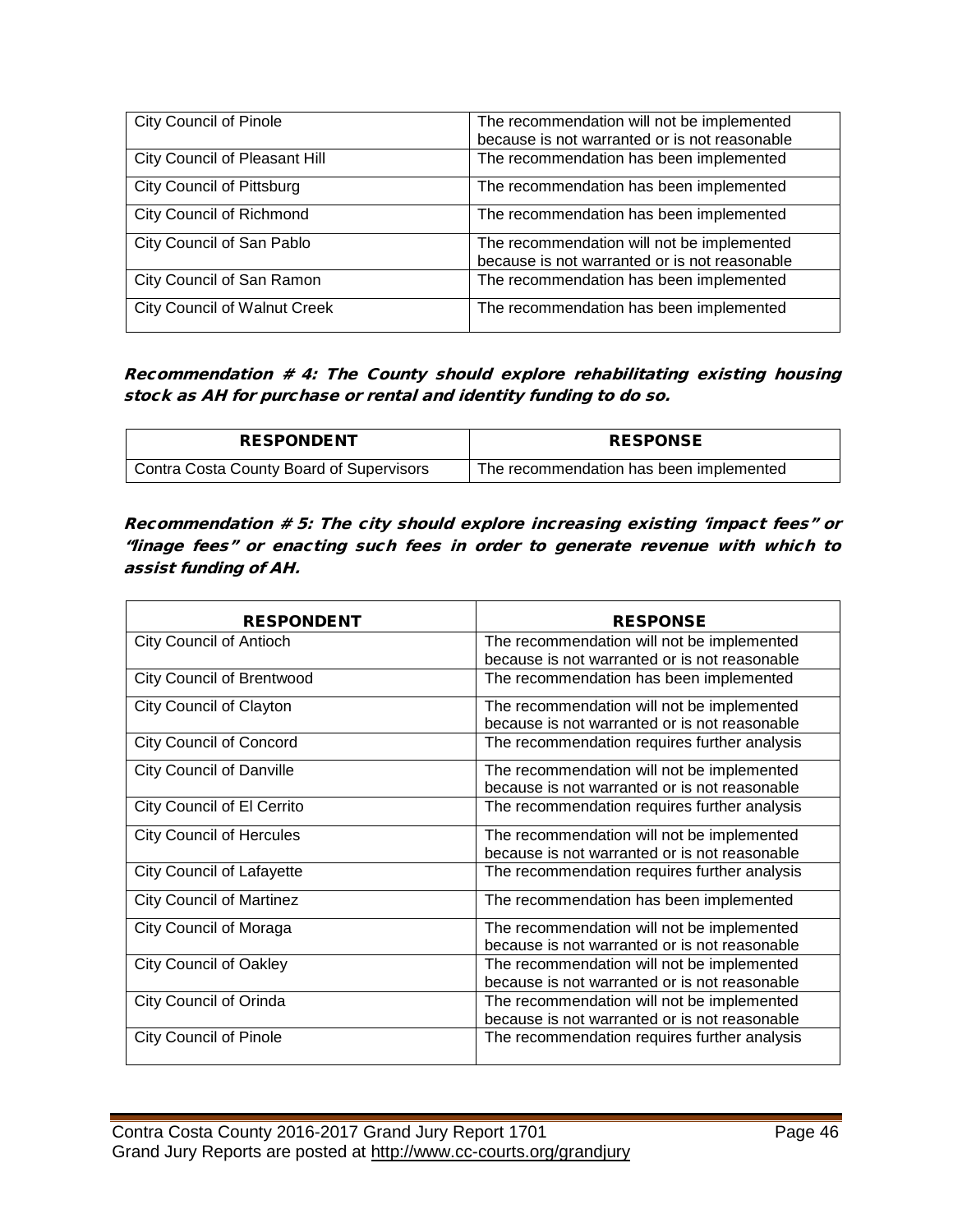| City Council of Pinole | The recommendation will not be implemented because is not warranted or is not reasonable |
|---|---|
| City Council of Pleasant Hill | The recommendation has been implemented |
| City Council of Pittsburg | The recommendation has been implemented |
| City Council of Richmond | The recommendation has been implemented |
| City Council of San Pablo | The recommendation will not be implemented because is not warranted or is not reasonable |
| City Council of San Ramon | The recommendation has been implemented |
| City Council of Walnut Creek | The recommendation has been implemented |

***Recommendation # 4: The County should explore rehabilitating existing housing stock as AH for purchase or rental and identity funding to do so.***

| RESPONDENT | RESPONSE |
|---|---|
| Contra Costa County Board of Supervisors | The recommendation has been implemented |

***Recommendation # 5: The city should explore increasing existing 'impact fees" or "linage fees" or enacting such fees in order to generate revenue with which to assist funding of AH.***

| RESPONDENT | RESPONSE |
|---|---|
| City Council of Antioch | The recommendation will not be implemented because is not warranted or is not reasonable |
| City Council of Brentwood | The recommendation has been implemented |
| City Council of Clayton | The recommendation will not be implemented because is not warranted or is not reasonable |
| City Council of Concord | The recommendation requires further analysis |
| City Council of Danville | The recommendation will not be implemented because is not warranted or is not reasonable |
| City Council of El Cerrito | The recommendation requires further analysis |
| City Council of Hercules | The recommendation will not be implemented because is not warranted or is not reasonable |
| City Council of Lafayette | The recommendation requires further analysis |
| City Council of Martinez | The recommendation has been implemented |
| City Council of Moraga | The recommendation will not be implemented because is not warranted or is not reasonable |
| City Council of Oakley | The recommendation will not be implemented because is not warranted or is not reasonable |
| City Council of Orinda | The recommendation will not be implemented because is not warranted or is not reasonable |
| City Council of Pinole | The recommendation requires further analysis |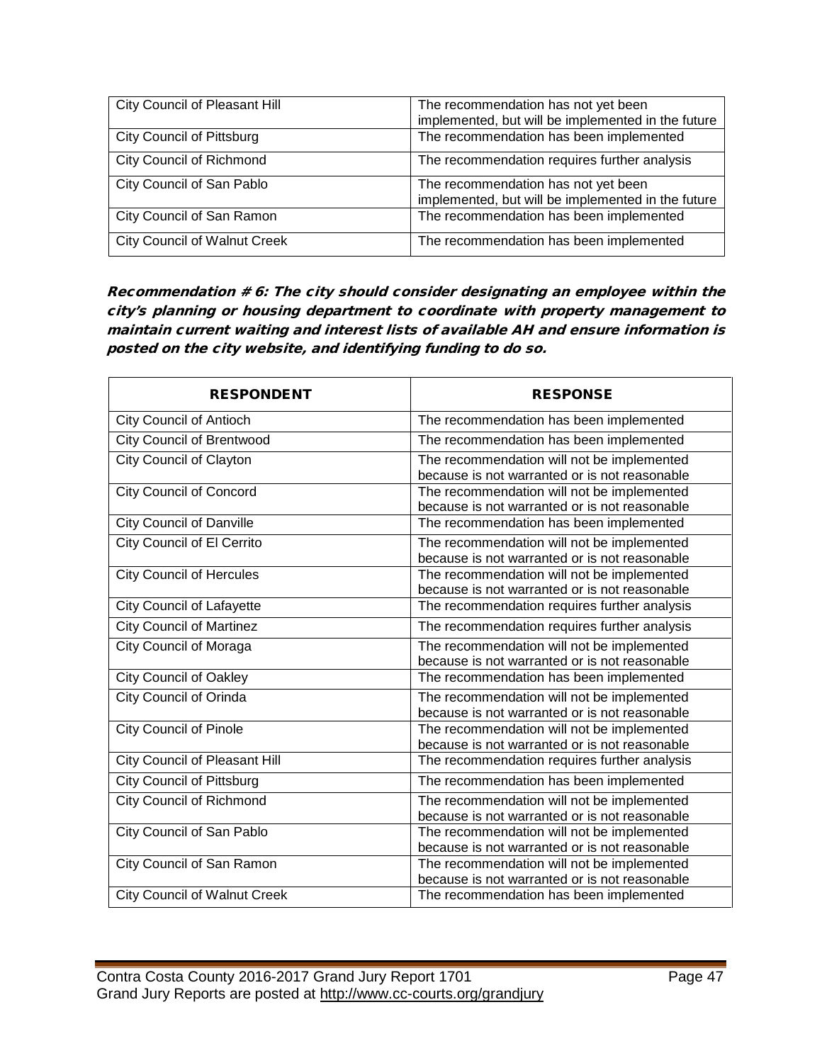| City Council of Pleasant Hill | The recommendation has not yet been implemented, but will be implemented in the future |
|---|---|
| City Council of Pittsburg | The recommendation has been implemented |
| City Council of Richmond | The recommendation requires further analysis |
| City Council of San Pablo | The recommendation has not yet been implemented, but will be implemented in the future |
| City Council of San Ramon | The recommendation has been implemented |
| City Council of Walnut Creek | The recommendation has been implemented |

***Recommendation # 6: The city should consider designating an employee within the city's planning or housing department to coordinate with property management to maintain current waiting and interest lists of available AH and ensure information is posted on the city website, and identifying funding to do so.***

| RESPONDENT | RESPONSE |
|---|---|
| City Council of Antioch | The recommendation has been implemented |
| City Council of Brentwood | The recommendation has been implemented |
| City Council of Clayton | The recommendation will not be implemented because is not warranted or is not reasonable |
| City Council of Concord | The recommendation will not be implemented because is not warranted or is not reasonable |
| City Council of Danville | The recommendation has been implemented |
| City Council of El Cerrito | The recommendation will not be implemented because is not warranted or is not reasonable |
| City Council of Hercules | The recommendation will not be implemented because is not warranted or is not reasonable |
| City Council of Lafayette | The recommendation requires further analysis |
| City Council of Martinez | The recommendation requires further analysis |
| City Council of Moraga | The recommendation will not be implemented because is not warranted or is not reasonable |
| City Council of Oakley | The recommendation has been implemented |
| City Council of Orinda | The recommendation will not be implemented because is not warranted or is not reasonable |
| City Council of Pinole | The recommendation will not be implemented because is not warranted or is not reasonable |
| City Council of Pleasant Hill | The recommendation requires further analysis |
| City Council of Pittsburg | The recommendation has been implemented |
| City Council of Richmond | The recommendation will not be implemented because is not warranted or is not reasonable |
| City Council of San Pablo | The recommendation will not be implemented because is not warranted or is not reasonable |
| City Council of San Ramon | The recommendation will not be implemented because is not warranted or is not reasonable |
| City Council of Walnut Creek | The recommendation has been implemented |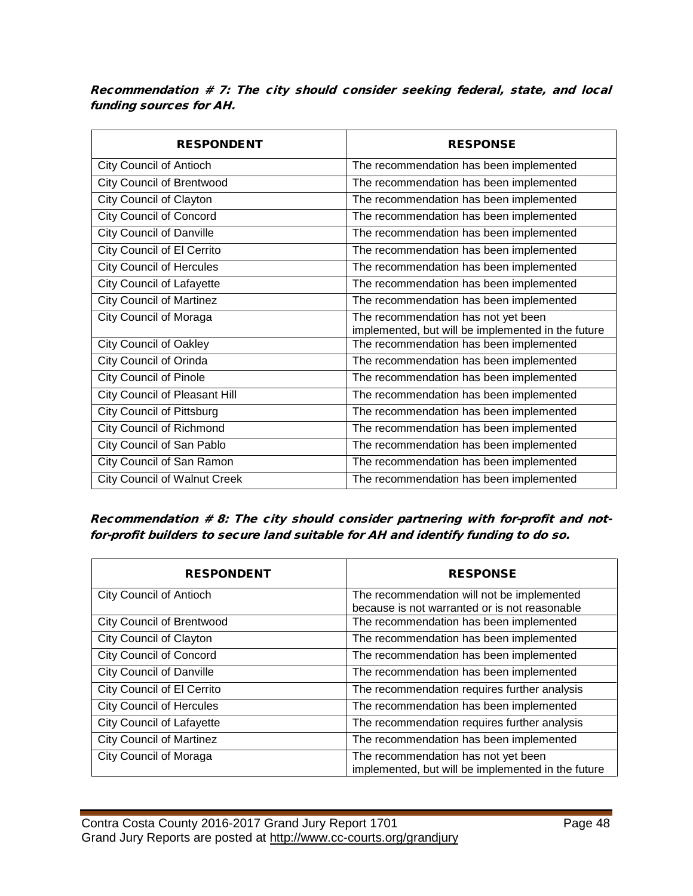***Recommendation # 7: The city should consider seeking federal, state, and local funding sources for AH.***

| RESPONDENT | RESPONSE |
|---|---|
| City Council of Antioch | The recommendation has been implemented |
| City Council of Brentwood | The recommendation has been implemented |
| City Council of Clayton | The recommendation has been implemented |
| City Council of Concord | The recommendation has been implemented |
| City Council of Danville | The recommendation has been implemented |
| City Council of El Cerrito | The recommendation has been implemented |
| City Council of Hercules | The recommendation has been implemented |
| City Council of Lafayette | The recommendation has been implemented |
| City Council of Martinez | The recommendation has been implemented |
| City Council of Moraga | The recommendation has not yet been implemented, but will be implemented in the future |
| City Council of Oakley | The recommendation has been implemented |
| City Council of Orinda | The recommendation has been implemented |
| City Council of Pinole | The recommendation has been implemented |
| City Council of Pleasant Hill | The recommendation has been implemented |
| City Council of Pittsburg | The recommendation has been implemented |
| City Council of Richmond | The recommendation has been implemented |
| City Council of San Pablo | The recommendation has been implemented |
| City Council of San Ramon | The recommendation has been implemented |
| City Council of Walnut Creek | The recommendation has been implemented |

***Recommendation # 8: The city should consider partnering with for-profit and not-for-profit builders to secure land suitable for AH and identify funding to do so.***

| RESPONDENT | RESPONSE |
|---|---|
| City Council of Antioch | The recommendation will not be implemented because is not warranted or is not reasonable |
| City Council of Brentwood | The recommendation has been implemented |
| City Council of Clayton | The recommendation has been implemented |
| City Council of Concord | The recommendation has been implemented |
| City Council of Danville | The recommendation has been implemented |
| City Council of El Cerrito | The recommendation requires further analysis |
| City Council of Hercules | The recommendation has been implemented |
| City Council of Lafayette | The recommendation requires further analysis |
| City Council of Martinez | The recommendation has been implemented |
| City Council of Moraga | The recommendation has not yet been implemented, but will be implemented in the future |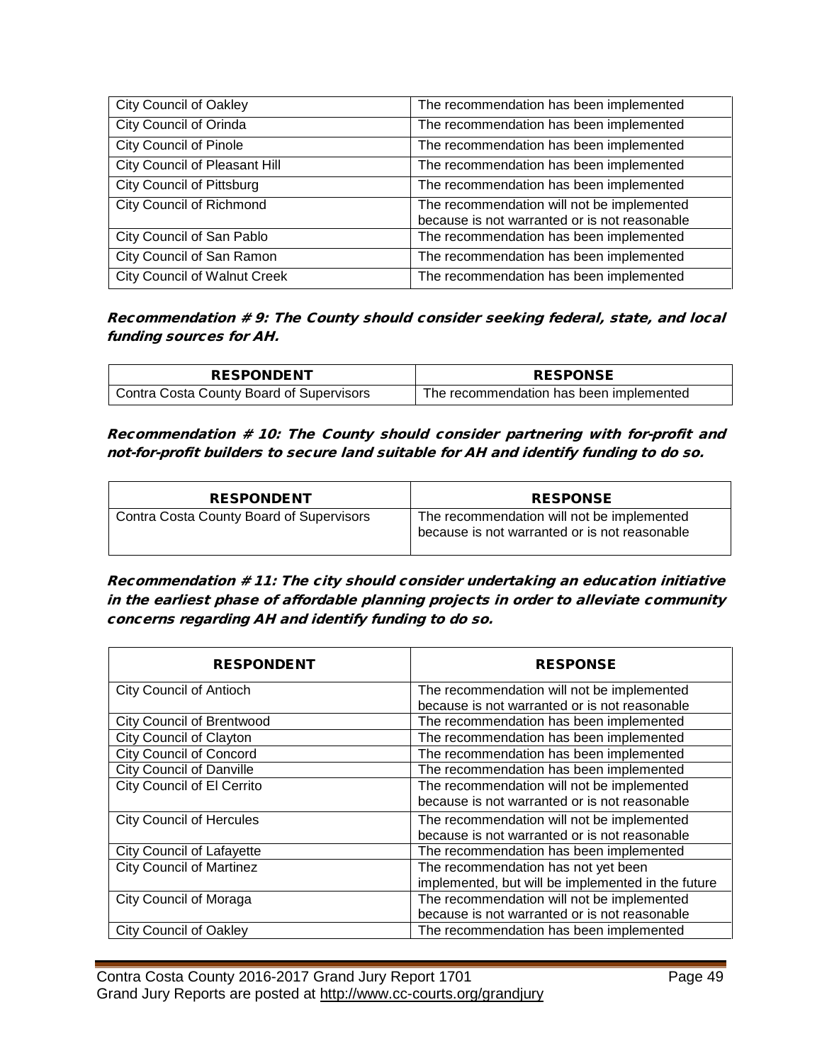| | |
|---|---|
| City Council of Oakley | The recommendation has been implemented |
| City Council of Orinda | The recommendation has been implemented |
| City Council of Pinole | The recommendation has been implemented |
| City Council of Pleasant Hill | The recommendation has been implemented |
| City Council of Pittsburg | The recommendation has been implemented |
| City Council of Richmond | The recommendation will not be implemented because is not warranted or is not reasonable |
| City Council of San Pablo | The recommendation has been implemented |
| City Council of San Ramon | The recommendation has been implemented |
| City Council of Walnut Creek | The recommendation has been implemented |

***Recommendation # 9: The County should consider seeking federal, state, and local funding sources for AH.***

| RESPONDENT | RESPONSE |
|---|---|
| Contra Costa County Board of Supervisors | The recommendation has been implemented |

***Recommendation # 10: The County should consider partnering with for-profit and not-for-profit builders to secure land suitable for AH and identify funding to do so.***

| RESPONDENT | RESPONSE |
|---|---|
| Contra Costa County Board of Supervisors | The recommendation will not be implemented because is not warranted or is not reasonable |

***Recommendation # 11: The city should consider undertaking an education initiative in the earliest phase of affordable planning projects in order to alleviate community concerns regarding AH and identify funding to do so.***

| RESPONDENT | RESPONSE |
|---|---|
| City Council of Antioch | The recommendation will not be implemented because is not warranted or is not reasonable |
| City Council of Brentwood | The recommendation has been implemented |
| City Council of Clayton | The recommendation has been implemented |
| City Council of Concord | The recommendation has been implemented |
| City Council of Danville | The recommendation has been implemented |
| City Council of El Cerrito | The recommendation will not be implemented because is not warranted or is not reasonable |
| City Council of Hercules | The recommendation will not be implemented because is not warranted or is not reasonable |
| City Council of Lafayette | The recommendation has been implemented |
| City Council of Martinez | The recommendation has not yet been implemented, but will be implemented in the future |
| City Council of Moraga | The recommendation will not be implemented because is not warranted or is not reasonable |
| City Council of Oakley | The recommendation has been implemented |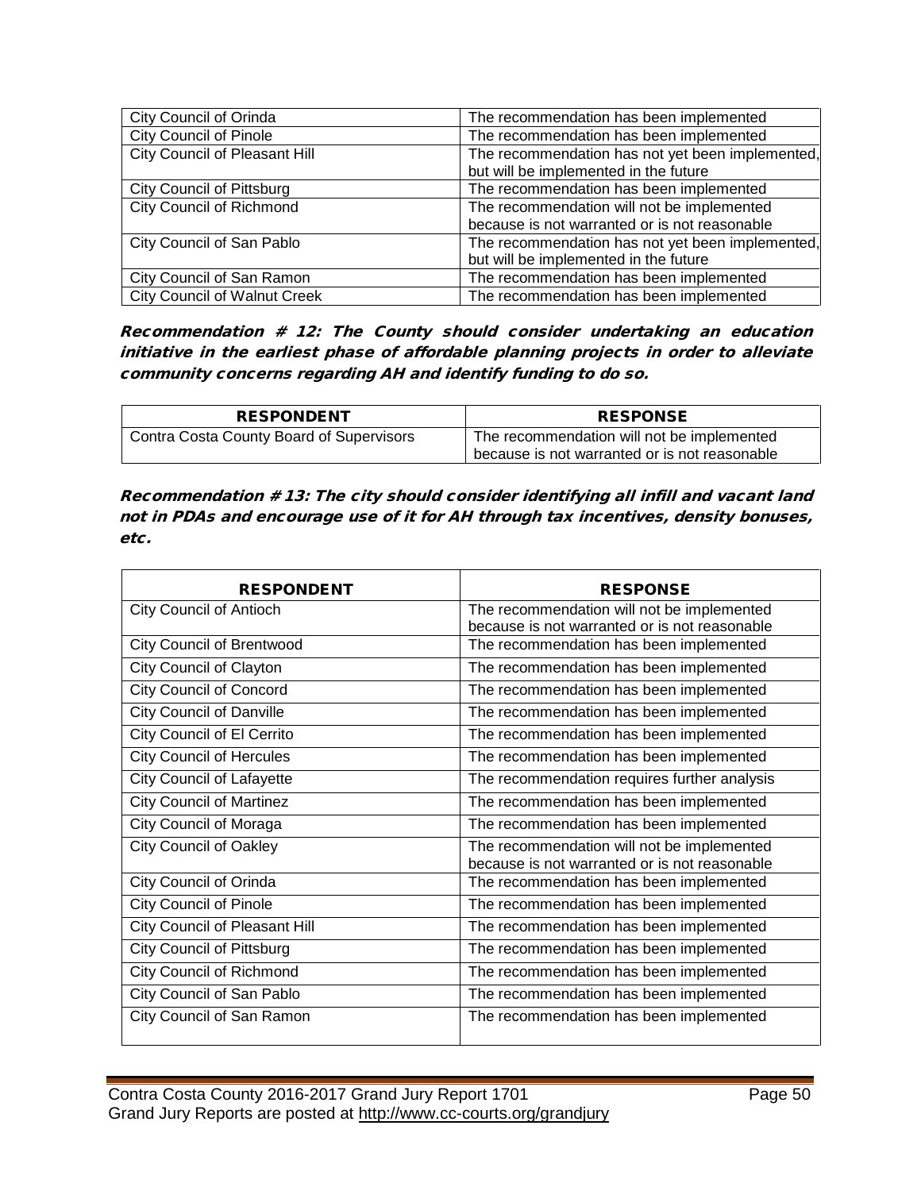| City Council of Orinda | The recommendation has been implemented |
| --- | --- |
| City Council of Pinole | The recommendation has been implemented |
| City Council of Pleasant Hill | The recommendation has not yet been implemented, but will be implemented in the future |
| City Council of Pittsburg | The recommendation has been implemented |
| City Council of Richmond | The recommendation will not be implemented because is not warranted or is not reasonable |
| City Council of San Pablo | The recommendation has not yet been implemented, but will be implemented in the future |
| City Council of San Ramon | The recommendation has been implemented |
| City Council of Walnut Creek | The recommendation has been implemented |

***Recommendation # 12: The County should consider undertaking an education initiative in the earliest phase of affordable planning projects in order to alleviate community concerns regarding AH and identify funding to do so.***

| RESPONDENT | RESPONSE |
| --- | --- |
| Contra Costa County Board of Supervisors | The recommendation will not be implemented because is not warranted or is not reasonable |

***Recommendation # 13: The city should consider identifying all infill and vacant land not in PDAs and encourage use of it for AH through tax incentives, density bonuses, etc.***

| RESPONDENT | RESPONSE |
| --- | --- |
| City Council of Antioch | The recommendation will not be implemented because is not warranted or is not reasonable |
| City Council of Brentwood | The recommendation has been implemented |
| City Council of Clayton | The recommendation has been implemented |
| City Council of Concord | The recommendation has been implemented |
| City Council of Danville | The recommendation has been implemented |
| City Council of El Cerrito | The recommendation has been implemented |
| City Council of Hercules | The recommendation has been implemented |
| City Council of Lafayette | The recommendation requires further analysis |
| City Council of Martinez | The recommendation has been implemented |
| City Council of Moraga | The recommendation has been implemented |
| City Council of Oakley | The recommendation will not be implemented because is not warranted or is not reasonable |
| City Council of Orinda | The recommendation has been implemented |
| City Council of Pinole | The recommendation has been implemented |
| City Council of Pleasant Hill | The recommendation has been implemented |
| City Council of Pittsburg | The recommendation has been implemented |
| City Council of Richmond | The recommendation has been implemented |
| City Council of San Pablo | The recommendation has been implemented |
| City Council of San Ramon | The recommendation has been implemented |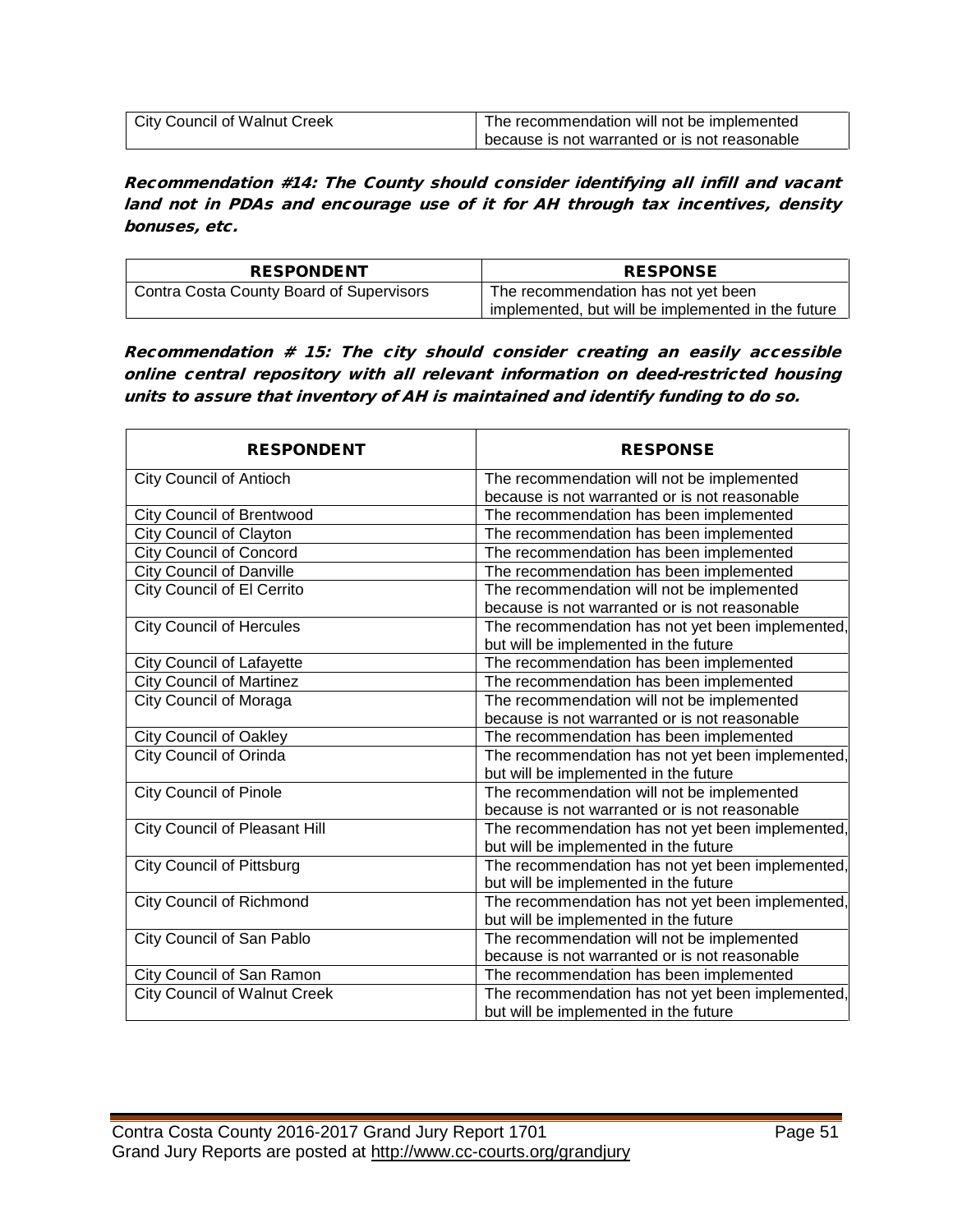| City Council of Walnut Creek | The recommendation will not be implemented because is not warranted or is not reasonable |
|---|---|

***Recommendation #14: The County should consider identifying all infill and vacant land not in PDAs and encourage use of it for AH through tax incentives, density bonuses, etc.***

| RESPONDENT | RESPONSE |
|---|---|
| Contra Costa County Board of Supervisors | The recommendation has not yet been implemented, but will be implemented in the future |

***Recommendation # 15: The city should consider creating an easily accessible online central repository with all relevant information on deed-restricted housing units to assure that inventory of AH is maintained and identify funding to do so.***

| RESPONDENT | RESPONSE |
|---|---|
| City Council of Antioch | The recommendation will not be implemented because is not warranted or is not reasonable |
| City Council of Brentwood | The recommendation has been implemented |
| City Council of Clayton | The recommendation has been implemented |
| City Council of Concord | The recommendation has been implemented |
| City Council of Danville | The recommendation has been implemented |
| City Council of El Cerrito | The recommendation will not be implemented because is not warranted or is not reasonable |
| City Council of Hercules | The recommendation has not yet been implemented, but will be implemented in the future |
| City Council of Lafayette | The recommendation has been implemented |
| City Council of Martinez | The recommendation has been implemented |
| City Council of Moraga | The recommendation will not be implemented because is not warranted or is not reasonable |
| City Council of Oakley | The recommendation has been implemented |
| City Council of Orinda | The recommendation has not yet been implemented, but will be implemented in the future |
| City Council of Pinole | The recommendation will not be implemented because is not warranted or is not reasonable |
| City Council of Pleasant Hill | The recommendation has not yet been implemented, but will be implemented in the future |
| City Council of Pittsburg | The recommendation has not yet been implemented, but will be implemented in the future |
| City Council of Richmond | The recommendation has not yet been implemented, but will be implemented in the future |
| City Council of San Pablo | The recommendation will not be implemented because is not warranted or is not reasonable |
| City Council of San Ramon | The recommendation has been implemented |
| City Council of Walnut Creek | The recommendation has not yet been implemented, but will be implemented in the future |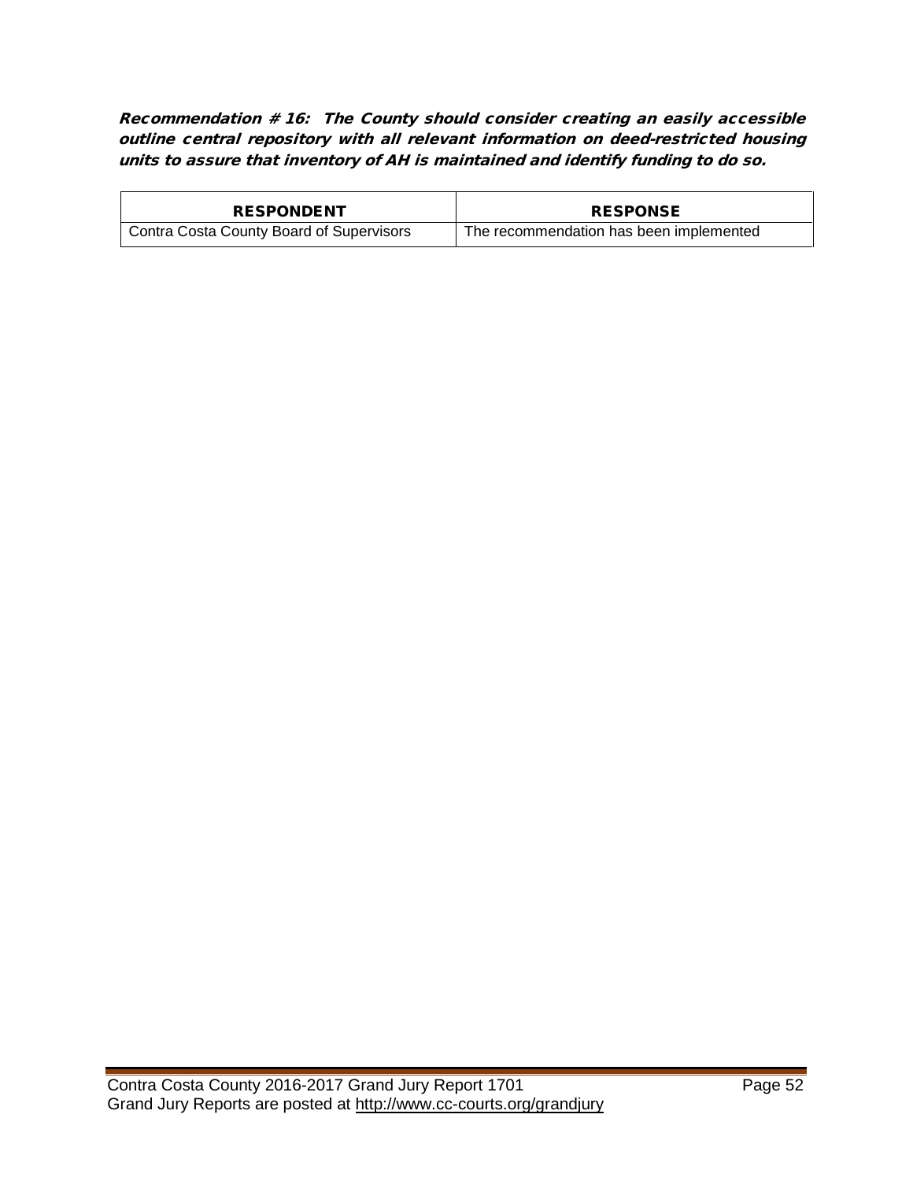***Recommendation # 16: The County should consider creating an easily accessible outline central repository with all relevant information on deed-restricted housing units to assure that inventory of AH is maintained and identify funding to do so.***

| RESPONDENT | RESPONSE |
| --- | --- |
| Contra Costa County Board of Supervisors | The recommendation has been implemented |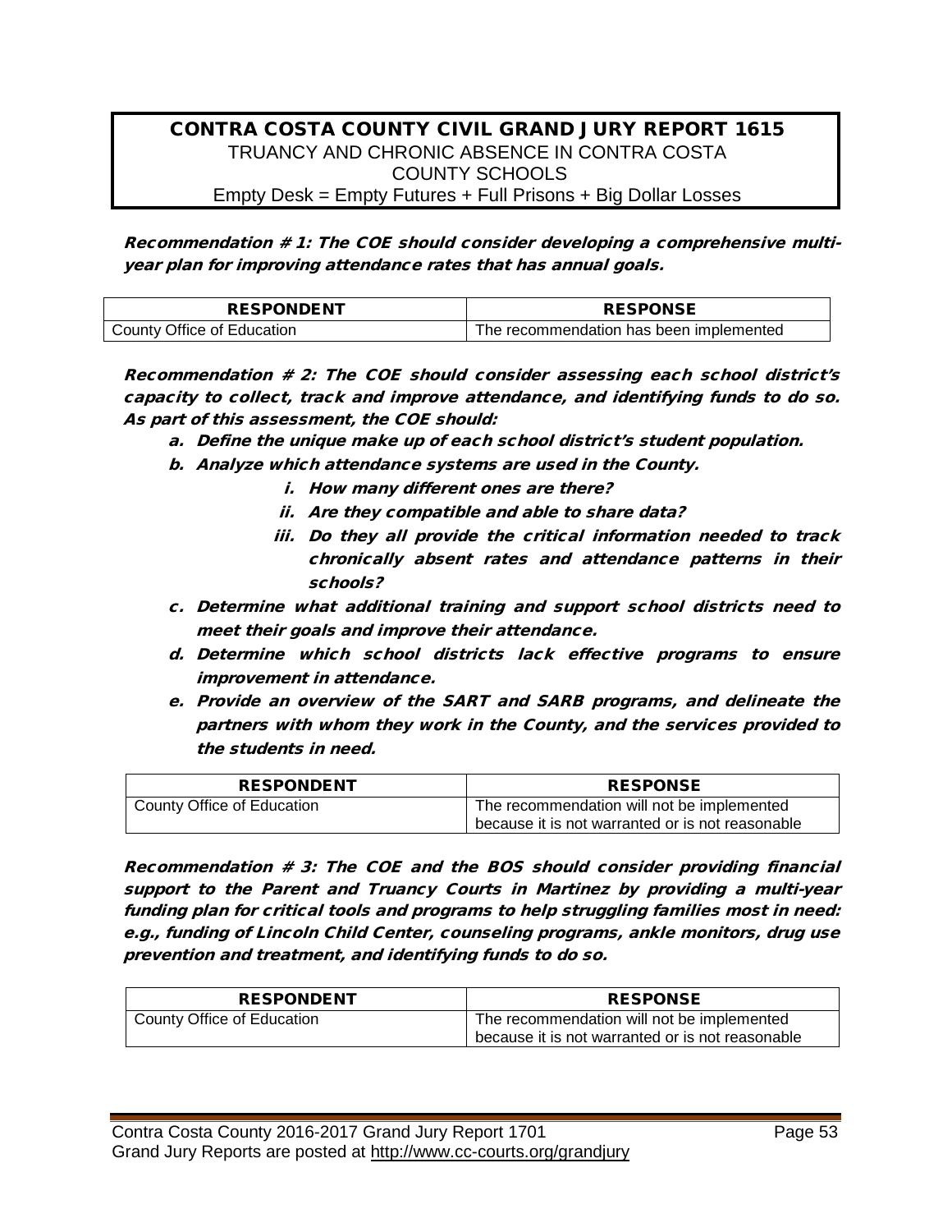## CONTRA COSTA COUNTY CIVIL GRAND JURY REPORT 1615

TRUANCY AND CHRONIC ABSENCE IN CONTRA COSTA COUNTY SCHOOLS

Empty Desk = Empty Futures + Full Prisons + Big Dollar Losses

***Recommendation # 1: The COE should consider developing a comprehensive multi-year plan for improving attendance rates that has annual goals.***

| RESPONDENT | RESPONSE |
| --- | --- |
| County Office of Education | The recommendation has been implemented |

***Recommendation # 2: The COE should consider assessing each school district's capacity to collect, track and improve attendance, and identifying funds to do so. As part of this assessment, the COE should:***

- ***a. Define the unique make up of each school district's student population.***
- ***b. Analyze which attendance systems are used in the County.***
    - ***i. How many different ones are there?***
    - ***ii. Are they compatible and able to share data?***
    - ***iii. Do they all provide the critical information needed to track chronically absent rates and attendance patterns in their schools?***
- ***c. Determine what additional training and support school districts need to meet their goals and improve their attendance.***
- ***d. Determine which school districts lack effective programs to ensure improvement in attendance.***
- ***e. Provide an overview of the SART and SARB programs, and delineate the partners with whom they work in the County, and the services provided to the students in need.***

| RESPONDENT | RESPONSE |
| --- | --- |
| County Office of Education | The recommendation will not be implemented because it is not warranted or is not reasonable |

***Recommendation # 3: The COE and the BOS should consider providing financial support to the Parent and Truancy Courts in Martinez by providing a multi-year funding plan for critical tools and programs to help struggling families most in need: e.g., funding of Lincoln Child Center, counseling programs, ankle monitors, drug use prevention and treatment, and identifying funds to do so.***

| RESPONDENT | RESPONSE |
| --- | --- |
| County Office of Education | The recommendation will not be implemented because it is not warranted or is not reasonable |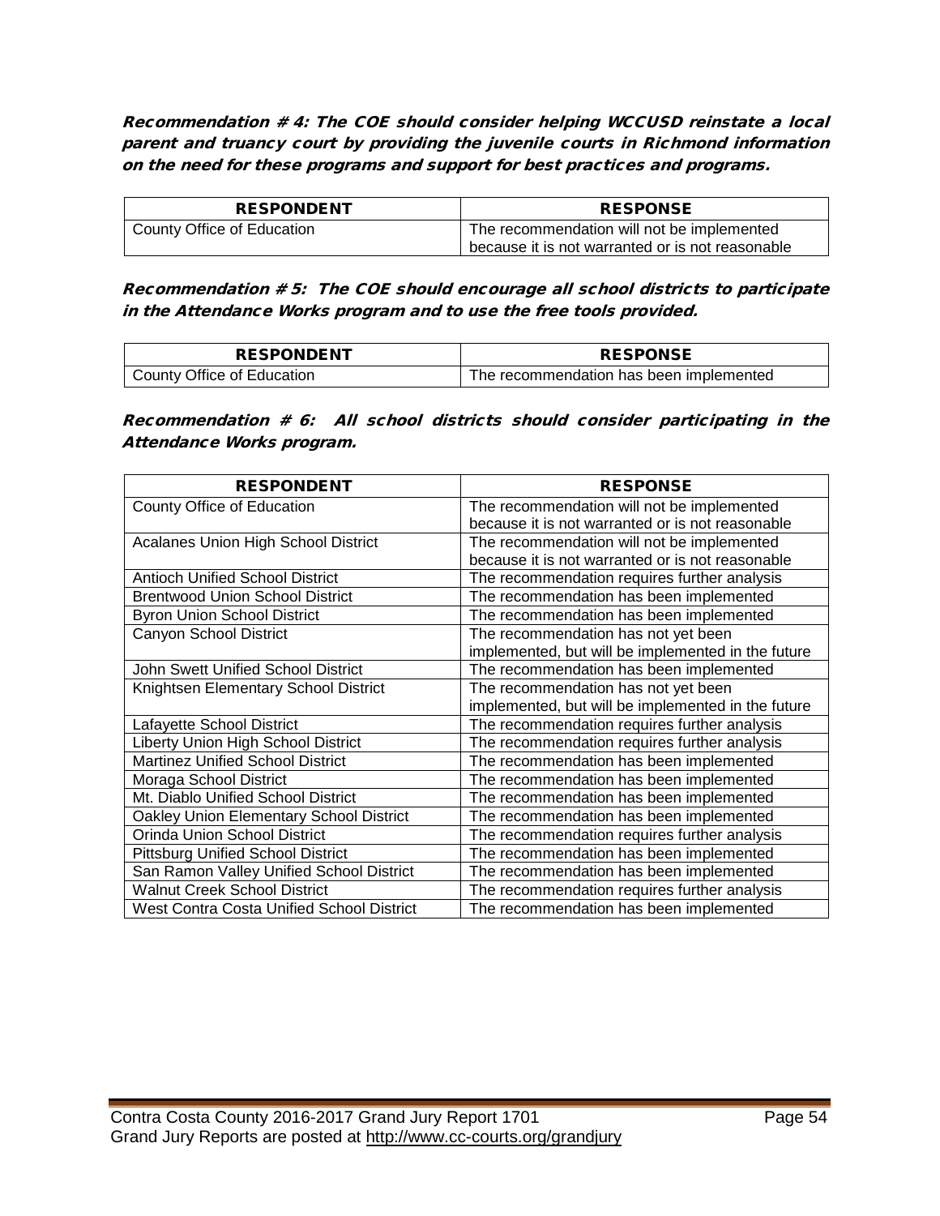***Recommendation # 4: The COE should consider helping WCCUSD reinstate a local parent and truancy court by providing the juvenile courts in Richmond information on the need for these programs and support for best practices and programs.***

| RESPONDENT | RESPONSE |
|---|---|
| County Office of Education | The recommendation will not be implemented because it is not warranted or is not reasonable |

***Recommendation # 5: The COE should encourage all school districts to participate in the Attendance Works program and to use the free tools provided.***

| RESPONDENT | RESPONSE |
|---|---|
| County Office of Education | The recommendation has been implemented |

***Recommendation # 6: All school districts should consider participating in the Attendance Works program.***

| RESPONDENT | RESPONSE |
|---|---|
| County Office of Education | The recommendation will not be implemented because it is not warranted or is not reasonable |
| Acalanes Union High School District | The recommendation will not be implemented because it is not warranted or is not reasonable |
| Antioch Unified School District | The recommendation requires further analysis |
| Brentwood Union School District | The recommendation has been implemented |
| Byron Union School District | The recommendation has been implemented |
| Canyon School District | The recommendation has not yet been implemented, but will be implemented in the future |
| John Swett Unified School District | The recommendation has been implemented |
| Knightsen Elementary School District | The recommendation has not yet been implemented, but will be implemented in the future |
| Lafayette School District | The recommendation requires further analysis |
| Liberty Union High School District | The recommendation requires further analysis |
| Martinez Unified School District | The recommendation has been implemented |
| Moraga School District | The recommendation has been implemented |
| Mt. Diablo Unified School District | The recommendation has been implemented |
| Oakley Union Elementary School District | The recommendation has been implemented |
| Orinda Union School District | The recommendation requires further analysis |
| Pittsburg Unified School District | The recommendation has been implemented |
| San Ramon Valley Unified School District | The recommendation has been implemented |
| Walnut Creek School District | The recommendation requires further analysis |
| West Contra Costa Unified School District | The recommendation has been implemented |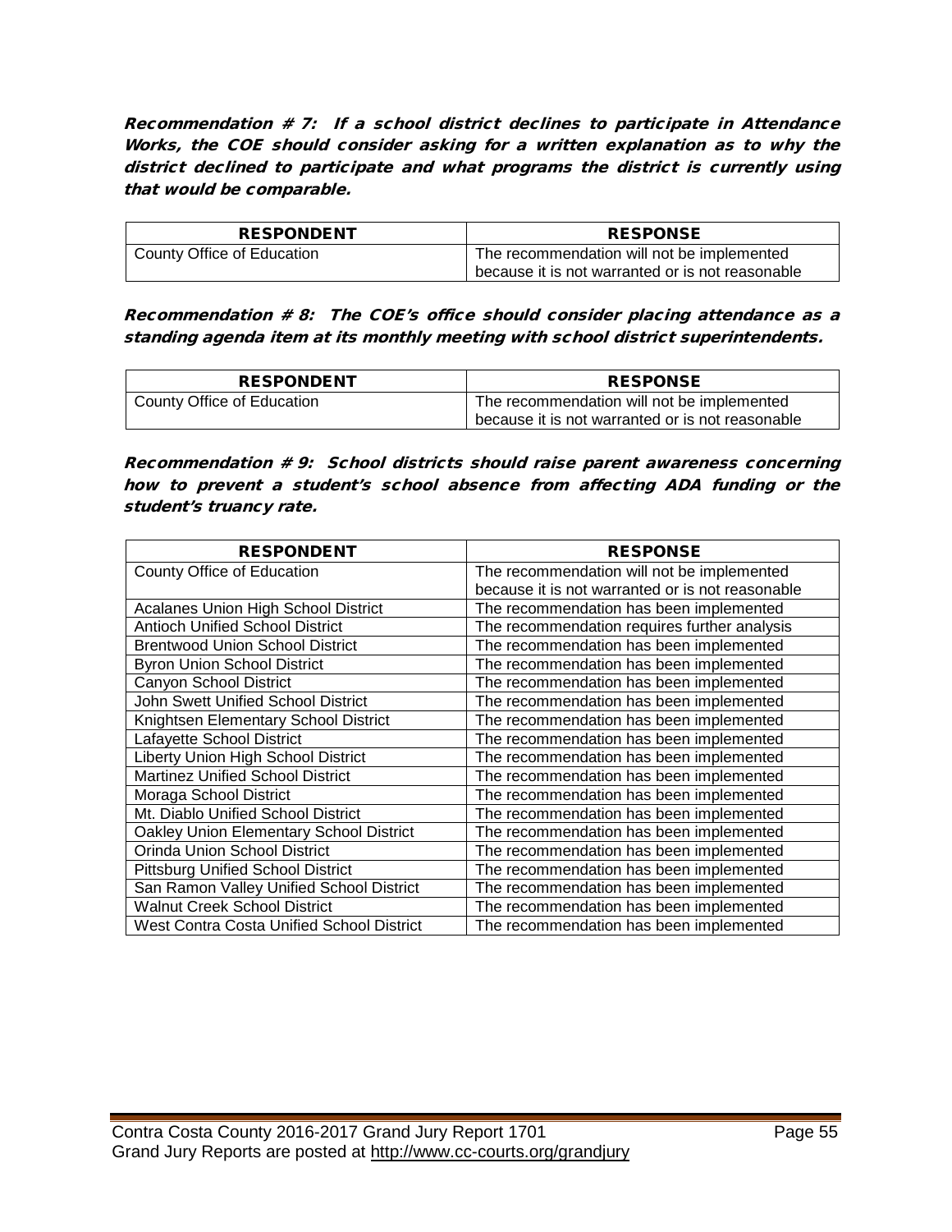***Recommendation # 7: If a school district declines to participate in Attendance Works, the COE should consider asking for a written explanation as to why the district declined to participate and what programs the district is currently using that would be comparable.***

| RESPONDENT | RESPONSE |
|---|---|
| County Office of Education | The recommendation will not be implemented because it is not warranted or is not reasonable |

***Recommendation # 8: The COE's office should consider placing attendance as a standing agenda item at its monthly meeting with school district superintendents.***

| RESPONDENT | RESPONSE |
|---|---|
| County Office of Education | The recommendation will not be implemented because it is not warranted or is not reasonable |

***Recommendation # 9: School districts should raise parent awareness concerning how to prevent a student's school absence from affecting ADA funding or the student's truancy rate.***

| RESPONDENT | RESPONSE |
|---|---|
| County Office of Education | The recommendation will not be implemented because it is not warranted or is not reasonable |
| Acalanes Union High School District | The recommendation has been implemented |
| Antioch Unified School District | The recommendation requires further analysis |
| Brentwood Union School District | The recommendation has been implemented |
| Byron Union School District | The recommendation has been implemented |
| Canyon School District | The recommendation has been implemented |
| John Swett Unified School District | The recommendation has been implemented |
| Knightsen Elementary School District | The recommendation has been implemented |
| Lafayette School District | The recommendation has been implemented |
| Liberty Union High School District | The recommendation has been implemented |
| Martinez Unified School District | The recommendation has been implemented |
| Moraga School District | The recommendation has been implemented |
| Mt. Diablo Unified School District | The recommendation has been implemented |
| Oakley Union Elementary School District | The recommendation has been implemented |
| Orinda Union School District | The recommendation has been implemented |
| Pittsburg Unified School District | The recommendation has been implemented |
| San Ramon Valley Unified School District | The recommendation has been implemented |
| Walnut Creek School District | The recommendation has been implemented |
| West Contra Costa Unified School District | The recommendation has been implemented |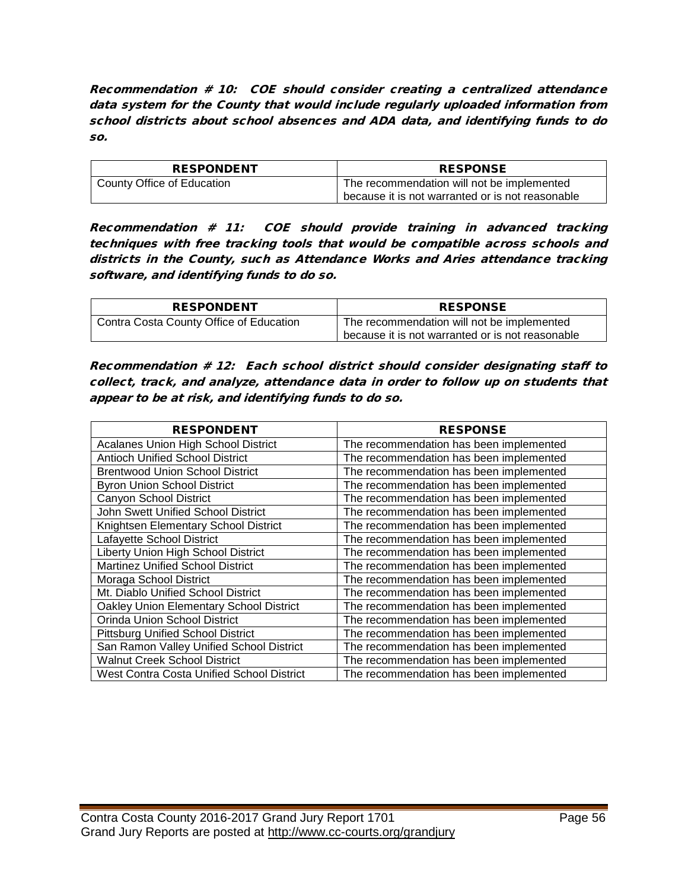***Recommendation # 10: COE should consider creating a centralized attendance data system for the County that would include regularly uploaded information from school districts about school absences and ADA data, and identifying funds to do so.***

| RESPONDENT | RESPONSE |
| --- | --- |
| County Office of Education | The recommendation will not be implemented because it is not warranted or is not reasonable |

***Recommendation # 11: COE should provide training in advanced tracking techniques with free tracking tools that would be compatible across schools and districts in the County, such as Attendance Works and Aries attendance tracking software, and identifying funds to do so.***

| RESPONDENT | RESPONSE |
| --- | --- |
| Contra Costa County Office of Education | The recommendation will not be implemented because it is not warranted or is not reasonable |

***Recommendation # 12: Each school district should consider designating staff to collect, track, and analyze, attendance data in order to follow up on students that appear to be at risk, and identifying funds to do so.***

| RESPONDENT | RESPONSE |
| --- | --- |
| Acalanes Union High School District | The recommendation has been implemented |
| Antioch Unified School District | The recommendation has been implemented |
| Brentwood Union School District | The recommendation has been implemented |
| Byron Union School District | The recommendation has been implemented |
| Canyon School District | The recommendation has been implemented |
| John Swett Unified School District | The recommendation has been implemented |
| Knightsen Elementary School District | The recommendation has been implemented |
| Lafayette School District | The recommendation has been implemented |
| Liberty Union High School District | The recommendation has been implemented |
| Martinez Unified School District | The recommendation has been implemented |
| Moraga School District | The recommendation has been implemented |
| Mt. Diablo Unified School District | The recommendation has been implemented |
| Oakley Union Elementary School District | The recommendation has been implemented |
| Orinda Union School District | The recommendation has been implemented |
| Pittsburg Unified School District | The recommendation has been implemented |
| San Ramon Valley Unified School District | The recommendation has been implemented |
| Walnut Creek School District | The recommendation has been implemented |
| West Contra Costa Unified School District | The recommendation has been implemented |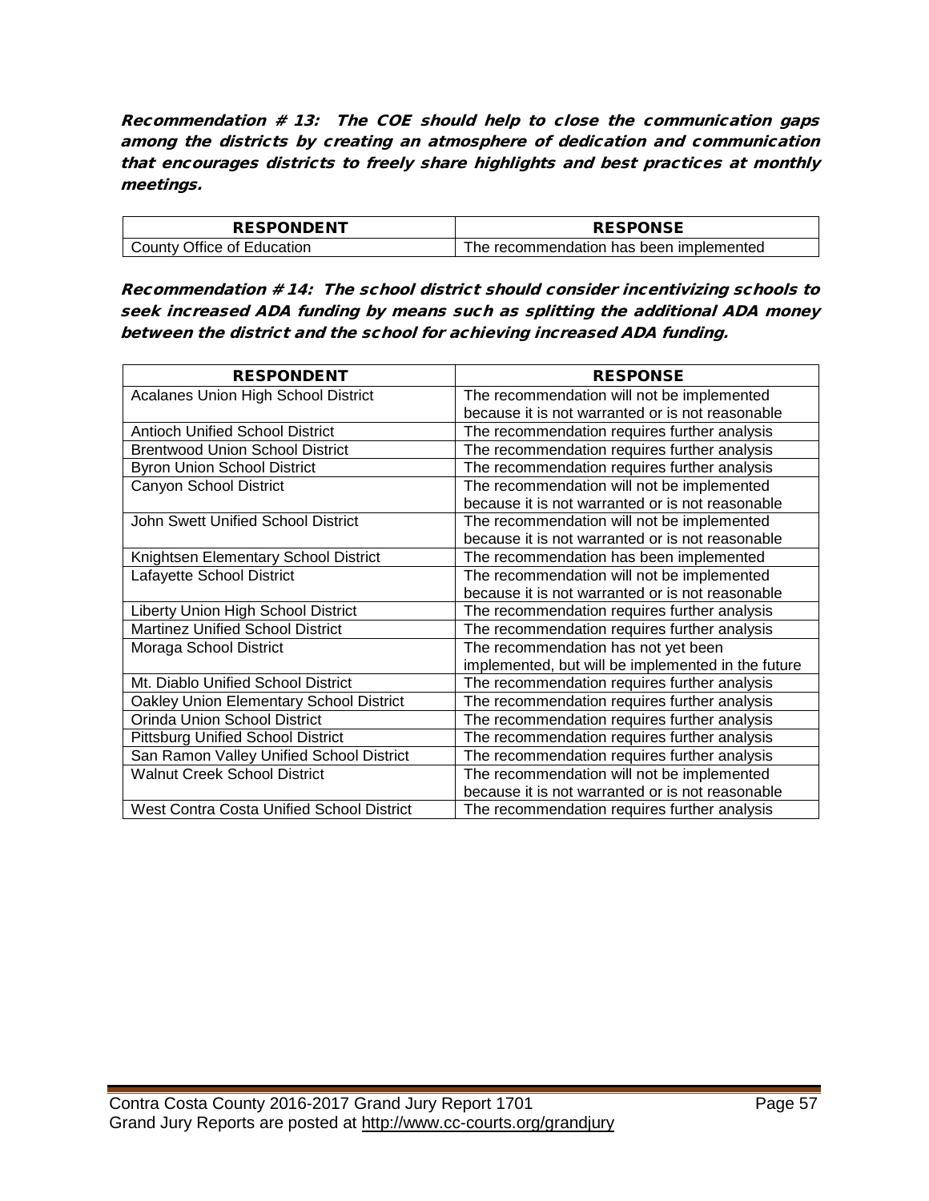***Recommendation # 13: The COE should help to close the communication gaps among the districts by creating an atmosphere of dedication and communication that encourages districts to freely share highlights and best practices at monthly meetings.***

| RESPONDENT | RESPONSE |
|---|---|
| County Office of Education | The recommendation has been implemented |

***Recommendation # 14: The school district should consider incentivizing schools to seek increased ADA funding by means such as splitting the additional ADA money between the district and the school for achieving increased ADA funding.***

| RESPONDENT | RESPONSE |
|---|---|
| Acalanes Union High School District | The recommendation will not be implemented because it is not warranted or is not reasonable |
| Antioch Unified School District | The recommendation requires further analysis |
| Brentwood Union School District | The recommendation requires further analysis |
| Byron Union School District | The recommendation requires further analysis |
| Canyon School District | The recommendation will not be implemented because it is not warranted or is not reasonable |
| John Swett Unified School District | The recommendation will not be implemented because it is not warranted or is not reasonable |
| Knightsen Elementary School District | The recommendation has been implemented |
| Lafayette School District | The recommendation will not be implemented because it is not warranted or is not reasonable |
| Liberty Union High School District | The recommendation requires further analysis |
| Martinez Unified School District | The recommendation requires further analysis |
| Moraga School District | The recommendation has not yet been implemented, but will be implemented in the future |
| Mt. Diablo Unified School District | The recommendation requires further analysis |
| Oakley Union Elementary School District | The recommendation requires further analysis |
| Orinda Union School District | The recommendation requires further analysis |
| Pittsburg Unified School District | The recommendation requires further analysis |
| San Ramon Valley Unified School District | The recommendation requires further analysis |
| Walnut Creek School District | The recommendation will not be implemented because it is not warranted or is not reasonable |
| West Contra Costa Unified School District | The recommendation requires further analysis |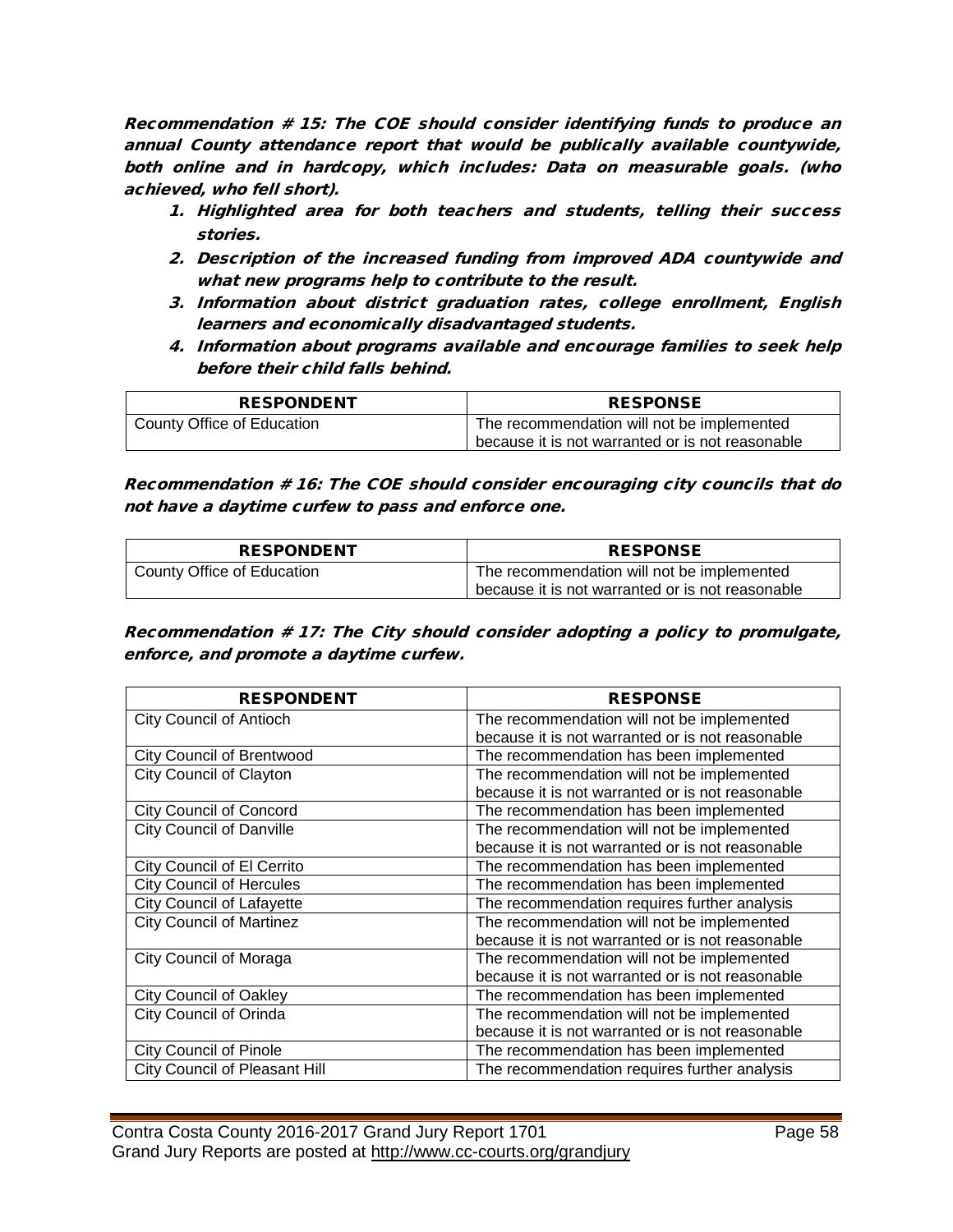***Recommendation # 15: The COE should consider identifying funds to produce an annual County attendance report that would be publically available countywide, both online and in hardcopy, which includes: Data on measurable goals. (who achieved, who fell short).***

1. ***Highlighted area for both teachers and students, telling their success stories.***
2. ***Description of the increased funding from improved ADA countywide and what new programs help to contribute to the result.***
3. ***Information about district graduation rates, college enrollment, English learners and economically disadvantaged students.***
4. ***Information about programs available and encourage families to seek help before their child falls behind.***

| RESPONDENT | RESPONSE |
|---|---|
| County Office of Education | The recommendation will not be implemented because it is not warranted or is not reasonable |

***Recommendation # 16: The COE should consider encouraging city councils that do not have a daytime curfew to pass and enforce one.***

| RESPONDENT | RESPONSE |
|---|---|
| County Office of Education | The recommendation will not be implemented because it is not warranted or is not reasonable |

***Recommendation # 17: The City should consider adopting a policy to promulgate, enforce, and promote a daytime curfew.***

| RESPONDENT | RESPONSE |
|---|---|
| City Council of Antioch | The recommendation will not be implemented because it is not warranted or is not reasonable |
| City Council of Brentwood | The recommendation has been implemented |
| City Council of Clayton | The recommendation will not be implemented because it is not warranted or is not reasonable |
| City Council of Concord | The recommendation has been implemented |
| City Council of Danville | The recommendation will not be implemented because it is not warranted or is not reasonable |
| City Council of El Cerrito | The recommendation has been implemented |
| City Council of Hercules | The recommendation has been implemented |
| City Council of Lafayette | The recommendation requires further analysis |
| City Council of Martinez | The recommendation will not be implemented because it is not warranted or is not reasonable |
| City Council of Moraga | The recommendation will not be implemented because it is not warranted or is not reasonable |
| City Council of Oakley | The recommendation has been implemented |
| City Council of Orinda | The recommendation will not be implemented because it is not warranted or is not reasonable |
| City Council of Pinole | The recommendation has been implemented |
| City Council of Pleasant Hill | The recommendation requires further analysis |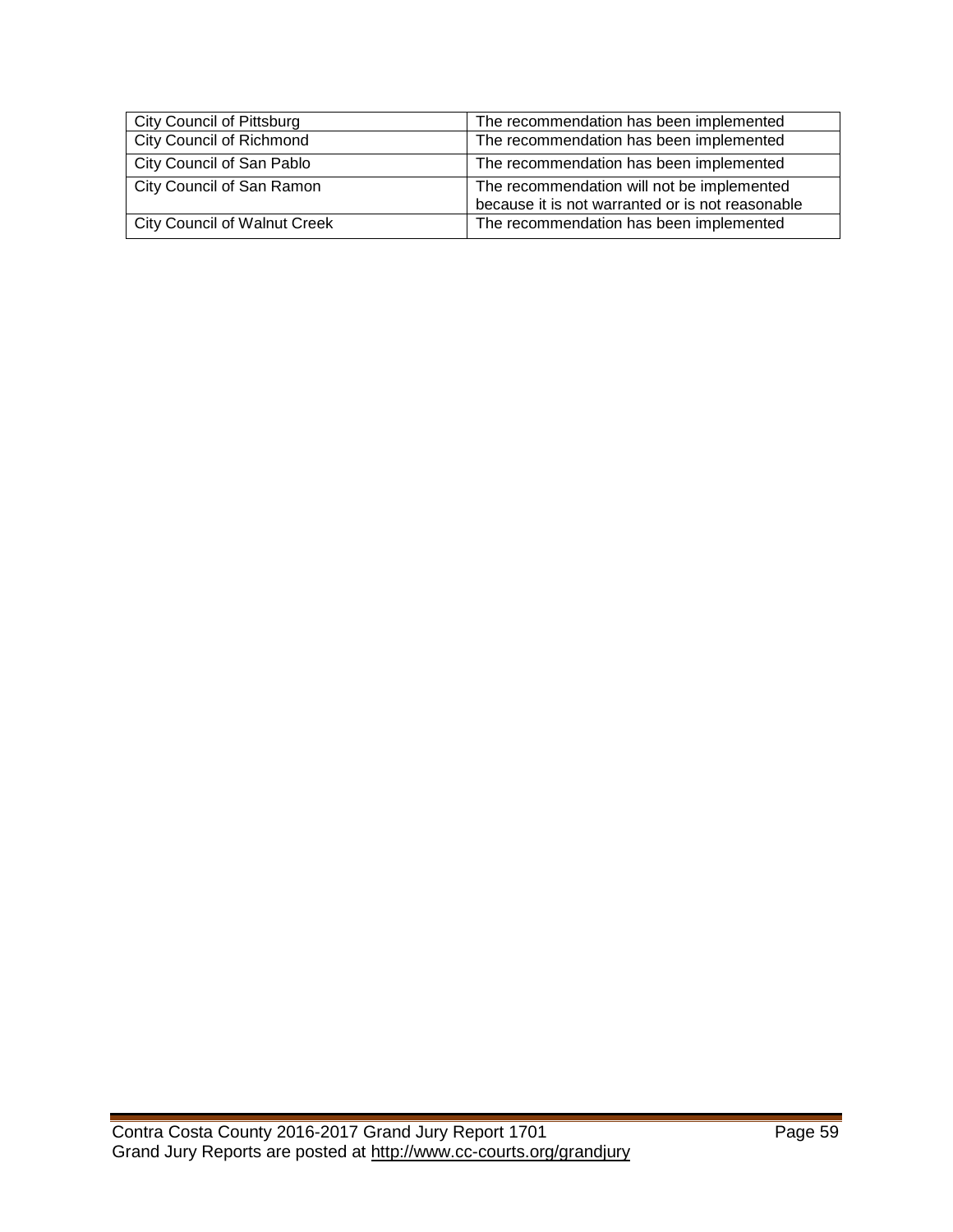| | |
|---|---|
| City Council of Pittsburg | The recommendation has been implemented |
| City Council of Richmond | The recommendation has been implemented |
| City Council of San Pablo | The recommendation has been implemented |
| City Council of San Ramon | The recommendation will not be implemented because it is not warranted or is not reasonable |
| City Council of Walnut Creek | The recommendation has been implemented |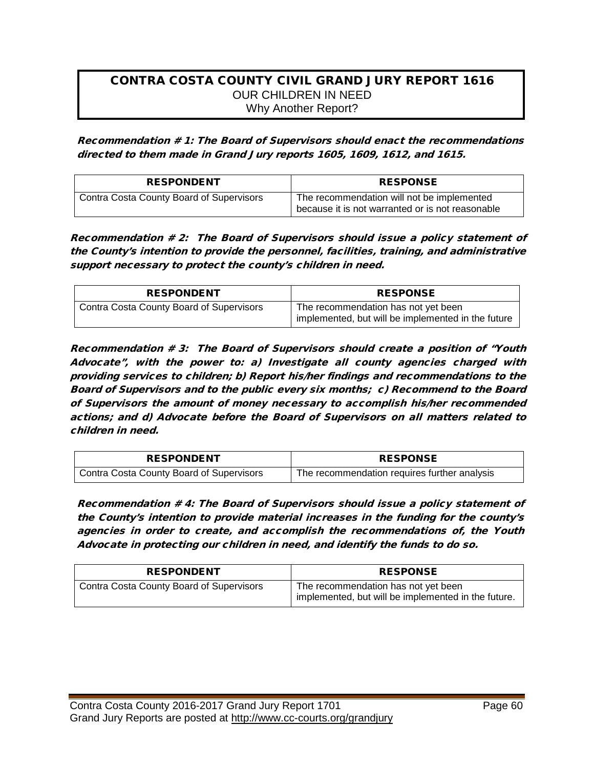## CONTRA COSTA COUNTY CIVIL GRAND JURY REPORT 1616

OUR CHILDREN IN NEED

Why Another Report?

***Recommendation # 1: The Board of Supervisors should enact the recommendations directed to them made in Grand Jury reports 1605, 1609, 1612, and 1615.***

| RESPONDENT | RESPONSE |
|---|---|
| Contra Costa County Board of Supervisors | The recommendation will not be implemented because it is not warranted or is not reasonable |

***Recommendation # 2: The Board of Supervisors should issue a policy statement of the County's intention to provide the personnel, facilities, training, and administrative support necessary to protect the county's children in need.***

| RESPONDENT | RESPONSE |
|---|---|
| Contra Costa County Board of Supervisors | The recommendation has not yet been implemented, but will be implemented in the future |

***Recommendation # 3: The Board of Supervisors should create a position of "Youth Advocate", with the power to: a) Investigate all county agencies charged with providing services to children; b) Report his/her findings and recommendations to the Board of Supervisors and to the public every six months; c) Recommend to the Board of Supervisors the amount of money necessary to accomplish his/her recommended actions; and d) Advocate before the Board of Supervisors on all matters related to children in need.***

| RESPONDENT | RESPONSE |
|---|---|
| Contra Costa County Board of Supervisors | The recommendation requires further analysis |

***Recommendation # 4: The Board of Supervisors should issue a policy statement of the County's intention to provide material increases in the funding for the county's agencies in order to create, and accomplish the recommendations of, the Youth Advocate in protecting our children in need, and identify the funds to do so.***

| RESPONDENT | RESPONSE |
|---|---|
| Contra Costa County Board of Supervisors | The recommendation has not yet been implemented, but will be implemented in the future. |